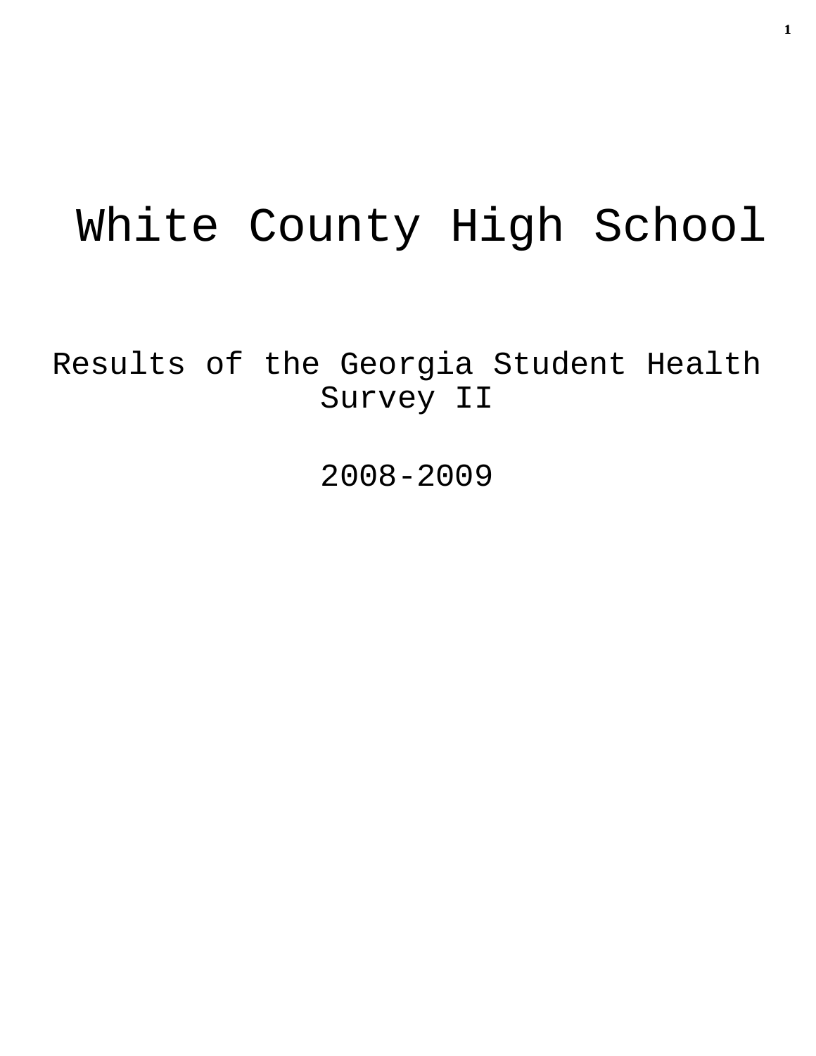# White County High School

## Results of the Georgia Student Health Survey II

## 2008-2009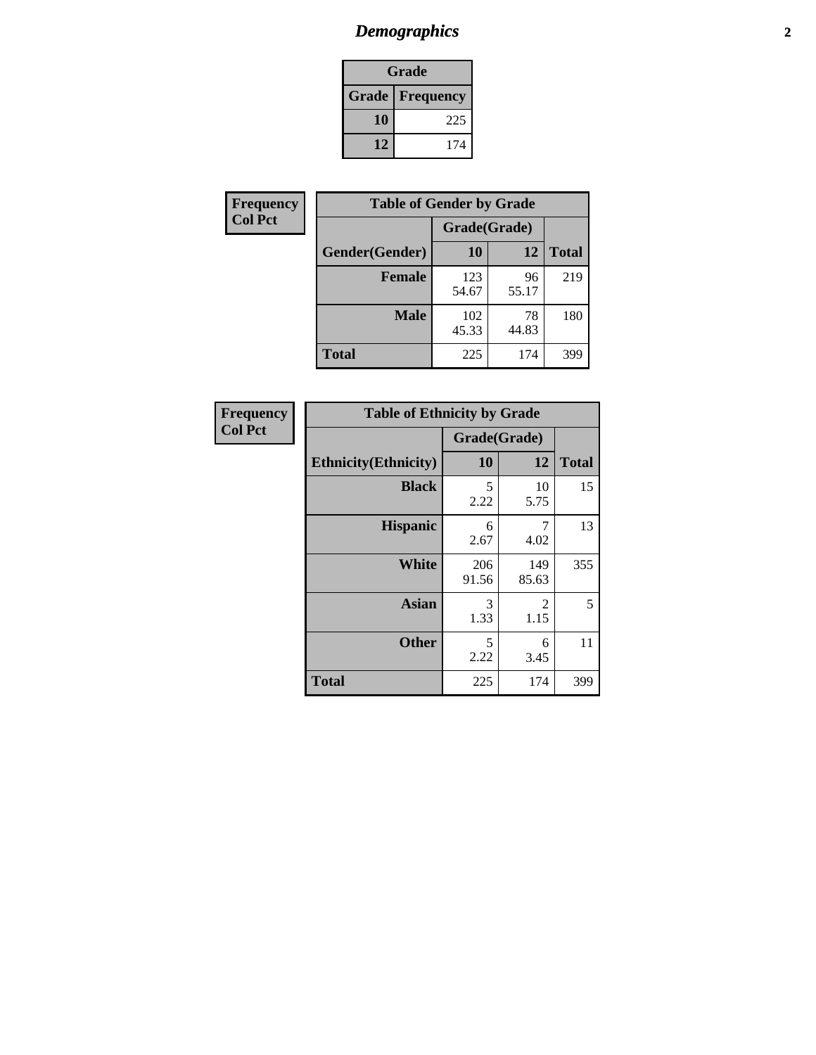# Demographics

| Grade | |
|---|---|
| **Grade** | **Frequency** |
| **10** | 225 |
| **12** | 174 |

**Frequency**
**Col Pct**

| Table of Gender by Grade | | | |
|---|---|---|---|
| | Grade(Grade) | | |
| **Gender(Gender)** | **10** | **12** | **Total** |
| **Female** | 123<br>54.67 | 96<br>55.17 | 219 |
| **Male** | 102<br>45.33 | 78<br>44.83 | 180 |
| **Total** | 225 | 174 | 399 |

**Frequency**
**Col Pct**

| Table of Ethnicity by Grade | | | |
|---|---|---|---|
| | Grade(Grade) | | |
| **Ethnicity(Ethnicity)** | **10** | **12** | **Total** |
| **Black** | 5<br>2.22 | 10<br>5.75 | 15 |
| **Hispanic** | 6<br>2.67 | 7<br>4.02 | 13 |
| **White** | 206<br>91.56 | 149<br>85.63 | 355 |
| **Asian** | 3<br>1.33 | 2<br>1.15 | 5 |
| **Other** | 5<br>2.22 | 6<br>3.45 | 11 |
| **Total** | 225 | 174 | 399 |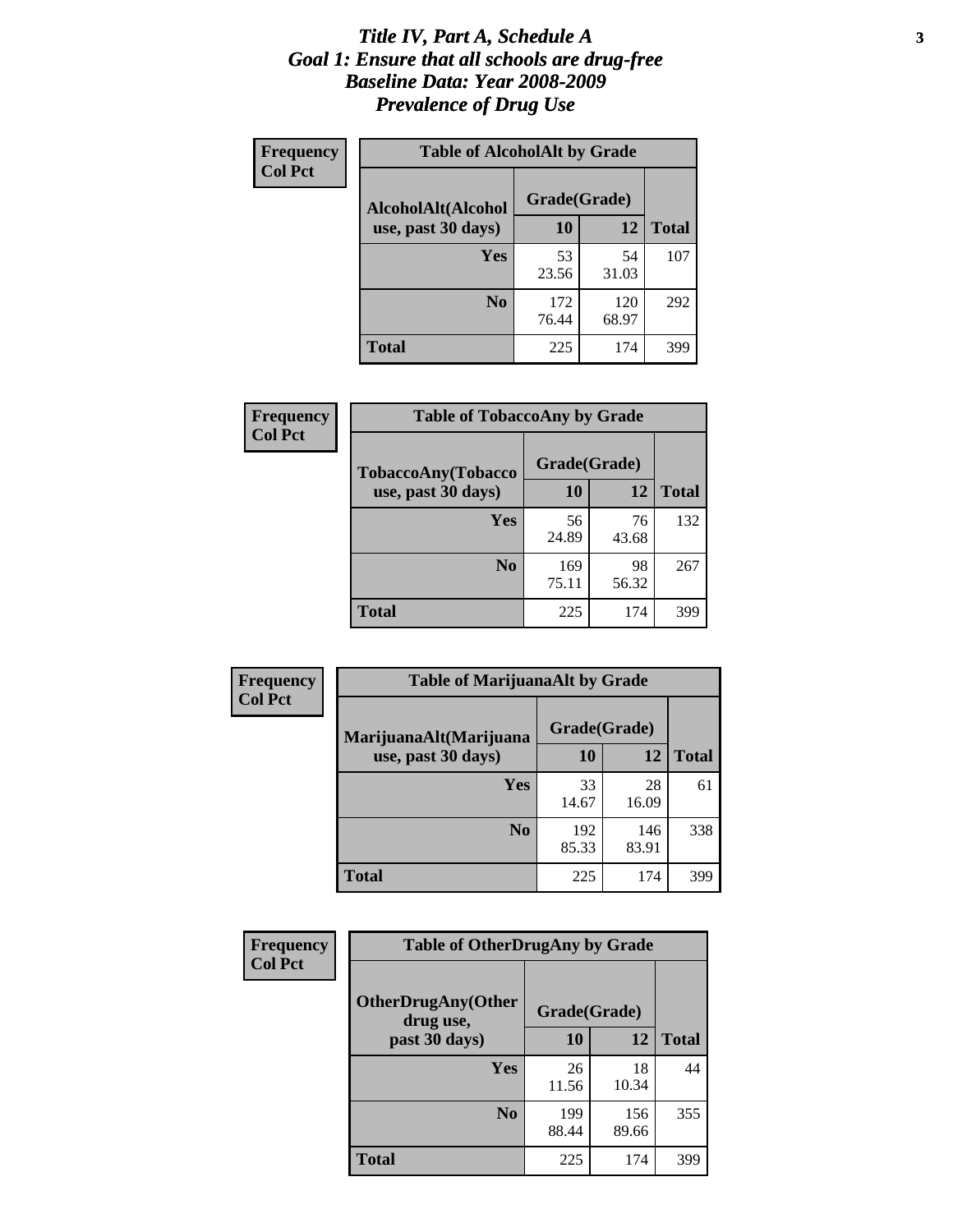# *Title IV, Part A, Schedule A*
# *Goal 1: Ensure that all schools are drug-free*
# *Baseline Data: Year 2008-2009*
# *Prevalence of Drug Use*

**Frequency**
**Col Pct**

| **Table of AlcoholAlt by Grade** | | | |
|---|---|---|---|
| **AlcoholAlt(Alcohol use, past 30 days)** | **Grade(Grade)** | | |
| | **10** | **12** | **Total** |
| **Yes** | 53<br>23.56 | 54<br>31.03 | 107 |
| **No** | 172<br>76.44 | 120<br>68.97 | 292 |
| **Total** | 225 | 174 | 399 |

**Frequency**
**Col Pct**

| **Table of TobaccoAny by Grade** | | | |
|---|---|---|---|
| **TobaccoAny(Tobacco use, past 30 days)** | **Grade(Grade)** | | |
| | **10** | **12** | **Total** |
| **Yes** | 56<br>24.89 | 76<br>43.68 | 132 |
| **No** | 169<br>75.11 | 98<br>56.32 | 267 |
| **Total** | 225 | 174 | 399 |

**Frequency**
**Col Pct**

| **Table of MarijuanaAlt by Grade** | | | |
|---|---|---|---|
| **MarijuanaAlt(Marijuana use, past 30 days)** | **Grade(Grade)** | | |
| | **10** | **12** | **Total** |
| **Yes** | 33<br>14.67 | 28<br>16.09 | 61 |
| **No** | 192<br>85.33 | 146<br>83.91 | 338 |
| **Total** | 225 | 174 | 399 |

**Frequency**
**Col Pct**

| **Table of OtherDrugAny by Grade** | | | |
|---|---|---|---|
| **OtherDrugAny(Other drug use, past 30 days)** | **Grade(Grade)** | | |
| | **10** | **12** | **Total** |
| **Yes** | 26<br>11.56 | 18<br>10.34 | 44 |
| **No** | 199<br>88.44 | 156<br>89.66 | 355 |
| **Total** | 225 | 174 | 399 |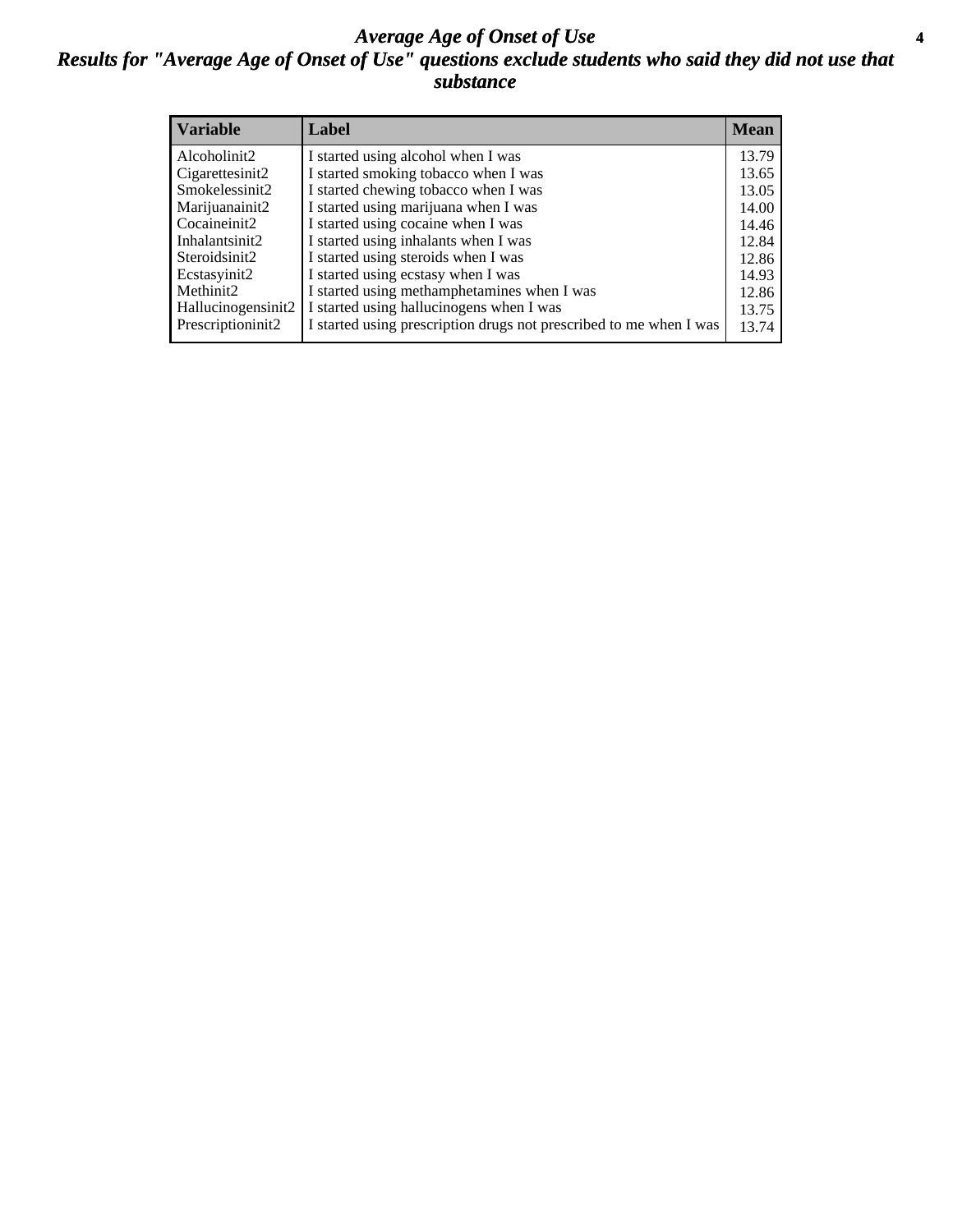# *Average Age of Onset of Use*

## *Results for "Average Age of Onset of Use" questions exclude students who said they did not use that substance*

| Variable | Label | Mean |
|---|---|---|
| Alcoholinit2 | I started using alcohol when I was | 13.79 |
| Cigarettesinit2 | I started smoking tobacco when I was | 13.65 |
| Smokelessinit2 | I started chewing tobacco when I was | 13.05 |
| Marijuanainit2 | I started using marijuana when I was | 14.00 |
| Cocaineinit2 | I started using cocaine when I was | 14.46 |
| Inhalantsinit2 | I started using inhalants when I was | 12.84 |
| Steroidsinit2 | I started using steroids when I was | 12.86 |
| Ecstasyinit2 | I started using ecstasy when I was | 14.93 |
| Methinit2 | I started using methamphetamines when I was | 12.86 |
| Hallucinogensinit2 | I started using hallucinogens when I was | 13.75 |
| Prescriptioninit2 | I started using prescription drugs not prescribed to me when I was | 13.74 |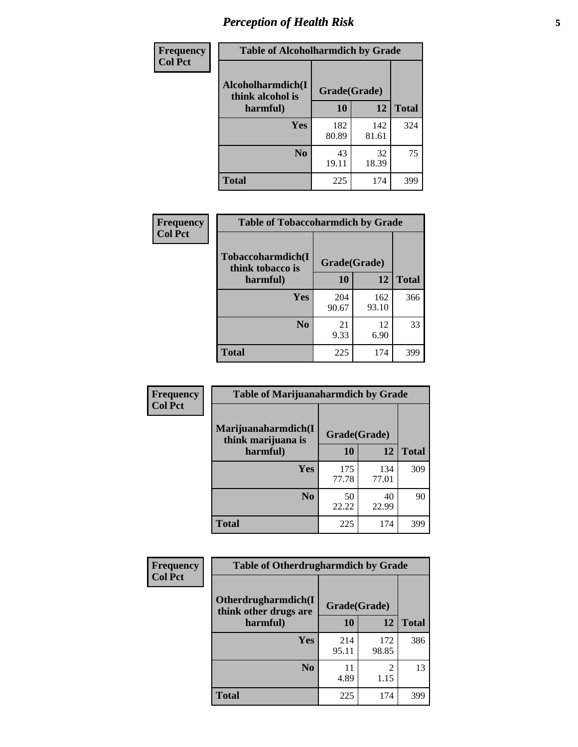## Perception of Health Risk

| Frequency<br>Col Pct | Table of Alcoholharmdich by Grade | | |
|---|---|---|---|
| Alcoholharmdich(I think alcohol is harmful) | Grade(Grade) | | |
| | 10 | 12 | Total |
| Yes | 182<br>80.89 | 142<br>81.61 | 324 |
| No | 43<br>19.11 | 32<br>18.39 | 75 |
| Total | 225 | 174 | 399 |

| Frequency<br>Col Pct | Table of Tobaccoharmdich by Grade | | |
|---|---|---|---|
| Tobaccoharmdich(I think tobacco is harmful) | Grade(Grade) | | |
| | 10 | 12 | Total |
| Yes | 204<br>90.67 | 162<br>93.10 | 366 |
| No | 21<br>9.33 | 12<br>6.90 | 33 |
| Total | 225 | 174 | 399 |

| Frequency<br>Col Pct | Table of Marijuanaharmdich by Grade | | |
|---|---|---|---|
| Marijuanaharmdich(I think marijuana is harmful) | Grade(Grade) | | |
| | 10 | 12 | Total |
| Yes | 175<br>77.78 | 134<br>77.01 | 309 |
| No | 50<br>22.22 | 40<br>22.99 | 90 |
| Total | 225 | 174 | 399 |

| Frequency<br>Col Pct | Table of Otherdrugharmdich by Grade | | |
|---|---|---|---|
| Otherdrugharmdich(I think other drugs are harmful) | Grade(Grade) | | |
| | 10 | 12 | Total |
| Yes | 214<br>95.11 | 172<br>98.85 | 386 |
| No | 11<br>4.89 | 2<br>1.15 | 13 |
| Total | 225 | 174 | 399 |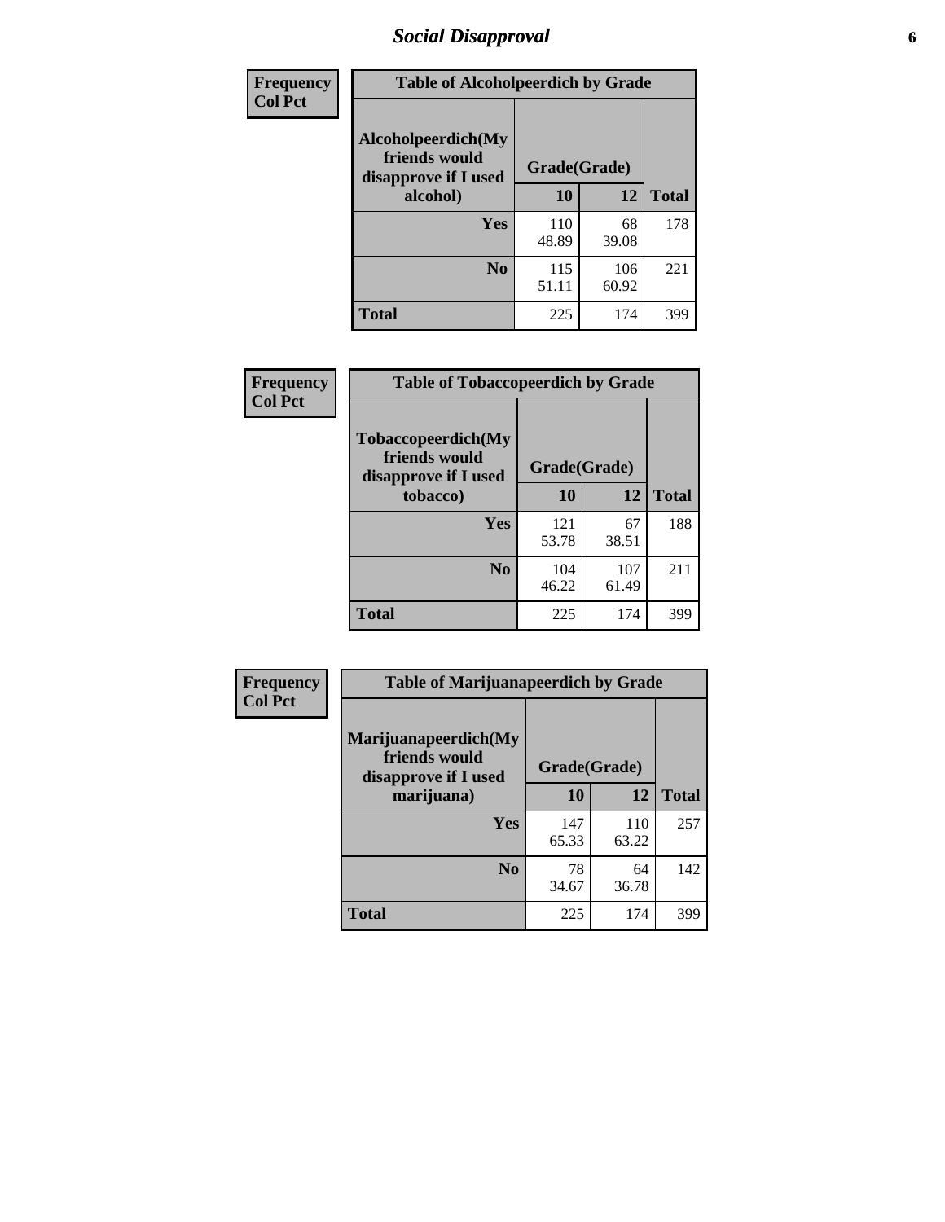# Social Disapproval

| Frequency<br>Col Pct |
|---|

**Table of Alcoholpeerdich by Grade**

| Alcoholpeerdich(My friends would disapprove if I used alcohol) | Grade(Grade) 10 | 12 | Total |
|---|---|---|---|
| Yes | 110<br>48.89 | 68<br>39.08 | 178 |
| No | 115<br>51.11 | 106<br>60.92 | 221 |
| Total | 225 | 174 | 399 |

| Frequency<br>Col Pct |
|---|

**Table of Tobaccopeerdich by Grade**

| Tobaccopeerdich(My friends would disapprove if I used tobacco) | Grade(Grade) 10 | 12 | Total |
|---|---|---|---|
| Yes | 121<br>53.78 | 67<br>38.51 | 188 |
| No | 104<br>46.22 | 107<br>61.49 | 211 |
| Total | 225 | 174 | 399 |

| Frequency<br>Col Pct |
|---|

**Table of Marijuanapeerdich by Grade**

| Marijuanapeerdich(My friends would disapprove if I used marijuana) | Grade(Grade) 10 | 12 | Total |
|---|---|---|---|
| Yes | 147<br>65.33 | 110<br>63.22 | 257 |
| No | 78<br>34.67 | 64<br>36.78 | 142 |
| Total | 225 | 174 | 399 |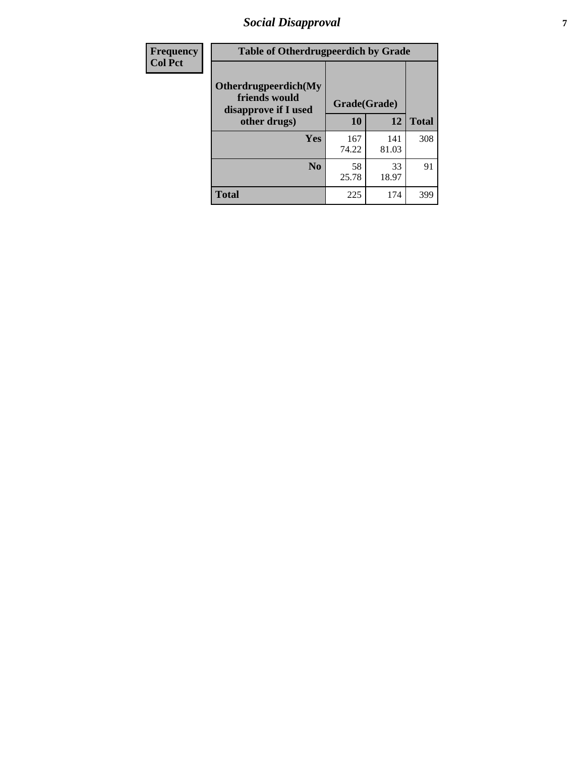| Frequency<br>Col Pct | Table of Otherdrugpeerdich by Grade | | | |
|---|---|---|---|---|
| | Otherdrugpeerdich(My friends would disapprove if I used other drugs) | Grade(Grade) | | Total |
| | | 10 | 12 | |
| | Yes | 167<br>74.22 | 141<br>81.03 | 308 |
| | No | 58<br>25.78 | 33<br>18.97 | 91 |
| | Total | 225 | 174 | 399 |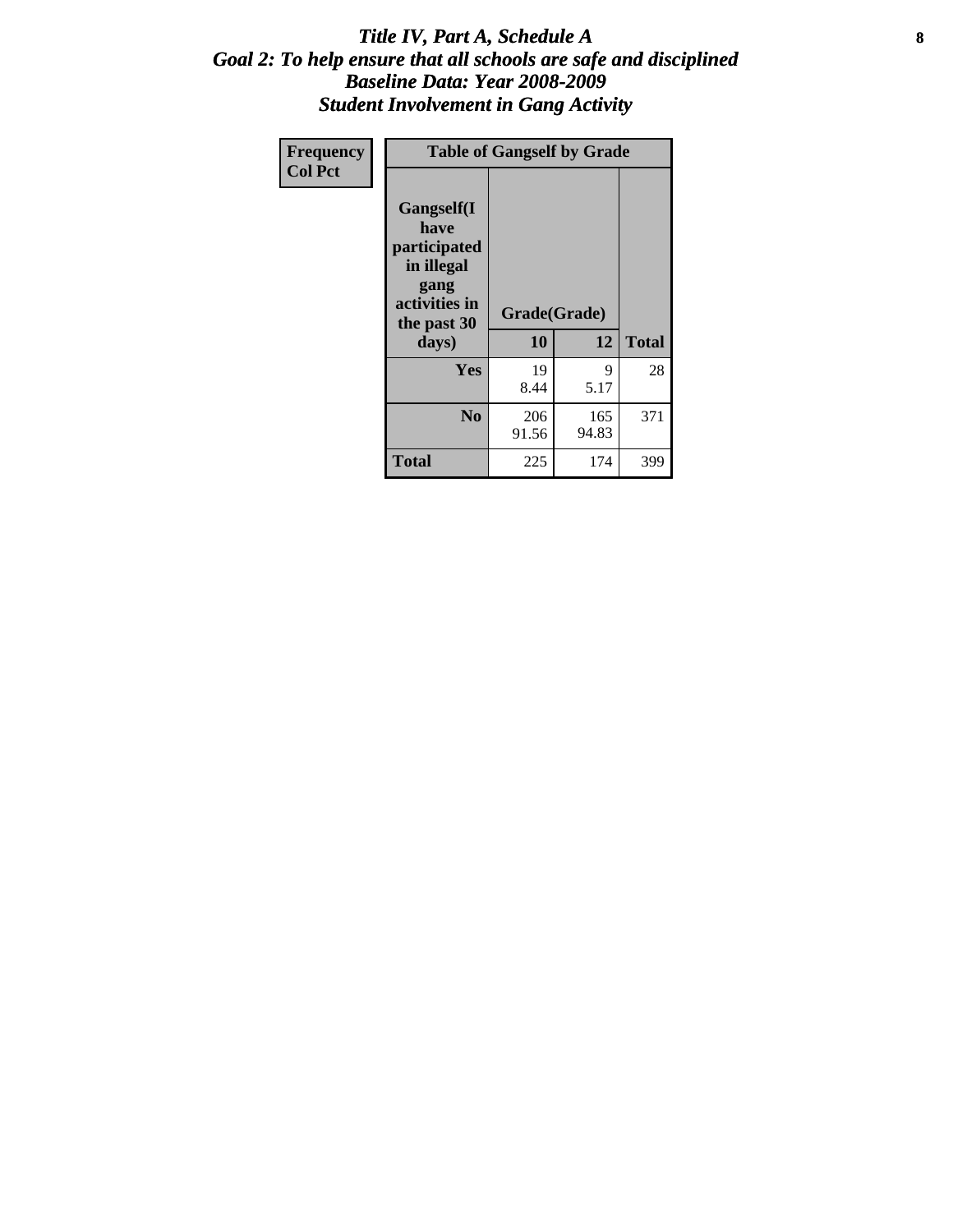# *Title IV, Part A, Schedule A*
## *Goal 2: To help ensure that all schools are safe and disciplined*
## *Baseline Data: Year 2008-2009*
## *Student Involvement in Gang Activity*

| Frequency<br>Col Pct |
|---|

| Table of Gangself by Grade | | | |
|---|---|---|---|
| **Gangself(I have participated in illegal gang activities in the past 30 days)** | **Grade(Grade)** | | |
| | **10** | **12** | **Total** |
| **Yes** | 19<br>8.44 | 9<br>5.17 | 28 |
| **No** | 206<br>91.56 | 165<br>94.83 | 371 |
| **Total** | 225 | 174 | 399 |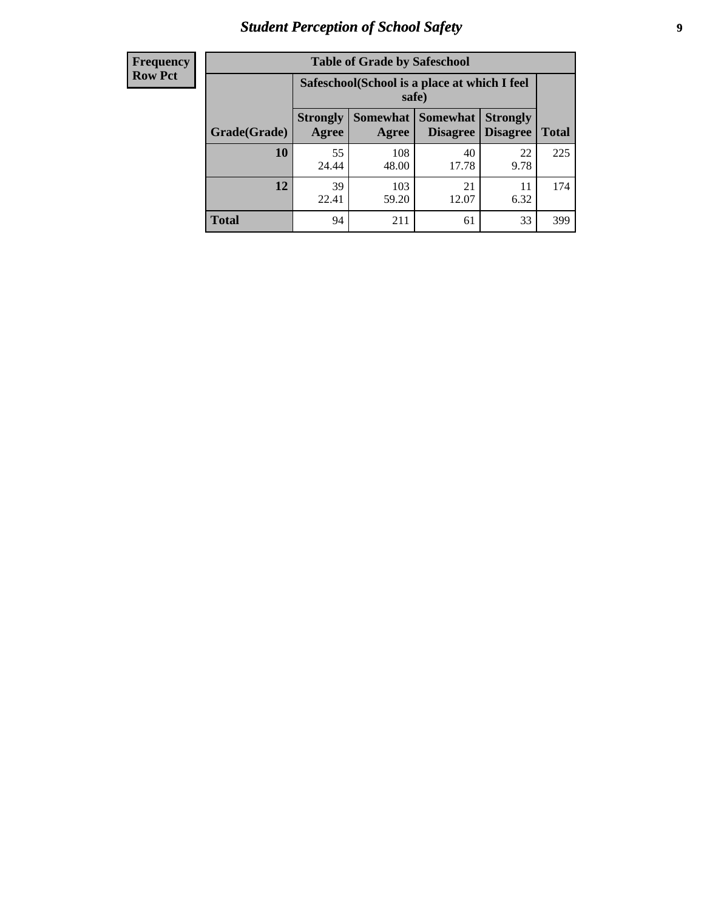| Frequency<br>Row Pct |
|---|

**Table of Grade by Safeschool**

| Grade(Grade) | Safeschool(School is a place at which I feel safe) | | | | Total |
|---|---|---|---|---|---|
| | Strongly Agree | Somewhat Agree | Somewhat Disagree | Strongly Disagree | |
| 10 | 55<br>24.44 | 108<br>48.00 | 40<br>17.78 | 22<br>9.78 | 225 |
| 12 | 39<br>22.41 | 103<br>59.20 | 21<br>12.07 | 11<br>6.32 | 174 |
| Total | 94 | 211 | 61 | 33 | 399 |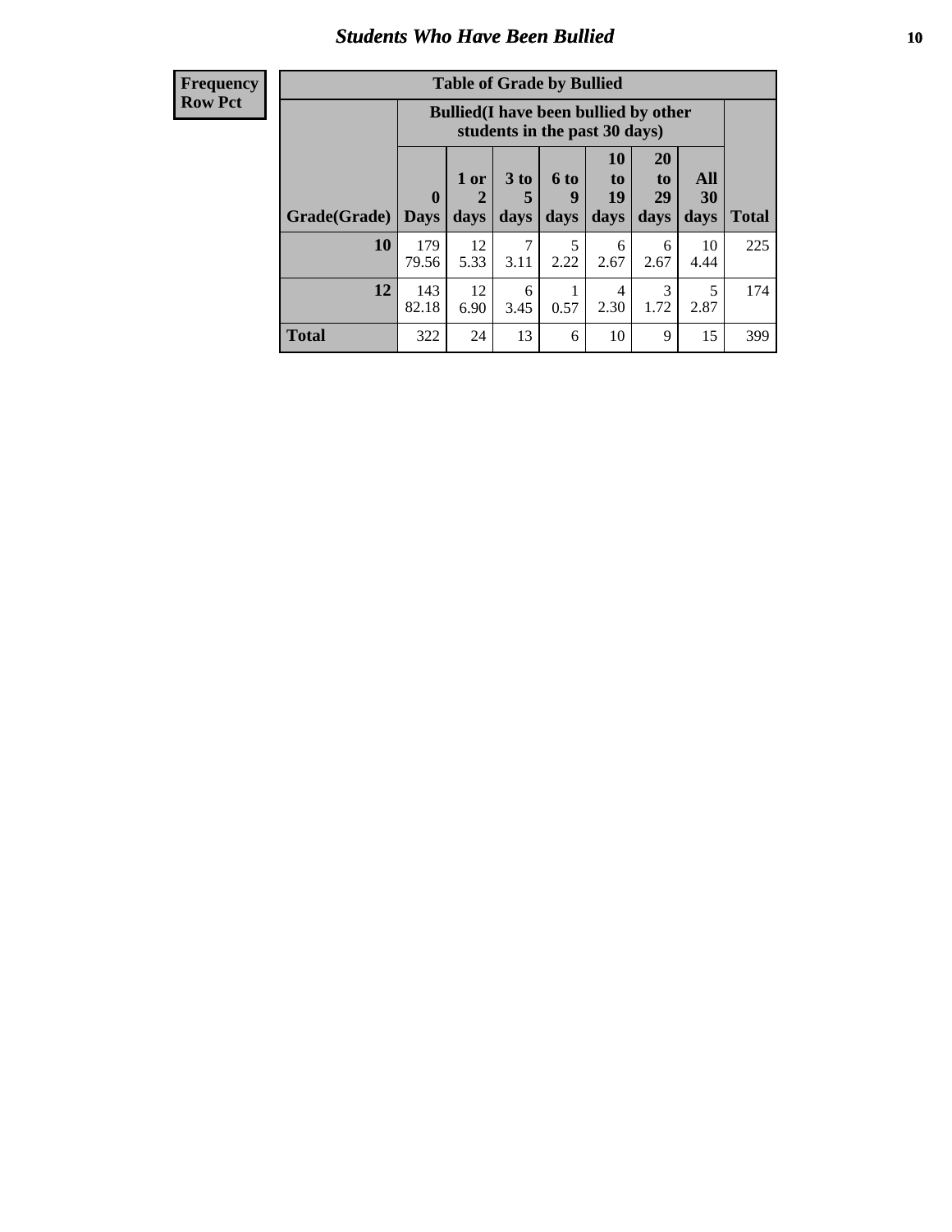# *Students Who Have Been Bullied*

| Frequency Row Pct |
|---|

| Table of Grade by Bullied | | | | | | | | |
|---|---|---|---|---|---|---|---|---|
| | Bullied(I have been bullied by other students in the past 30 days) | | | | | | | |
| Grade(Grade) | 0 Days | 1 or 2 days | 3 to 5 days | 6 to 9 days | 10 to 19 days | 20 to 29 days | All 30 days | Total |
| **10** | 179<br>79.56 | 12<br>5.33 | 7<br>3.11 | 5<br>2.22 | 6<br>2.67 | 6<br>2.67 | 10<br>4.44 | 225 |
| **12** | 143<br>82.18 | 12<br>6.90 | 6<br>3.45 | 1<br>0.57 | 4<br>2.30 | 3<br>1.72 | 5<br>2.87 | 174 |
| **Total** | 322 | 24 | 13 | 6 | 10 | 9 | 15 | 399 |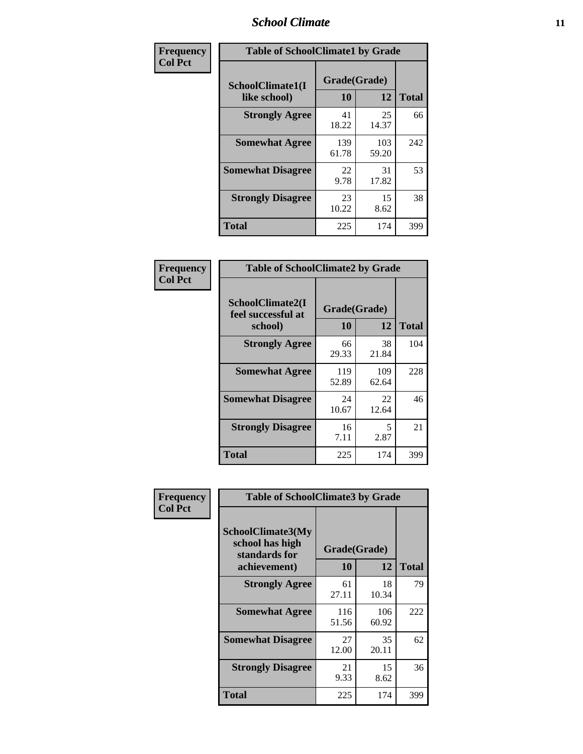| Frequency<br>Col Pct | | | |
|---|---|---|---|

**Table of SchoolClimate1 by Grade**

| SchoolClimate1(I like school) | Grade(Grade) | | Total |
|---|---|---|---|
| | 10 | 12 | |
| Strongly Agree | 41<br>18.22 | 25<br>14.37 | 66 |
| Somewhat Agree | 139<br>61.78 | 103<br>59.20 | 242 |
| Somewhat Disagree | 22<br>9.78 | 31<br>17.82 | 53 |
| Strongly Disagree | 23<br>10.22 | 15<br>8.62 | 38 |
| Total | 225 | 174 | 399 |

| Frequency<br>Col Pct | | | |
|---|---|---|---|

**Table of SchoolClimate2 by Grade**

| SchoolClimate2(I feel successful at school) | Grade(Grade) | | Total |
|---|---|---|---|
| | 10 | 12 | |
| Strongly Agree | 66<br>29.33 | 38<br>21.84 | 104 |
| Somewhat Agree | 119<br>52.89 | 109<br>62.64 | 228 |
| Somewhat Disagree | 24<br>10.67 | 22<br>12.64 | 46 |
| Strongly Disagree | 16<br>7.11 | 5<br>2.87 | 21 |
| Total | 225 | 174 | 399 |

| Frequency<br>Col Pct | | | |
|---|---|---|---|

**Table of SchoolClimate3 by Grade**

| SchoolClimate3(My school has high standards for achievement) | Grade(Grade) | | Total |
|---|---|---|---|
| | 10 | 12 | |
| Strongly Agree | 61<br>27.11 | 18<br>10.34 | 79 |
| Somewhat Agree | 116<br>51.56 | 106<br>60.92 | 222 |
| Somewhat Disagree | 27<br>12.00 | 35<br>20.11 | 62 |
| Strongly Disagree | 21<br>9.33 | 15<br>8.62 | 36 |
| Total | 225 | 174 | 399 |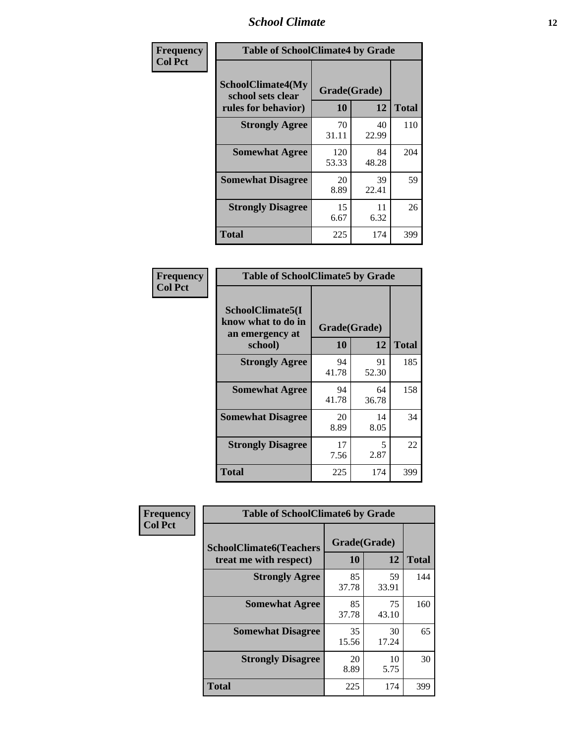| Frequency<br>Col Pct | Table of SchoolClimate4 by Grade | | |
|---|---|---|---|
| SchoolClimate4(My school sets clear rules for behavior) | Grade(Grade) | | |
| | 10 | 12 | Total |
| Strongly Agree | 70<br>31.11 | 40<br>22.99 | 110 |
| Somewhat Agree | 120<br>53.33 | 84<br>48.28 | 204 |
| Somewhat Disagree | 20<br>8.89 | 39<br>22.41 | 59 |
| Strongly Disagree | 15<br>6.67 | 11<br>6.32 | 26 |
| Total | 225 | 174 | 399 |

| Frequency<br>Col Pct | Table of SchoolClimate5 by Grade | | |
|---|---|---|---|
| SchoolClimate5(I know what to do in an emergency at school) | Grade(Grade) | | |
| | 10 | 12 | Total |
| Strongly Agree | 94<br>41.78 | 91<br>52.30 | 185 |
| Somewhat Agree | 94<br>41.78 | 64<br>36.78 | 158 |
| Somewhat Disagree | 20<br>8.89 | 14<br>8.05 | 34 |
| Strongly Disagree | 17<br>7.56 | 5<br>2.87 | 22 |
| Total | 225 | 174 | 399 |

| Frequency<br>Col Pct | Table of SchoolClimate6 by Grade | | |
|---|---|---|---|
| SchoolClimate6(Teachers treat me with respect) | Grade(Grade) | | |
| | 10 | 12 | Total |
| Strongly Agree | 85<br>37.78 | 59<br>33.91 | 144 |
| Somewhat Agree | 85<br>37.78 | 75<br>43.10 | 160 |
| Somewhat Disagree | 35<br>15.56 | 30<br>17.24 | 65 |
| Strongly Disagree | 20<br>8.89 | 10<br>5.75 | 30 |
| Total | 225 | 174 | 399 |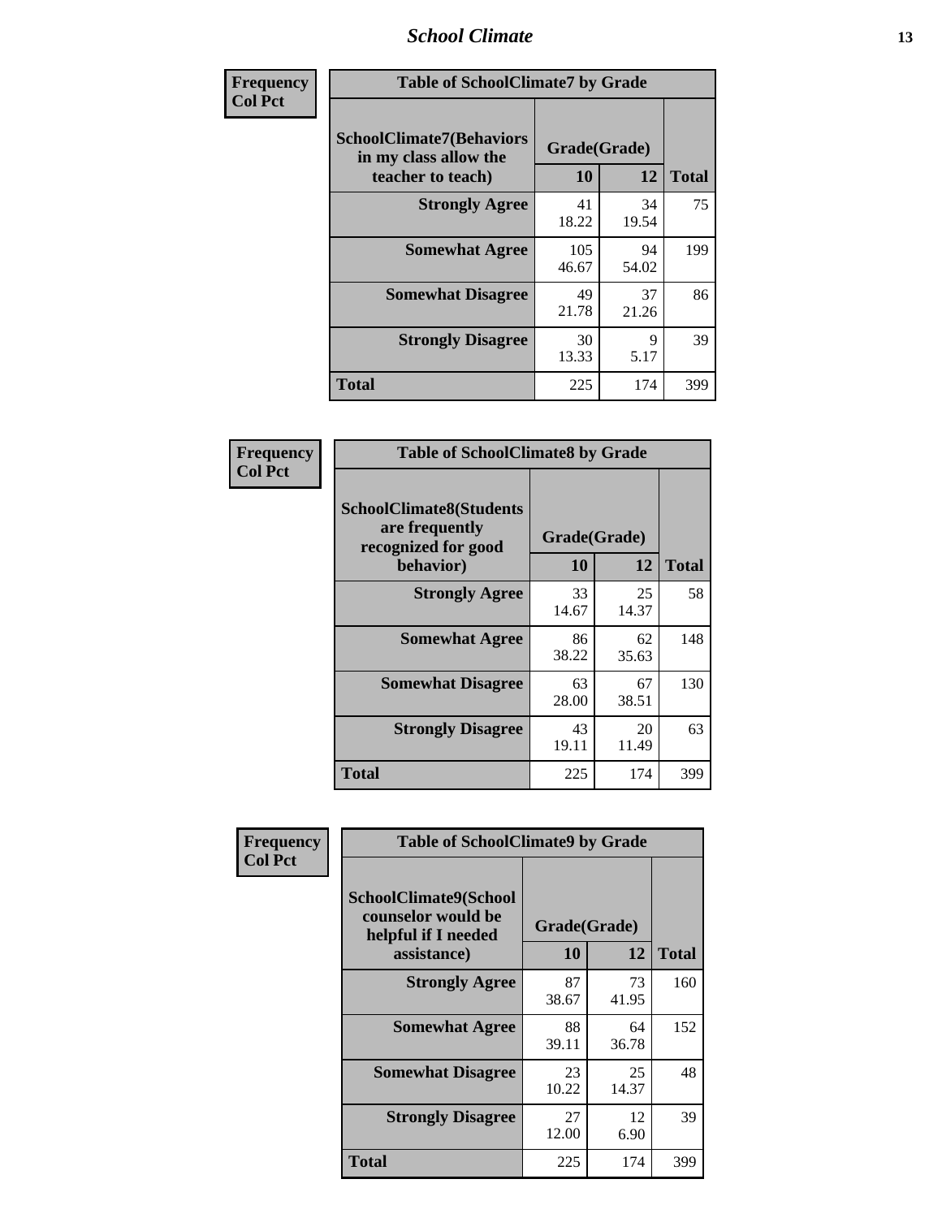| Frequency Col Pct | Table of SchoolClimate7 by Grade | | |
|---|---|---|---|
| SchoolClimate7(Behaviors in my class allow the teacher to teach) | Grade(Grade) | | |
| | 10 | 12 | Total |
| Strongly Agree | 41<br>18.22 | 34<br>19.54 | 75 |
| Somewhat Agree | 105<br>46.67 | 94<br>54.02 | 199 |
| Somewhat Disagree | 49<br>21.78 | 37<br>21.26 | 86 |
| Strongly Disagree | 30<br>13.33 | 9<br>5.17 | 39 |
| Total | 225 | 174 | 399 |

| Frequency Col Pct | Table of SchoolClimate8 by Grade | | |
|---|---|---|---|
| SchoolClimate8(Students are frequently recognized for good behavior) | Grade(Grade) | | |
| | 10 | 12 | Total |
| Strongly Agree | 33<br>14.67 | 25<br>14.37 | 58 |
| Somewhat Agree | 86<br>38.22 | 62<br>35.63 | 148 |
| Somewhat Disagree | 63<br>28.00 | 67<br>38.51 | 130 |
| Strongly Disagree | 43<br>19.11 | 20<br>11.49 | 63 |
| Total | 225 | 174 | 399 |

| Frequency Col Pct | Table of SchoolClimate9 by Grade | | |
|---|---|---|---|
| SchoolClimate9(School counselor would be helpful if I needed assistance) | Grade(Grade) | | |
| | 10 | 12 | Total |
| Strongly Agree | 87<br>38.67 | 73<br>41.95 | 160 |
| Somewhat Agree | 88<br>39.11 | 64<br>36.78 | 152 |
| Somewhat Disagree | 23<br>10.22 | 25<br>14.37 | 48 |
| Strongly Disagree | 27<br>12.00 | 12<br>6.90 | 39 |
| Total | 225 | 174 | 399 |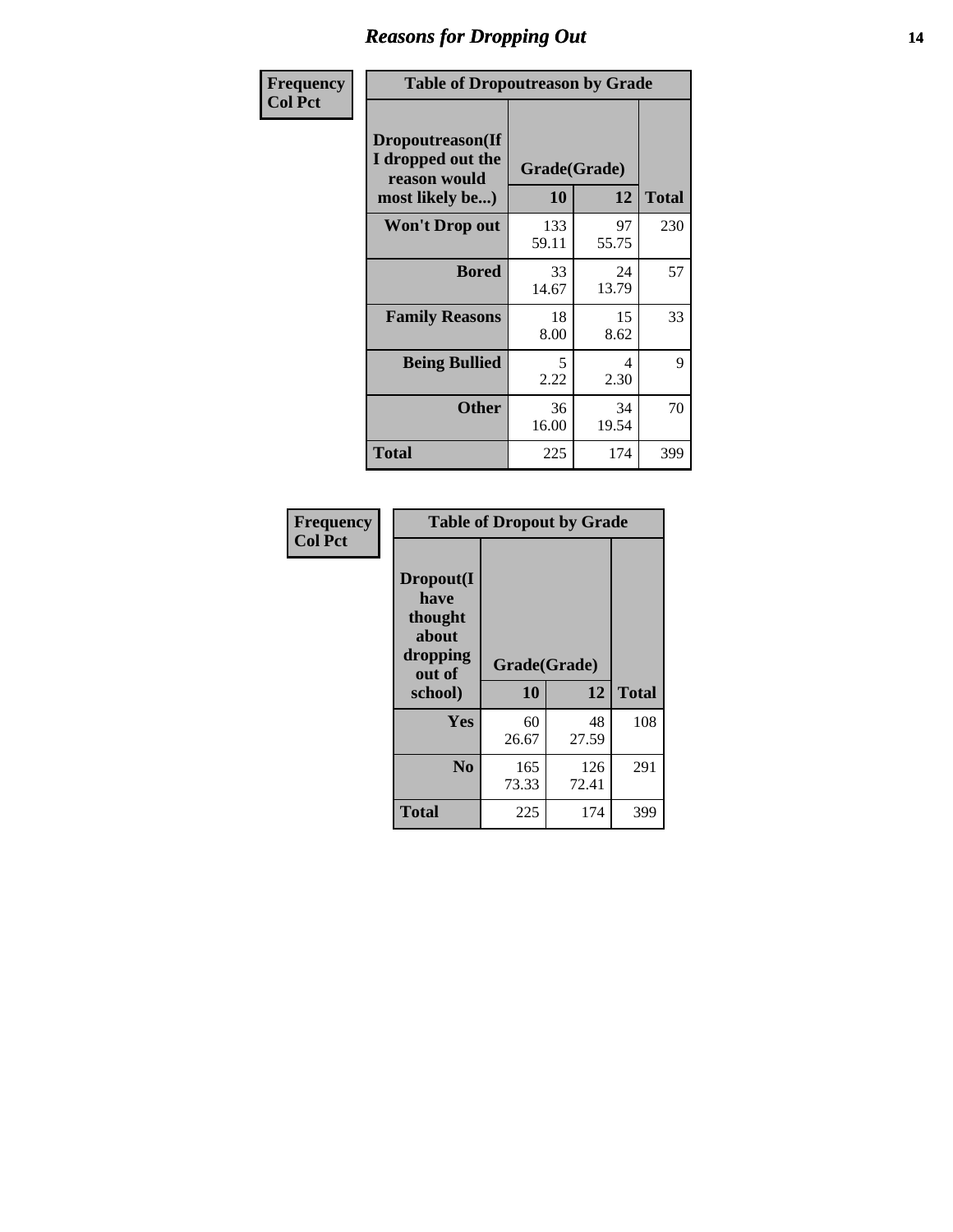# Reasons for Dropping Out

**Frequency**
**Col Pct**

| Table of Dropoutreason by Grade | | | |
|---|---|---|---|
| **Dropoutreason(If I dropped out the reason would most likely be...)** | **Grade(Grade)** | | |
| | **10** | **12** | **Total** |
| **Won't Drop out** | 133<br>59.11 | 97<br>55.75 | 230 |
| **Bored** | 33<br>14.67 | 24<br>13.79 | 57 |
| **Family Reasons** | 18<br>8.00 | 15<br>8.62 | 33 |
| **Being Bullied** | 5<br>2.22 | 4<br>2.30 | 9 |
| **Other** | 36<br>16.00 | 34<br>19.54 | 70 |
| **Total** | 225 | 174 | 399 |

**Frequency**
**Col Pct**

| Table of Dropout by Grade | | | |
|---|---|---|---|
| **Dropout(I have thought about dropping out of school)** | **Grade(Grade)** | | |
| | **10** | **12** | **Total** |
| **Yes** | 60<br>26.67 | 48<br>27.59 | 108 |
| **No** | 165<br>73.33 | 126<br>72.41 | 291 |
| **Total** | 225 | 174 | 399 |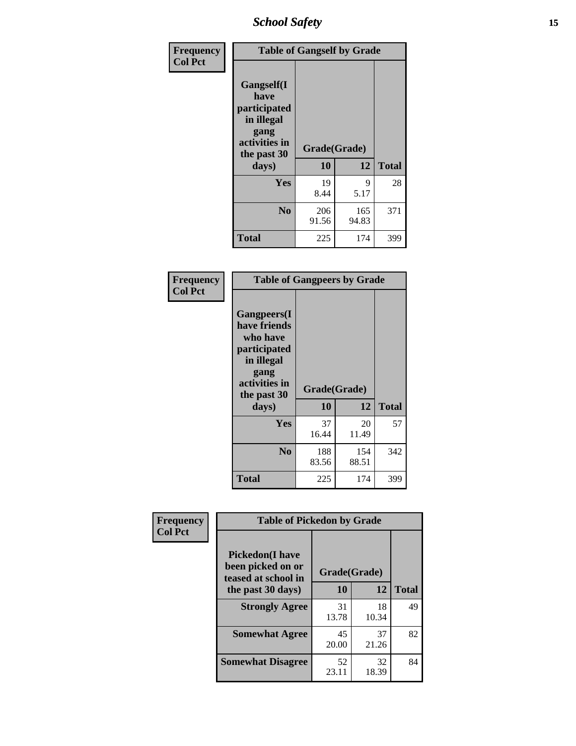| Frequency<br>Col Pct | | | |
|---|---|---|---|
| **Table of Gangself by Grade** | | | |
| **Gangself(I have participated in illegal gang activities in the past 30 days)** | **Grade(Grade)** | | |
| | **10** | **12** | **Total** |
| **Yes** | 19<br>8.44 | 9<br>5.17 | 28 |
| **No** | 206<br>91.56 | 165<br>94.83 | 371 |
| **Total** | 225 | 174 | 399 |

| Frequency<br>Col Pct | | | |
|---|---|---|---|
| **Table of Gangpeers by Grade** | | | |
| **Gangpeers(I have friends who have participated in illegal gang activities in the past 30 days)** | **Grade(Grade)** | | |
| | **10** | **12** | **Total** |
| **Yes** | 37<br>16.44 | 20<br>11.49 | 57 |
| **No** | 188<br>83.56 | 154<br>88.51 | 342 |
| **Total** | 225 | 174 | 399 |

| Frequency<br>Col Pct | | | |
|---|---|---|---|
| **Table of Pickedon by Grade** | | | |
| **Pickedon(I have been picked on or teased at school in the past 30 days)** | **Grade(Grade)** | | |
| | **10** | **12** | **Total** |
| **Strongly Agree** | 31<br>13.78 | 18<br>10.34 | 49 |
| **Somewhat Agree** | 45<br>20.00 | 37<br>21.26 | 82 |
| **Somewhat Disagree** | 52<br>23.11 | 32<br>18.39 | 84 |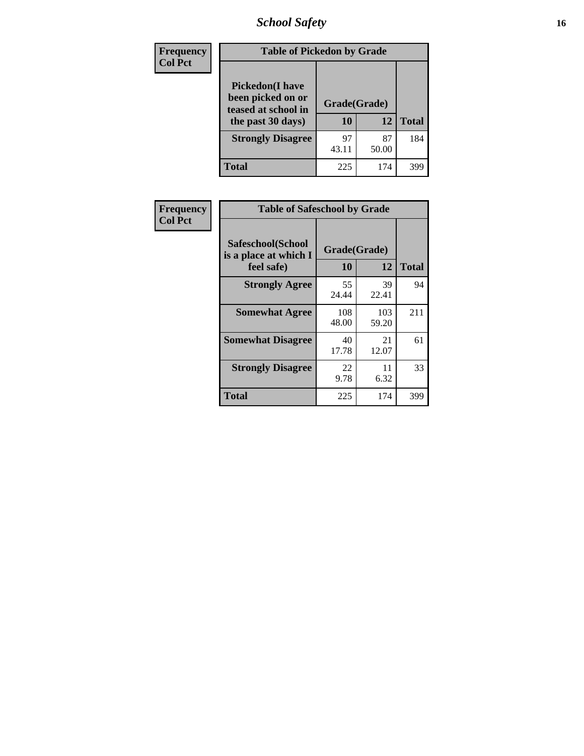| Frequency<br>Col Pct |
|---|

**Table of Pickedon by Grade**

| Pickedon(I have been picked on or teased at school in the past 30 days) | Grade(Grade) 10 | 12 | Total |
|---|---|---|---|
| **Strongly Disagree** | 97<br>43.11 | 87<br>50.00 | 184 |
| **Total** | 225 | 174 | 399 |

| Frequency<br>Col Pct |
|---|

**Table of Safeschool by Grade**

| Safeschool(School is a place at which I feel safe) | Grade(Grade) 10 | 12 | Total |
|---|---|---|---|
| **Strongly Agree** | 55<br>24.44 | 39<br>22.41 | 94 |
| **Somewhat Agree** | 108<br>48.00 | 103<br>59.20 | 211 |
| **Somewhat Disagree** | 40<br>17.78 | 21<br>12.07 | 61 |
| **Strongly Disagree** | 22<br>9.78 | 11<br>6.32 | 33 |
| **Total** | 225 | 174 | 399 |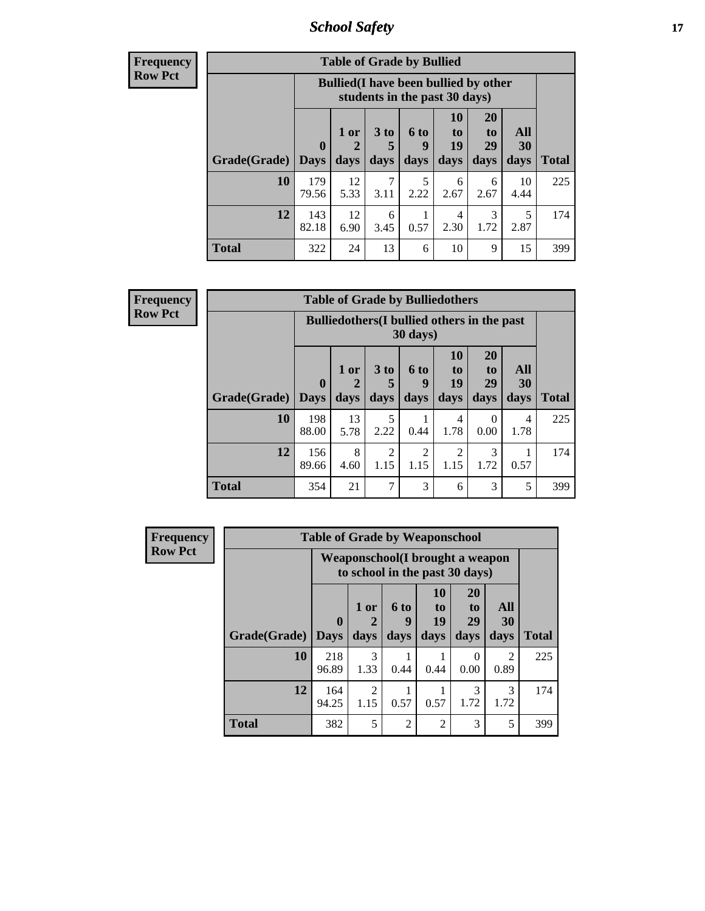| Frequency<br>Row Pct |
|---|

**Table of Grade by Bullied**

| Grade(Grade) | Bullied(I have been bullied by other students in the past 30 days) | | | | | | | Total |
|---|---|---|---|---|---|---|---|---|
| | 0 Days | 1 or 2 days | 3 to 5 days | 6 to 9 days | 10 to 19 days | 20 to 29 days | All 30 days | |
| **10** | 179<br>79.56 | 12<br>5.33 | 7<br>3.11 | 5<br>2.22 | 6<br>2.67 | 6<br>2.67 | 10<br>4.44 | 225 |
| **12** | 143<br>82.18 | 12<br>6.90 | 6<br>3.45 | 1<br>0.57 | 4<br>2.30 | 3<br>1.72 | 5<br>2.87 | 174 |
| **Total** | 322 | 24 | 13 | 6 | 10 | 9 | 15 | 399 |

| Frequency<br>Row Pct |
|---|

**Table of Grade by Bulliedothers**

| Grade(Grade) | Bulliedothers(I bullied others in the past 30 days) | | | | | | | Total |
|---|---|---|---|---|---|---|---|---|
| | 0 Days | 1 or 2 days | 3 to 5 days | 6 to 9 days | 10 to 19 days | 20 to 29 days | All 30 days | |
| **10** | 198<br>88.00 | 13<br>5.78 | 5<br>2.22 | 1<br>0.44 | 4<br>1.78 | 0<br>0.00 | 4<br>1.78 | 225 |
| **12** | 156<br>89.66 | 8<br>4.60 | 2<br>1.15 | 2<br>1.15 | 2<br>1.15 | 3<br>1.72 | 1<br>0.57 | 174 |
| **Total** | 354 | 21 | 7 | 3 | 6 | 3 | 5 | 399 |

| Frequency<br>Row Pct |
|---|

**Table of Grade by Weaponschool**

| Grade(Grade) | Weaponschool(I brought a weapon to school in the past 30 days) | | | | | | Total |
|---|---|---|---|---|---|---|---|
| | 0 Days | 1 or 2 days | 6 to 9 days | 10 to 19 days | 20 to 29 days | All 30 days | |
| **10** | 218<br>96.89 | 3<br>1.33 | 1<br>0.44 | 1<br>0.44 | 0<br>0.00 | 2<br>0.89 | 225 |
| **12** | 164<br>94.25 | 2<br>1.15 | 1<br>0.57 | 1<br>0.57 | 3<br>1.72 | 3<br>1.72 | 174 |
| **Total** | 382 | 5 | 2 | 2 | 3 | 5 | 399 |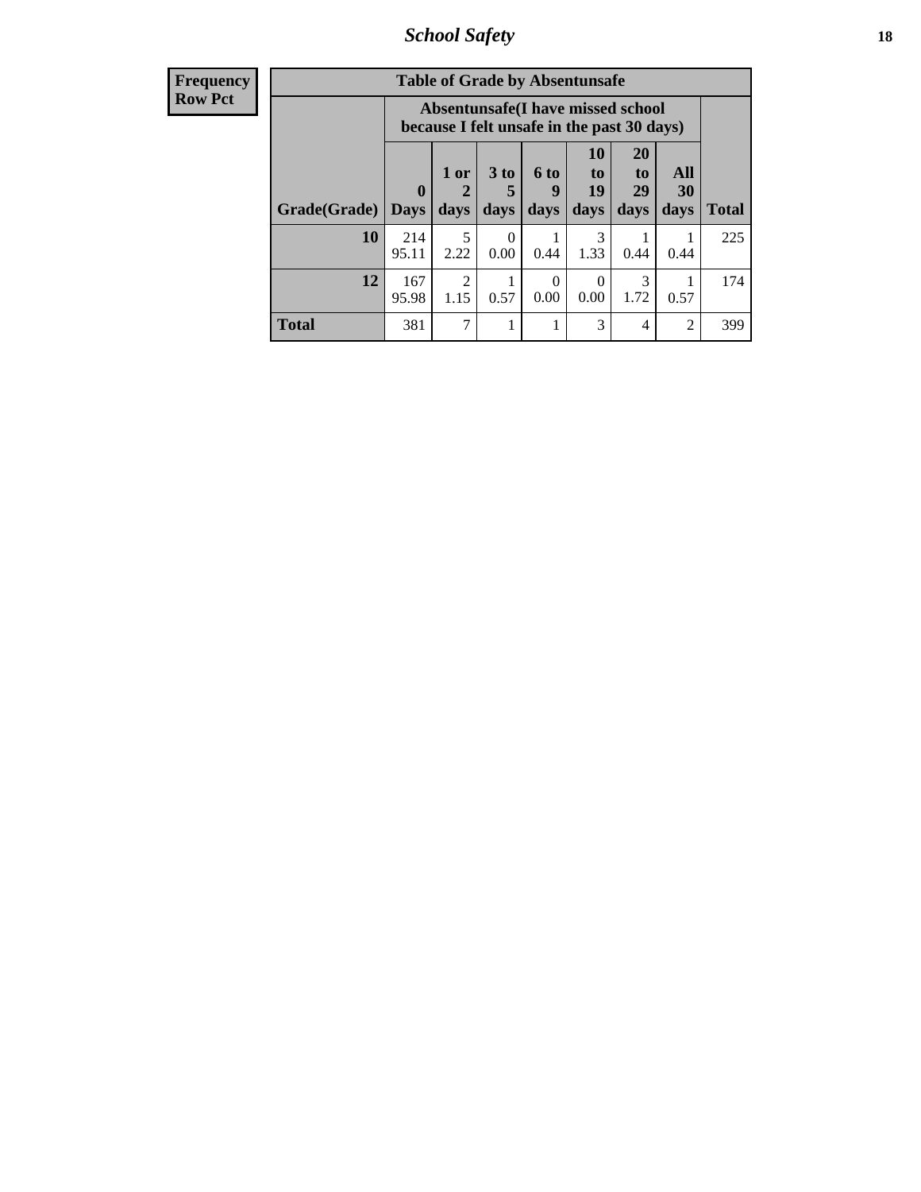## School Safety

| Frequency<br>Row Pct |
|---|

**Table of Grade by Absentunsafe**

| Grade(Grade) | Absentunsafe(I have missed school because I felt unsafe in the past 30 days) | | | | | | | Total |
|---|---|---|---|---|---|---|---|---|
| | 0 Days | 1 or 2 days | 3 to 5 days | 6 to 9 days | 10 to 19 days | 20 to 29 days | All 30 days | |
| **10** | 214<br>95.11 | 5<br>2.22 | 0<br>0.00 | 1<br>0.44 | 3<br>1.33 | 1<br>0.44 | 1<br>0.44 | 225 |
| **12** | 167<br>95.98 | 2<br>1.15 | 1<br>0.57 | 0<br>0.00 | 0<br>0.00 | 3<br>1.72 | 1<br>0.57 | 174 |
| **Total** | 381 | 7 | 1 | 1 | 3 | 4 | 2 | 399 |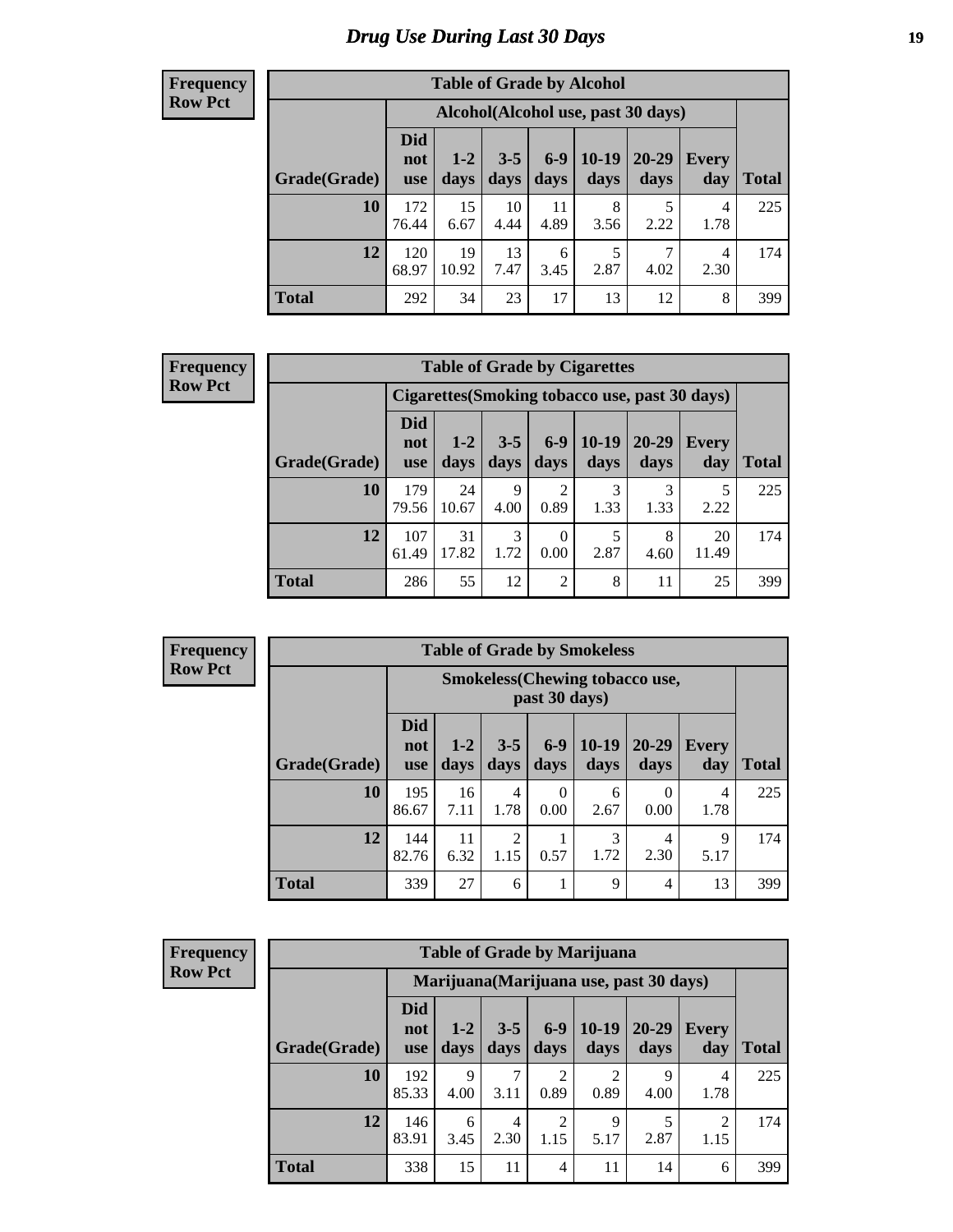# Drug Use During Last 30 Days

**Frequency**
**Row Pct**

| Table of Grade by Alcohol | | | | | | | | |
|---|---|---|---|---|---|---|---|---|
| | Alcohol(Alcohol use, past 30 days) | | | | | | | |
| Grade(Grade) | Did not use | 1-2 days | 3-5 days | 6-9 days | 10-19 days | 20-29 days | Every day | Total |
| **10** | 172<br>76.44 | 15<br>6.67 | 10<br>4.44 | 11<br>4.89 | 8<br>3.56 | 5<br>2.22 | 4<br>1.78 | 225 |
| **12** | 120<br>68.97 | 19<br>10.92 | 13<br>7.47 | 6<br>3.45 | 5<br>2.87 | 7<br>4.02 | 4<br>2.30 | 174 |
| **Total** | 292 | 34 | 23 | 17 | 13 | 12 | 8 | 399 |

**Frequency**
**Row Pct**

| Table of Grade by Cigarettes | | | | | | | | |
|---|---|---|---|---|---|---|---|---|
| | Cigarettes(Smoking tobacco use, past 30 days) | | | | | | | |
| Grade(Grade) | Did not use | 1-2 days | 3-5 days | 6-9 days | 10-19 days | 20-29 days | Every day | Total |
| **10** | 179<br>79.56 | 24<br>10.67 | 9<br>4.00 | 2<br>0.89 | 3<br>1.33 | 3<br>1.33 | 5<br>2.22 | 225 |
| **12** | 107<br>61.49 | 31<br>17.82 | 3<br>1.72 | 0<br>0.00 | 5<br>2.87 | 8<br>4.60 | 20<br>11.49 | 174 |
| **Total** | 286 | 55 | 12 | 2 | 8 | 11 | 25 | 399 |

**Frequency**
**Row Pct**

| Table of Grade by Smokeless | | | | | | | | |
|---|---|---|---|---|---|---|---|---|
| | Smokeless(Chewing tobacco use, past 30 days) | | | | | | | |
| Grade(Grade) | Did not use | 1-2 days | 3-5 days | 6-9 days | 10-19 days | 20-29 days | Every day | Total |
| **10** | 195<br>86.67 | 16<br>7.11 | 4<br>1.78 | 0<br>0.00 | 6<br>2.67 | 0<br>0.00 | 4<br>1.78 | 225 |
| **12** | 144<br>82.76 | 11<br>6.32 | 2<br>1.15 | 1<br>0.57 | 3<br>1.72 | 4<br>2.30 | 9<br>5.17 | 174 |
| **Total** | 339 | 27 | 6 | 1 | 9 | 4 | 13 | 399 |

**Frequency**
**Row Pct**

| Table of Grade by Marijuana | | | | | | | | |
|---|---|---|---|---|---|---|---|---|
| | Marijuana(Marijuana use, past 30 days) | | | | | | | |
| Grade(Grade) | Did not use | 1-2 days | 3-5 days | 6-9 days | 10-19 days | 20-29 days | Every day | Total |
| **10** | 192<br>85.33 | 9<br>4.00 | 7<br>3.11 | 2<br>0.89 | 2<br>0.89 | 9<br>4.00 | 4<br>1.78 | 225 |
| **12** | 146<br>83.91 | 6<br>3.45 | 4<br>2.30 | 2<br>1.15 | 9<br>5.17 | 5<br>2.87 | 2<br>1.15 | 174 |
| **Total** | 338 | 15 | 11 | 4 | 11 | 14 | 6 | 399 |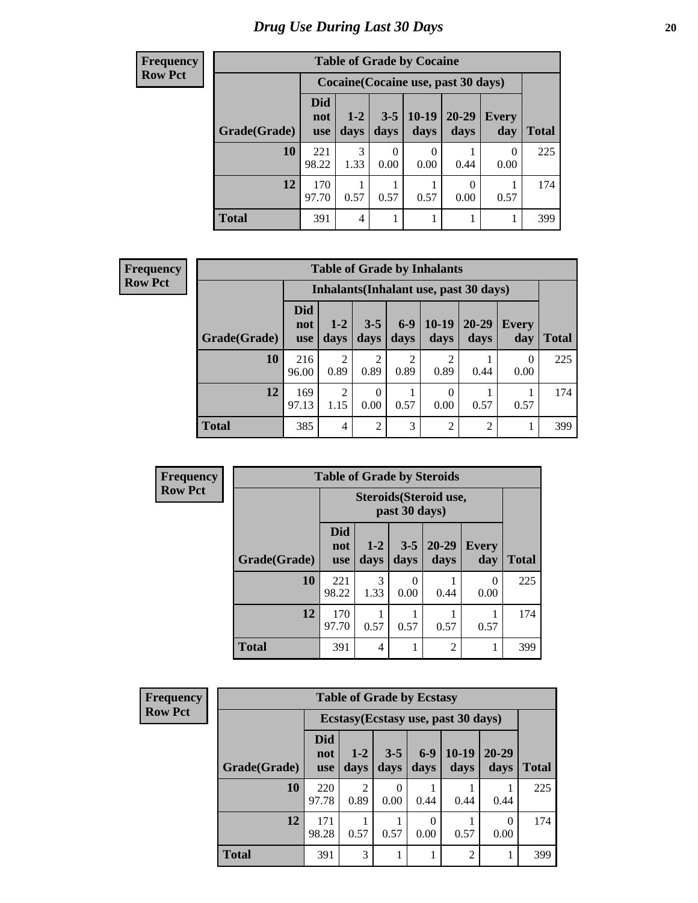# Drug Use During Last 30 Days

**Frequency**
**Row Pct**

| Table of Grade by Cocaine | | | | | | | |
|---|---|---|---|---|---|---|---|
| | Cocaine(Cocaine use, past 30 days) | | | | | | |
| Grade(Grade) | Did not use | 1-2 days | 3-5 days | 10-19 days | 20-29 days | Every day | Total |
| 10 | 221<br>98.22 | 3<br>1.33 | 0<br>0.00 | 0<br>0.00 | 1<br>0.44 | 0<br>0.00 | 225 |
| 12 | 170<br>97.70 | 1<br>0.57 | 1<br>0.57 | 1<br>0.57 | 0<br>0.00 | 1<br>0.57 | 174 |
| Total | 391 | 4 | 1 | 1 | 1 | 1 | 399 |

**Frequency**
**Row Pct**

| Table of Grade by Inhalants | | | | | | | | |
|---|---|---|---|---|---|---|---|---|
| | Inhalants(Inhalant use, past 30 days) | | | | | | | |
| Grade(Grade) | Did not use | 1-2 days | 3-5 days | 6-9 days | 10-19 days | 20-29 days | Every day | Total |
| 10 | 216<br>96.00 | 2<br>0.89 | 2<br>0.89 | 2<br>0.89 | 2<br>0.89 | 1<br>0.44 | 0<br>0.00 | 225 |
| 12 | 169<br>97.13 | 2<br>1.15 | 0<br>0.00 | 1<br>0.57 | 0<br>0.00 | 1<br>0.57 | 1<br>0.57 | 174 |
| Total | 385 | 4 | 2 | 3 | 2 | 2 | 1 | 399 |

**Frequency**
**Row Pct**

| Table of Grade by Steroids | | | | | | |
|---|---|---|---|---|---|---|
| | Steroids(Steroid use, past 30 days) | | | | | |
| Grade(Grade) | Did not use | 1-2 days | 3-5 days | 20-29 days | Every day | Total |
| 10 | 221<br>98.22 | 3<br>1.33 | 0<br>0.00 | 1<br>0.44 | 0<br>0.00 | 225 |
| 12 | 170<br>97.70 | 1<br>0.57 | 1<br>0.57 | 1<br>0.57 | 1<br>0.57 | 174 |
| Total | 391 | 4 | 1 | 2 | 1 | 399 |

**Frequency**
**Row Pct**

| Table of Grade by Ecstasy | | | | | | | |
|---|---|---|---|---|---|---|---|
| | Ecstasy(Ecstasy use, past 30 days) | | | | | | |
| Grade(Grade) | Did not use | 1-2 days | 3-5 days | 6-9 days | 10-19 days | 20-29 days | Total |
| 10 | 220<br>97.78 | 2<br>0.89 | 0<br>0.00 | 1<br>0.44 | 1<br>0.44 | 1<br>0.44 | 225 |
| 12 | 171<br>98.28 | 1<br>0.57 | 1<br>0.57 | 0<br>0.00 | 1<br>0.57 | 0<br>0.00 | 174 |
| Total | 391 | 3 | 1 | 1 | 2 | 1 | 399 |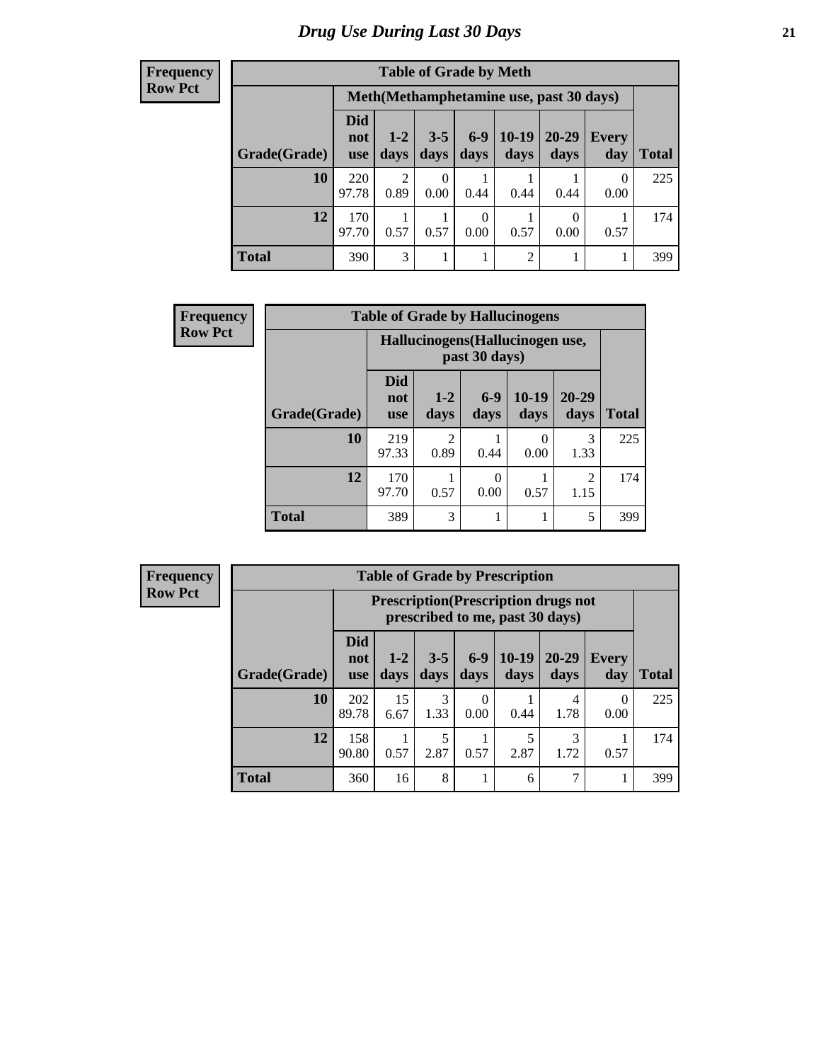# Drug Use During Last 30 Days

| Frequency<br>Row Pct | | | | | | | | |
|---|---|---|---|---|---|---|---|---|

**Table of Grade by Meth**

| | Meth(Methamphetamine use, past 30 days) | | | | | | | |
|---|---|---|---|---|---|---|---|---|
| Grade(Grade) | Did not use | 1-2 days | 3-5 days | 6-9 days | 10-19 days | 20-29 days | Every day | Total |
| 10 | 220<br>97.78 | 2<br>0.89 | 0<br>0.00 | 1<br>0.44 | 1<br>0.44 | 1<br>0.44 | 0<br>0.00 | 225 |
| 12 | 170<br>97.70 | 1<br>0.57 | 1<br>0.57 | 0<br>0.00 | 1<br>0.57 | 0<br>0.00 | 1<br>0.57 | 174 |
| Total | 390 | 3 | 1 | 1 | 2 | 1 | 1 | 399 |

| Frequency<br>Row Pct | | | | | | |
|---|---|---|---|---|---|---|

**Table of Grade by Hallucinogens**

| | Hallucinogens(Hallucinogen use, past 30 days) | | | | | |
|---|---|---|---|---|---|---|
| Grade(Grade) | Did not use | 1-2 days | 6-9 days | 10-19 days | 20-29 days | Total |
| 10 | 219<br>97.33 | 2<br>0.89 | 1<br>0.44 | 0<br>0.00 | 3<br>1.33 | 225 |
| 12 | 170<br>97.70 | 1<br>0.57 | 0<br>0.00 | 1<br>0.57 | 2<br>1.15 | 174 |
| Total | 389 | 3 | 1 | 1 | 5 | 399 |

| Frequency<br>Row Pct | | | | | | | | |
|---|---|---|---|---|---|---|---|---|

**Table of Grade by Prescription**

| | Prescription(Prescription drugs not prescribed to me, past 30 days) | | | | | | | |
|---|---|---|---|---|---|---|---|---|
| Grade(Grade) | Did not use | 1-2 days | 3-5 days | 6-9 days | 10-19 days | 20-29 days | Every day | Total |
| 10 | 202<br>89.78 | 15<br>6.67 | 3<br>1.33 | 0<br>0.00 | 1<br>0.44 | 4<br>1.78 | 0<br>0.00 | 225 |
| 12 | 158<br>90.80 | 1<br>0.57 | 5<br>2.87 | 1<br>0.57 | 5<br>2.87 | 3<br>1.72 | 1<br>0.57 | 174 |
| Total | 360 | 16 | 8 | 1 | 6 | 7 | 1 | 399 |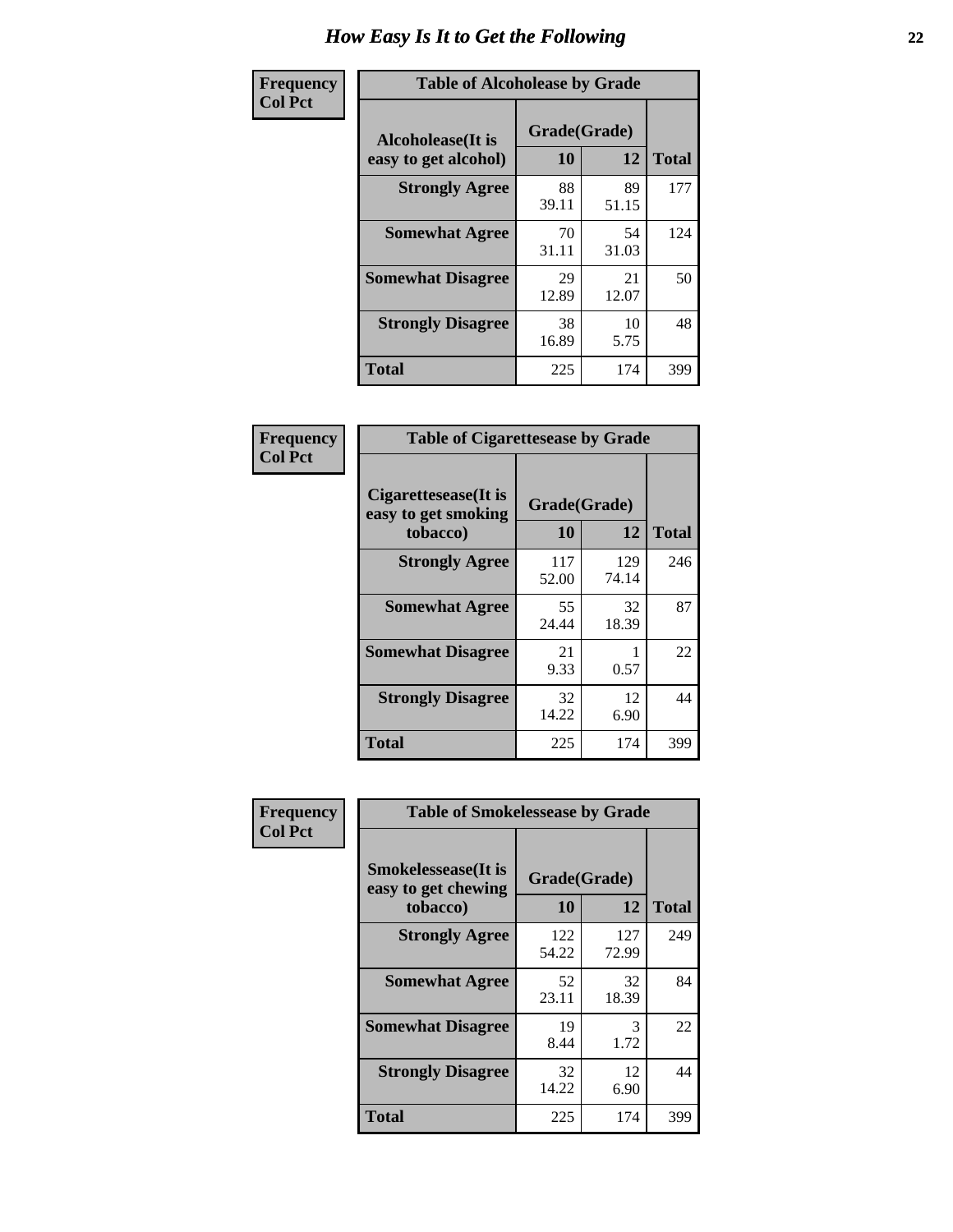# How Easy Is It to Get the Following

**Frequency**
**Col Pct**

| Table of Alcoholease by Grade | | | |
|---|---|---|---|
| Alcoholease(It is easy to get alcohol) | Grade(Grade) | | Total |
| | 10 | 12 | |
| Strongly Agree | 88<br>39.11 | 89<br>51.15 | 177 |
| Somewhat Agree | 70<br>31.11 | 54<br>31.03 | 124 |
| Somewhat Disagree | 29<br>12.89 | 21<br>12.07 | 50 |
| Strongly Disagree | 38<br>16.89 | 10<br>5.75 | 48 |
| Total | 225 | 174 | 399 |

**Frequency**
**Col Pct**

| Table of Cigarettesease by Grade | | | |
|---|---|---|---|
| Cigarettesease(It is easy to get smoking tobacco) | Grade(Grade) | | Total |
| | 10 | 12 | |
| Strongly Agree | 117<br>52.00 | 129<br>74.14 | 246 |
| Somewhat Agree | 55<br>24.44 | 32<br>18.39 | 87 |
| Somewhat Disagree | 21<br>9.33 | 1<br>0.57 | 22 |
| Strongly Disagree | 32<br>14.22 | 12<br>6.90 | 44 |
| Total | 225 | 174 | 399 |

**Frequency**
**Col Pct**

| Table of Smokelessease by Grade | | | |
|---|---|---|---|
| Smokelessease(It is easy to get chewing tobacco) | Grade(Grade) | | Total |
| | 10 | 12 | |
| Strongly Agree | 122<br>54.22 | 127<br>72.99 | 249 |
| Somewhat Agree | 52<br>23.11 | 32<br>18.39 | 84 |
| Somewhat Disagree | 19<br>8.44 | 3<br>1.72 | 22 |
| Strongly Disagree | 32<br>14.22 | 12<br>6.90 | 44 |
| Total | 225 | 174 | 399 |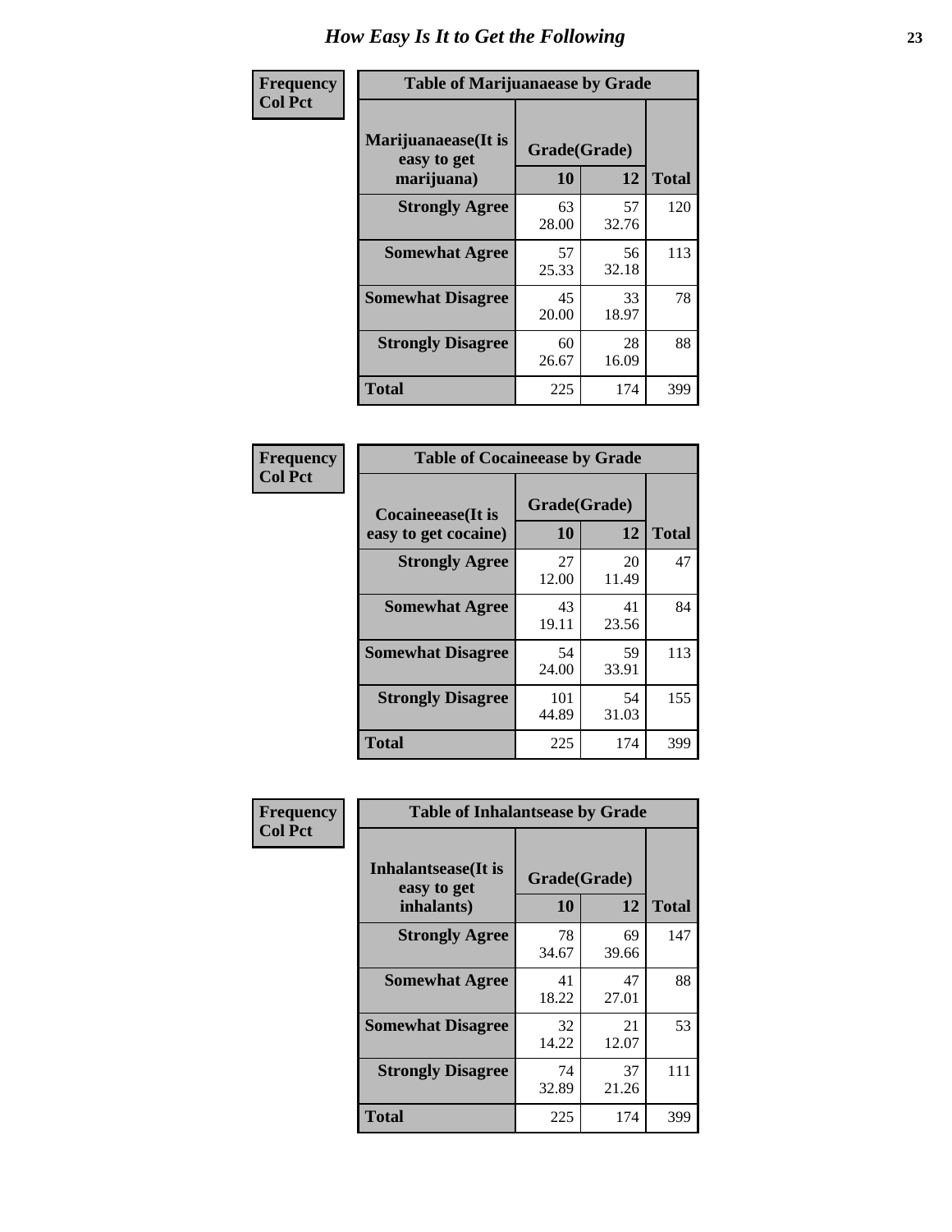# How Easy Is It to Get the Following

**Frequency**
**Col Pct**

**Table of Marijuanaease by Grade**

| Marijuanaease(It is easy to get marijuana) | Grade(Grade) | | Total |
|---|---|---|---|
| | 10 | 12 | |
| **Strongly Agree** | 63<br>28.00 | 57<br>32.76 | 120 |
| **Somewhat Agree** | 57<br>25.33 | 56<br>32.18 | 113 |
| **Somewhat Disagree** | 45<br>20.00 | 33<br>18.97 | 78 |
| **Strongly Disagree** | 60<br>26.67 | 28<br>16.09 | 88 |
| **Total** | 225 | 174 | 399 |

**Frequency**
**Col Pct**

**Table of Cocaineease by Grade**

| Cocaineease(It is easy to get cocaine) | Grade(Grade) | | Total |
|---|---|---|---|
| | 10 | 12 | |
| **Strongly Agree** | 27<br>12.00 | 20<br>11.49 | 47 |
| **Somewhat Agree** | 43<br>19.11 | 41<br>23.56 | 84 |
| **Somewhat Disagree** | 54<br>24.00 | 59<br>33.91 | 113 |
| **Strongly Disagree** | 101<br>44.89 | 54<br>31.03 | 155 |
| **Total** | 225 | 174 | 399 |

**Frequency**
**Col Pct**

**Table of Inhalantsease by Grade**

| Inhalantsease(It is easy to get inhalants) | Grade(Grade) | | Total |
|---|---|---|---|
| | 10 | 12 | |
| **Strongly Agree** | 78<br>34.67 | 69<br>39.66 | 147 |
| **Somewhat Agree** | 41<br>18.22 | 47<br>27.01 | 88 |
| **Somewhat Disagree** | 32<br>14.22 | 21<br>12.07 | 53 |
| **Strongly Disagree** | 74<br>32.89 | 37<br>21.26 | 111 |
| **Total** | 225 | 174 | 399 |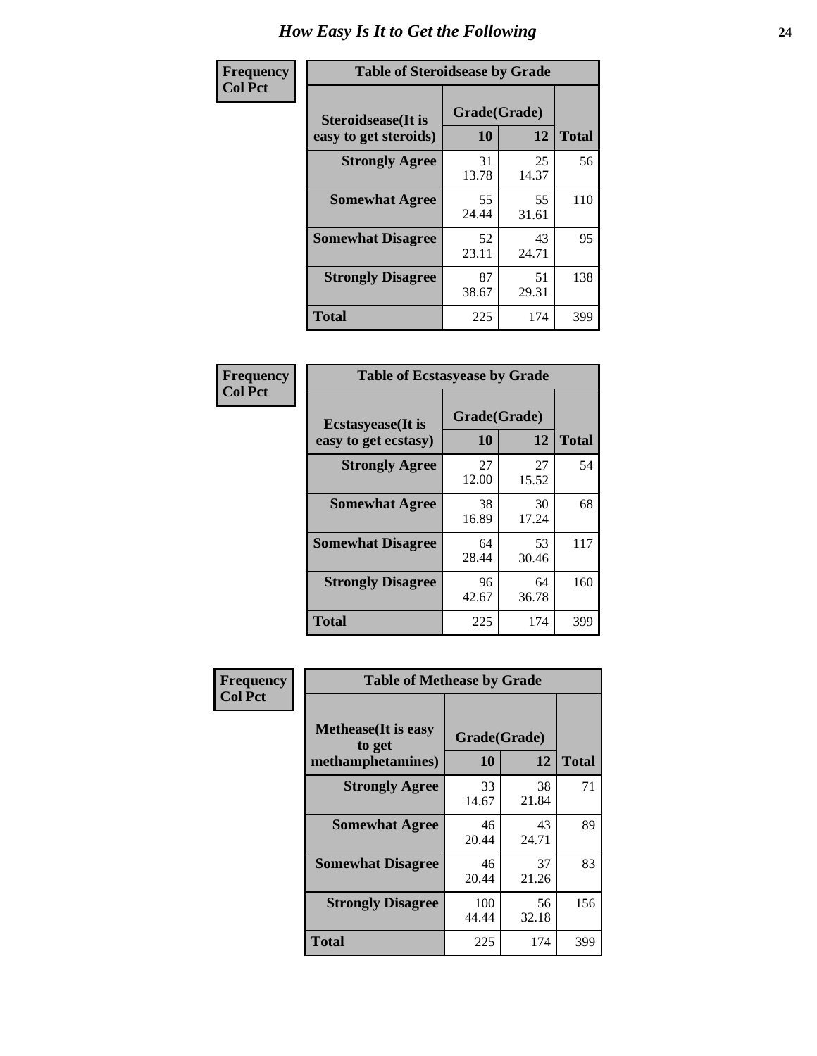# How Easy Is It to Get the Following

**Frequency**
**Col Pct**

| Table of Steroidsease by Grade | | | |
|---|---|---|---|
| **Steroidsease(It is easy to get steroids)** | **Grade(Grade)** | | **Total** |
| | **10** | **12** | |
| **Strongly Agree** | 31<br>13.78 | 25<br>14.37 | 56 |
| **Somewhat Agree** | 55<br>24.44 | 55<br>31.61 | 110 |
| **Somewhat Disagree** | 52<br>23.11 | 43<br>24.71 | 95 |
| **Strongly Disagree** | 87<br>38.67 | 51<br>29.31 | 138 |
| **Total** | 225 | 174 | 399 |

**Frequency**
**Col Pct**

| Table of Ecstasyease by Grade | | | |
|---|---|---|---|
| **Ecstasyease(It is easy to get ecstasy)** | **Grade(Grade)** | | **Total** |
| | **10** | **12** | |
| **Strongly Agree** | 27<br>12.00 | 27<br>15.52 | 54 |
| **Somewhat Agree** | 38<br>16.89 | 30<br>17.24 | 68 |
| **Somewhat Disagree** | 64<br>28.44 | 53<br>30.46 | 117 |
| **Strongly Disagree** | 96<br>42.67 | 64<br>36.78 | 160 |
| **Total** | 225 | 174 | 399 |

**Frequency**
**Col Pct**

| Table of Methease by Grade | | | |
|---|---|---|---|
| **Methease(It is easy to get methamphetamines)** | **Grade(Grade)** | | **Total** |
| | **10** | **12** | |
| **Strongly Agree** | 33<br>14.67 | 38<br>21.84 | 71 |
| **Somewhat Agree** | 46<br>20.44 | 43<br>24.71 | 89 |
| **Somewhat Disagree** | 46<br>20.44 | 37<br>21.26 | 83 |
| **Strongly Disagree** | 100<br>44.44 | 56<br>32.18 | 156 |
| **Total** | 225 | 174 | 399 |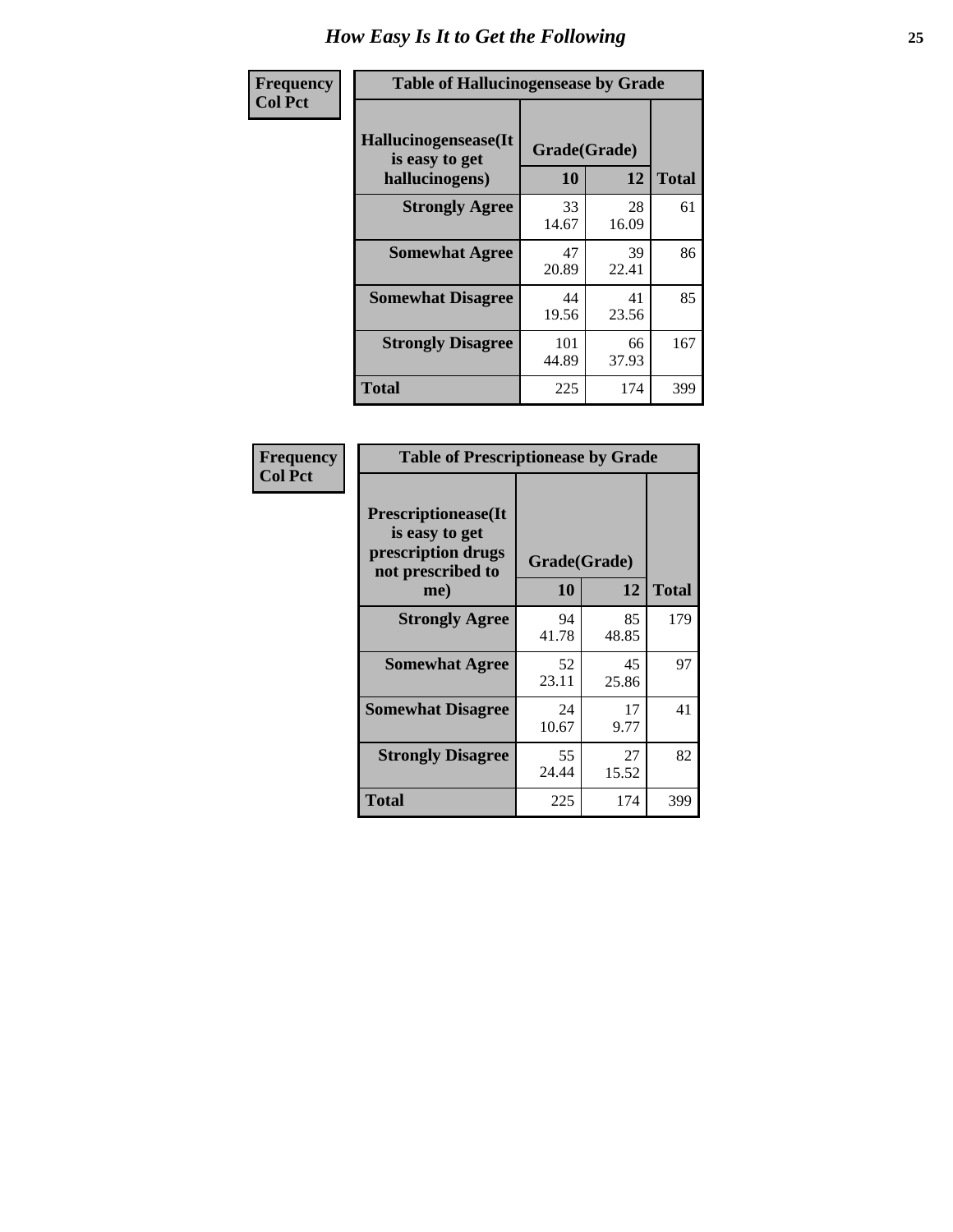# How Easy Is It to Get the Following

**Frequency**
**Col Pct**

**Table of Hallucinogensease by Grade**

| Hallucinogensease(It is easy to get hallucinogens) | Grade(Grade) | | Total |
|---|---|---|---|
| | 10 | 12 | |
| Strongly Agree | 33<br>14.67 | 28<br>16.09 | 61 |
| Somewhat Agree | 47<br>20.89 | 39<br>22.41 | 86 |
| Somewhat Disagree | 44<br>19.56 | 41<br>23.56 | 85 |
| Strongly Disagree | 101<br>44.89 | 66<br>37.93 | 167 |
| Total | 225 | 174 | 399 |

**Frequency**
**Col Pct**

**Table of Prescriptionease by Grade**

| Prescriptionease(It is easy to get prescription drugs not prescribed to me) | Grade(Grade) | | Total |
|---|---|---|---|
| | 10 | 12 | |
| Strongly Agree | 94<br>41.78 | 85<br>48.85 | 179 |
| Somewhat Agree | 52<br>23.11 | 45<br>25.86 | 97 |
| Somewhat Disagree | 24<br>10.67 | 17<br>9.77 | 41 |
| Strongly Disagree | 55<br>24.44 | 27<br>15.52 | 82 |
| Total | 225 | 174 | 399 |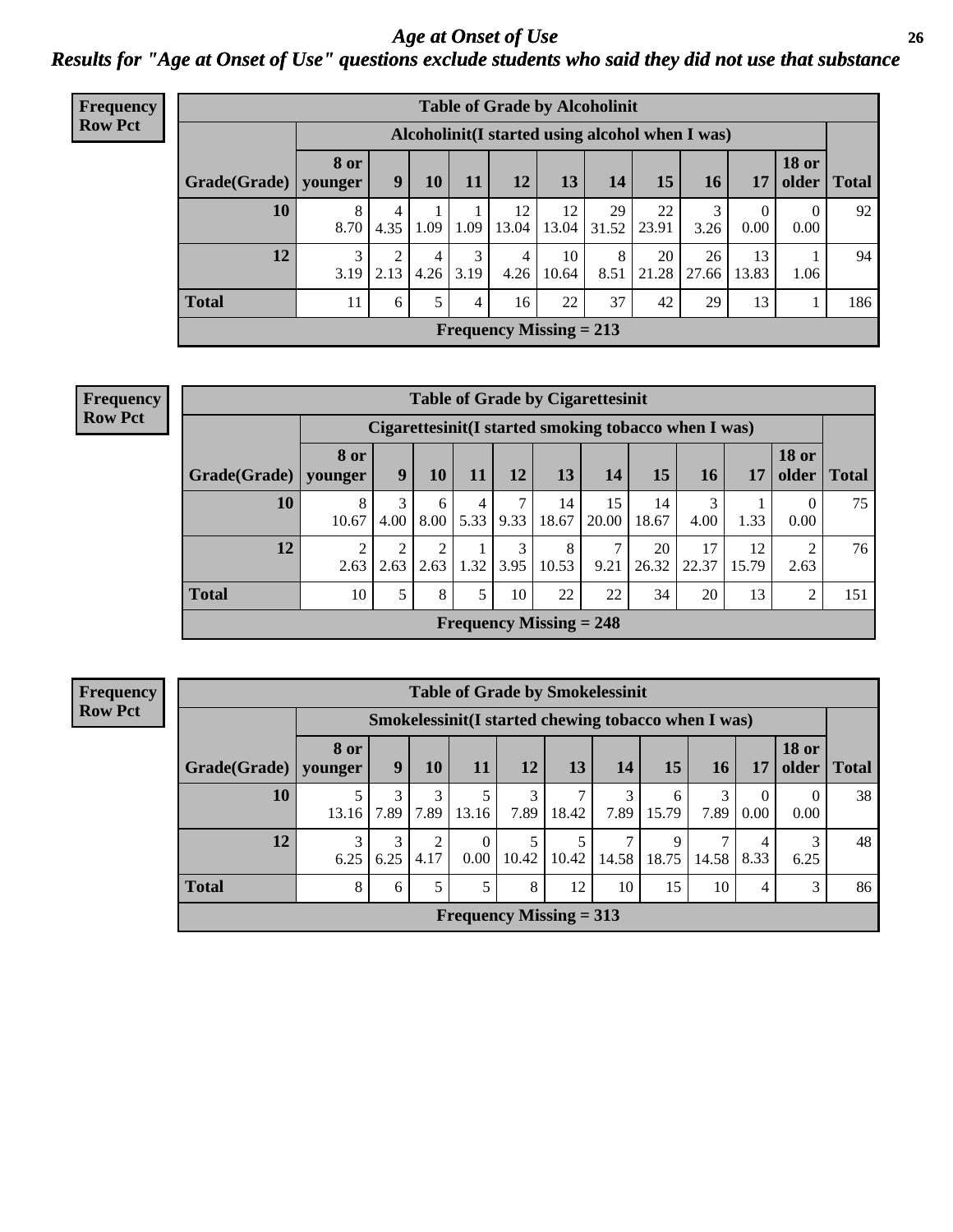# *Age at Onset of Use*

## *Results for "Age at Onset of Use" questions exclude students who said they did not use that substance*

**Frequency Row Pct**

**Table of Grade by Alcoholinit**

| Grade(Grade) | Alcoholinit(I started using alcohol when I was) | | | | | | | | | | | Total |
|---|---|---|---|---|---|---|---|---|---|---|---|---|
| | 8 or younger | 9 | 10 | 11 | 12 | 13 | 14 | 15 | 16 | 17 | 18 or older | |
| 10 | 8<br>8.70 | 4<br>4.35 | 1<br>1.09 | 1<br>1.09 | 12<br>13.04 | 12<br>13.04 | 29<br>31.52 | 22<br>23.91 | 3<br>3.26 | 0<br>0.00 | 0<br>0.00 | 92 |
| 12 | 3<br>3.19 | 2<br>2.13 | 4<br>4.26 | 3<br>3.19 | 4<br>4.26 | 10<br>10.64 | 8<br>8.51 | 20<br>21.28 | 26<br>27.66 | 13<br>13.83 | 1<br>1.06 | 94 |
| Total | 11 | 6 | 5 | 4 | 16 | 22 | 37 | 42 | 29 | 13 | 1 | 186 |

**Frequency Missing = 213**

**Frequency Row Pct**

**Table of Grade by Cigarettesinit**

| Grade(Grade) | Cigarettesinit(I started smoking tobacco when I was) | | | | | | | | | | | Total |
|---|---|---|---|---|---|---|---|---|---|---|---|---|
| | 8 or younger | 9 | 10 | 11 | 12 | 13 | 14 | 15 | 16 | 17 | 18 or older | |
| 10 | 8<br>10.67 | 3<br>4.00 | 6<br>8.00 | 4<br>5.33 | 7<br>9.33 | 14<br>18.67 | 15<br>20.00 | 14<br>18.67 | 3<br>4.00 | 1<br>1.33 | 0<br>0.00 | 75 |
| 12 | 2<br>2.63 | 2<br>2.63 | 2<br>2.63 | 1<br>1.32 | 3<br>3.95 | 8<br>10.53 | 7<br>9.21 | 20<br>26.32 | 17<br>22.37 | 12<br>15.79 | 2<br>2.63 | 76 |
| Total | 10 | 5 | 8 | 5 | 10 | 22 | 22 | 34 | 20 | 13 | 2 | 151 |

**Frequency Missing = 248**

**Frequency Row Pct**

**Table of Grade by Smokelessinit**

| Grade(Grade) | Smokelessinit(I started chewing tobacco when I was) | | | | | | | | | | | Total |
|---|---|---|---|---|---|---|---|---|---|---|---|---|
| | 8 or younger | 9 | 10 | 11 | 12 | 13 | 14 | 15 | 16 | 17 | 18 or older | |
| 10 | 5<br>13.16 | 3<br>7.89 | 3<br>7.89 | 5<br>13.16 | 3<br>7.89 | 7<br>18.42 | 3<br>7.89 | 6<br>15.79 | 3<br>7.89 | 0<br>0.00 | 0<br>0.00 | 38 |
| 12 | 3<br>6.25 | 3<br>6.25 | 2<br>4.17 | 0<br>0.00 | 5<br>10.42 | 5<br>10.42 | 7<br>14.58 | 9<br>18.75 | 7<br>14.58 | 4<br>8.33 | 3<br>6.25 | 48 |
| Total | 8 | 6 | 5 | 5 | 8 | 12 | 10 | 15 | 10 | 4 | 3 | 86 |

**Frequency Missing = 313**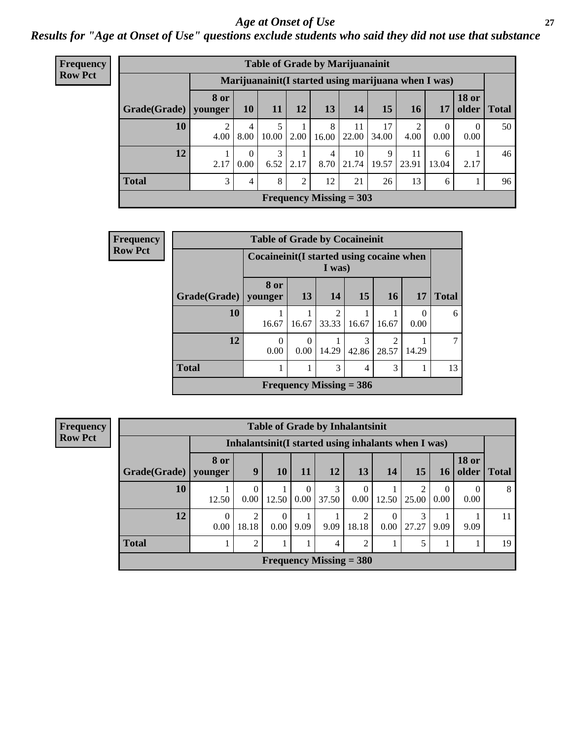# Age at Onset of Use

***Results for "Age at Onset of Use" questions exclude students who said they did not use that substance***

**Frequency**
**Row Pct**

| Table of Grade by Marijuanainit | | | | | | | | | | | |
|---|---|---|---|---|---|---|---|---|---|---|---|
| | Marijuanainit(I started using marijuana when I was) | | | | | | | | | | |
| Grade(Grade) | 8 or younger | 10 | 11 | 12 | 13 | 14 | 15 | 16 | 17 | 18 or older | Total |
| 10 | 2<br>4.00 | 4<br>8.00 | 5<br>10.00 | 1<br>2.00 | 8<br>16.00 | 11<br>22.00 | 17<br>34.00 | 2<br>4.00 | 0<br>0.00 | 0<br>0.00 | 50 |
| 12 | 1<br>2.17 | 0<br>0.00 | 3<br>6.52 | 1<br>2.17 | 4<br>8.70 | 10<br>21.74 | 9<br>19.57 | 11<br>23.91 | 6<br>13.04 | 1<br>2.17 | 46 |
| Total | 3 | 4 | 8 | 2 | 12 | 21 | 26 | 13 | 6 | 1 | 96 |
| Frequency Missing = 303 | | | | | | | | | | | |

**Frequency**
**Row Pct**

| Table of Grade by Cocaineinit | | | | | | | |
|---|---|---|---|---|---|---|---|
| | Cocaineinit(I started using cocaine when I was) | | | | | | |
| Grade(Grade) | 8 or younger | 13 | 14 | 15 | 16 | 17 | Total |
| 10 | 1<br>16.67 | 1<br>16.67 | 2<br>33.33 | 1<br>16.67 | 1<br>16.67 | 0<br>0.00 | 6 |
| 12 | 0<br>0.00 | 0<br>0.00 | 1<br>14.29 | 3<br>42.86 | 2<br>28.57 | 1<br>14.29 | 7 |
| Total | 1 | 1 | 3 | 4 | 3 | 1 | 13 |
| Frequency Missing = 386 | | | | | | | |

**Frequency**
**Row Pct**

| Table of Grade by Inhalantsinit | | | | | | | | | | | |
|---|---|---|---|---|---|---|---|---|---|---|---|
| | Inhalantsinit(I started using inhalants when I was) | | | | | | | | | | |
| Grade(Grade) | 8 or younger | 9 | 10 | 11 | 12 | 13 | 14 | 15 | 16 | 18 or older | Total |
| 10 | 1<br>12.50 | 0<br>0.00 | 1<br>12.50 | 0<br>0.00 | 3<br>37.50 | 0<br>0.00 | 1<br>12.50 | 2<br>25.00 | 0<br>0.00 | 0<br>0.00 | 8 |
| 12 | 0<br>0.00 | 2<br>18.18 | 0<br>0.00 | 1<br>9.09 | 1<br>9.09 | 2<br>18.18 | 0<br>0.00 | 3<br>27.27 | 1<br>9.09 | 1<br>9.09 | 11 |
| Total | 1 | 2 | 1 | 1 | 4 | 2 | 1 | 5 | 1 | 1 | 19 |
| Frequency Missing = 380 | | | | | | | | | | | |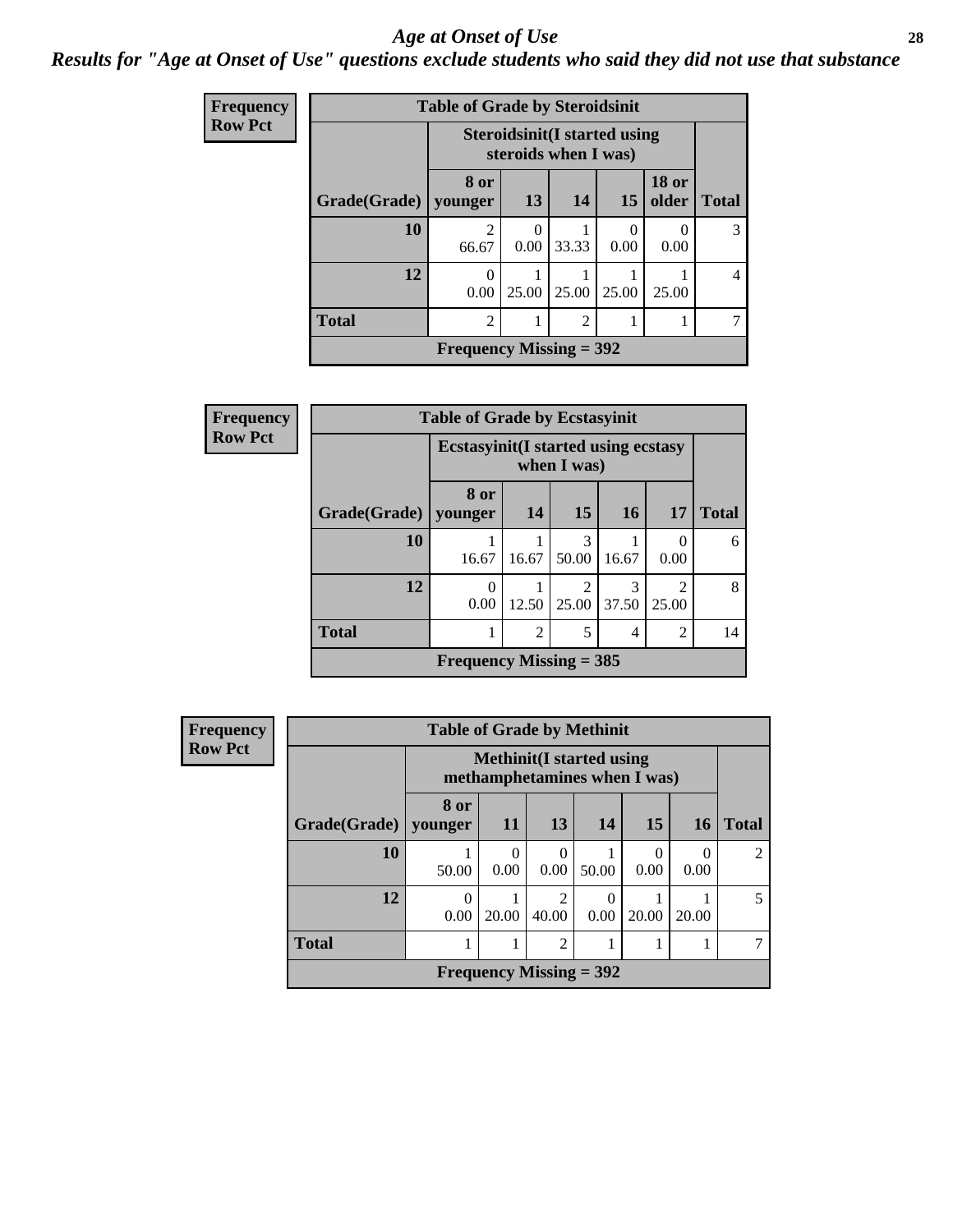# Age at Onset of Use

*Results for "Age at Onset of Use" questions exclude students who said they did not use that substance*

**Frequency / Row Pct**

**Table of Grade by Steroidsinit**

| Grade(Grade) | Steroidsinit(I started using steroids when I was) | | | | | Total |
|---|---|---|---|---|---|---|
| | 8 or younger | 13 | 14 | 15 | 18 or older | |
| 10 | 2<br>66.67 | 0<br>0.00 | 1<br>33.33 | 0<br>0.00 | 0<br>0.00 | 3 |
| 12 | 0<br>0.00 | 1<br>25.00 | 1<br>25.00 | 1<br>25.00 | 1<br>25.00 | 4 |
| Total | 2 | 1 | 2 | 1 | 1 | 7 |

Frequency Missing = 392

**Frequency / Row Pct**

**Table of Grade by Ecstasyinit**

| Grade(Grade) | Ecstasyinit(I started using ecstasy when I was) | | | | | Total |
|---|---|---|---|---|---|---|
| | 8 or younger | 14 | 15 | 16 | 17 | |
| 10 | 1<br>16.67 | 1<br>16.67 | 3<br>50.00 | 1<br>16.67 | 0<br>0.00 | 6 |
| 12 | 0<br>0.00 | 1<br>12.50 | 2<br>25.00 | 3<br>37.50 | 2<br>25.00 | 8 |
| Total | 1 | 2 | 5 | 4 | 2 | 14 |

Frequency Missing = 385

**Frequency / Row Pct**

**Table of Grade by Methinit**

| Grade(Grade) | Methinit(I started using methamphetamines when I was) | | | | | | Total |
|---|---|---|---|---|---|---|---|
| | 8 or younger | 11 | 13 | 14 | 15 | 16 | |
| 10 | 1<br>50.00 | 0<br>0.00 | 0<br>0.00 | 1<br>50.00 | 0<br>0.00 | 0<br>0.00 | 2 |
| 12 | 0<br>0.00 | 1<br>20.00 | 2<br>40.00 | 0<br>0.00 | 1<br>20.00 | 1<br>20.00 | 5 |
| Total | 1 | 1 | 2 | 1 | 1 | 1 | 7 |

Frequency Missing = 392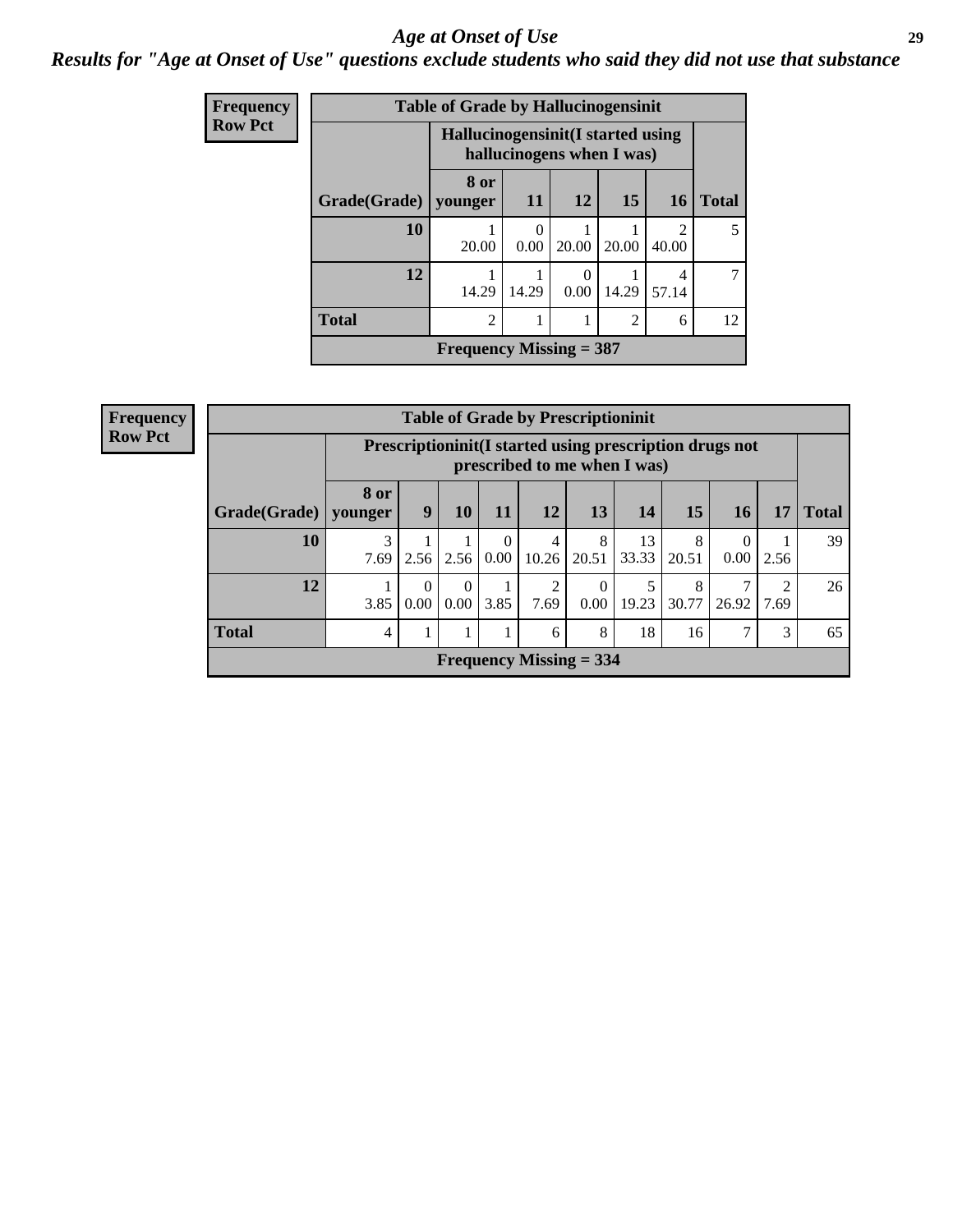# *Age at Onset of Use*

***Results for "Age at Onset of Use" questions exclude students who said they did not use that substance***

**Frequency**
**Row Pct**

| Table of Grade by Hallucinogensinit | | | | | | |
|---|---|---|---|---|---|---|
| | Hallucinogensinit(I started using hallucinogens when I was) | | | | | |
| Grade(Grade) | 8 or younger | 11 | 12 | 15 | 16 | Total |
| **10** | 1<br>20.00 | 0<br>0.00 | 1<br>20.00 | 1<br>20.00 | 2<br>40.00 | 5 |
| **12** | 1<br>14.29 | 1<br>14.29 | 0<br>0.00 | 1<br>14.29 | 4<br>57.14 | 7 |
| **Total** | 2 | 1 | 1 | 2 | 6 | 12 |
| **Frequency Missing = 387** | | | | | | |

**Frequency**
**Row Pct**

| Table of Grade by Prescriptioninit | | | | | | | | | | | |
|---|---|---|---|---|---|---|---|---|---|---|---|
| | Prescriptioninit(I started using prescription drugs not prescribed to me when I was) | | | | | | | | | | |
| Grade(Grade) | 8 or younger | 9 | 10 | 11 | 12 | 13 | 14 | 15 | 16 | 17 | Total |
| **10** | 3<br>7.69 | 1<br>2.56 | 1<br>2.56 | 0<br>0.00 | 4<br>10.26 | 8<br>20.51 | 13<br>33.33 | 8<br>20.51 | 0<br>0.00 | 1<br>2.56 | 39 |
| **12** | 1<br>3.85 | 0<br>0.00 | 0<br>0.00 | 1<br>3.85 | 2<br>7.69 | 0<br>0.00 | 5<br>19.23 | 8<br>30.77 | 7<br>26.92 | 2<br>7.69 | 26 |
| **Total** | 4 | 1 | 1 | 1 | 6 | 8 | 18 | 16 | 7 | 3 | 65 |
| **Frequency Missing = 334** | | | | | | | | | | | |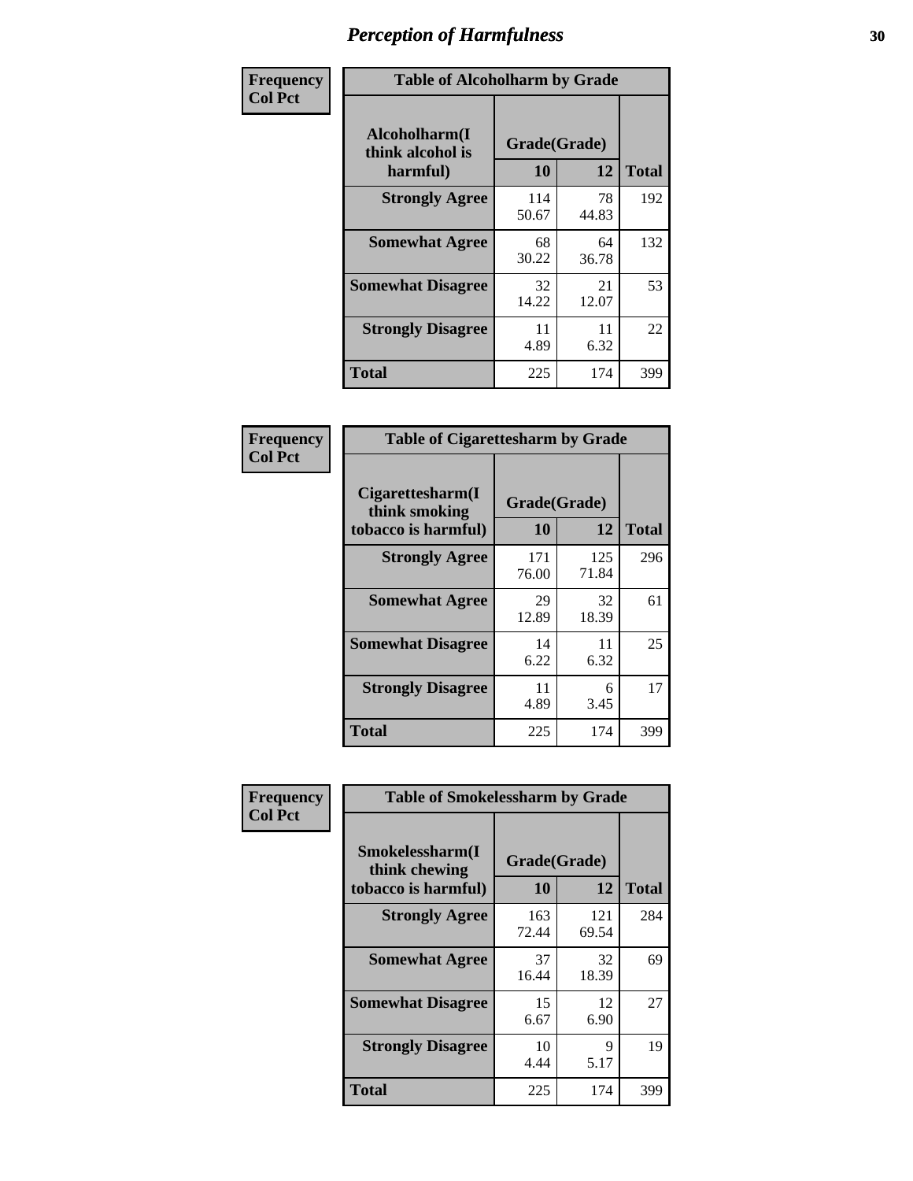# Perception of Harmfulness

| Frequency Col Pct | Table of Alcoholharm by Grade | | |
|---|---|---|---|
| Alcoholharm(I think alcohol is harmful) | Grade(Grade) | | Total |
| | 10 | 12 | |
| Strongly Agree | 114<br>50.67 | 78<br>44.83 | 192 |
| Somewhat Agree | 68<br>30.22 | 64<br>36.78 | 132 |
| Somewhat Disagree | 32<br>14.22 | 21<br>12.07 | 53 |
| Strongly Disagree | 11<br>4.89 | 11<br>6.32 | 22 |
| Total | 225 | 174 | 399 |

| Frequency Col Pct | Table of Cigarettesharm by Grade | | |
|---|---|---|---|
| Cigarettesharm(I think smoking tobacco is harmful) | Grade(Grade) | | Total |
| | 10 | 12 | |
| Strongly Agree | 171<br>76.00 | 125<br>71.84 | 296 |
| Somewhat Agree | 29<br>12.89 | 32<br>18.39 | 61 |
| Somewhat Disagree | 14<br>6.22 | 11<br>6.32 | 25 |
| Strongly Disagree | 11<br>4.89 | 6<br>3.45 | 17 |
| Total | 225 | 174 | 399 |

| Frequency Col Pct | Table of Smokelessharm by Grade | | |
|---|---|---|---|
| Smokelessharm(I think chewing tobacco is harmful) | Grade(Grade) | | Total |
| | 10 | 12 | |
| Strongly Agree | 163<br>72.44 | 121<br>69.54 | 284 |
| Somewhat Agree | 37<br>16.44 | 32<br>18.39 | 69 |
| Somewhat Disagree | 15<br>6.67 | 12<br>6.90 | 27 |
| Strongly Disagree | 10<br>4.44 | 9<br>5.17 | 19 |
| Total | 225 | 174 | 399 |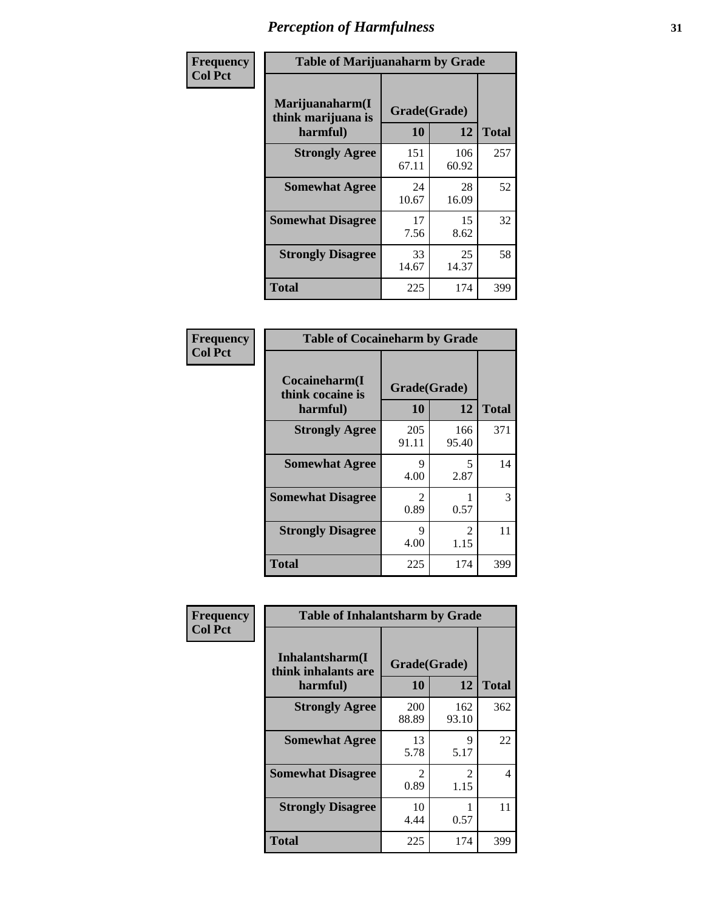# Perception of Harmfulness

**Frequency**
**Col Pct**

**Table of Marijuanaharm by Grade**

| Marijuanaharm(I think marijuana is harmful) | Grade(Grade) | | Total |
|---|---|---|---|
| | 10 | 12 | |
| **Strongly Agree** | 151<br>67.11 | 106<br>60.92 | 257 |
| **Somewhat Agree** | 24<br>10.67 | 28<br>16.09 | 52 |
| **Somewhat Disagree** | 17<br>7.56 | 15<br>8.62 | 32 |
| **Strongly Disagree** | 33<br>14.67 | 25<br>14.37 | 58 |
| **Total** | 225 | 174 | 399 |

**Frequency**
**Col Pct**

**Table of Cocaineharm by Grade**

| Cocaineharm(I think cocaine is harmful) | Grade(Grade) | | Total |
|---|---|---|---|
| | 10 | 12 | |
| **Strongly Agree** | 205<br>91.11 | 166<br>95.40 | 371 |
| **Somewhat Agree** | 9<br>4.00 | 5<br>2.87 | 14 |
| **Somewhat Disagree** | 2<br>0.89 | 1<br>0.57 | 3 |
| **Strongly Disagree** | 9<br>4.00 | 2<br>1.15 | 11 |
| **Total** | 225 | 174 | 399 |

**Frequency**
**Col Pct**

**Table of Inhalantsharm by Grade**

| Inhalantsharm(I think inhalants are harmful) | Grade(Grade) | | Total |
|---|---|---|---|
| | 10 | 12 | |
| **Strongly Agree** | 200<br>88.89 | 162<br>93.10 | 362 |
| **Somewhat Agree** | 13<br>5.78 | 9<br>5.17 | 22 |
| **Somewhat Disagree** | 2<br>0.89 | 2<br>1.15 | 4 |
| **Strongly Disagree** | 10<br>4.44 | 1<br>0.57 | 11 |
| **Total** | 225 | 174 | 399 |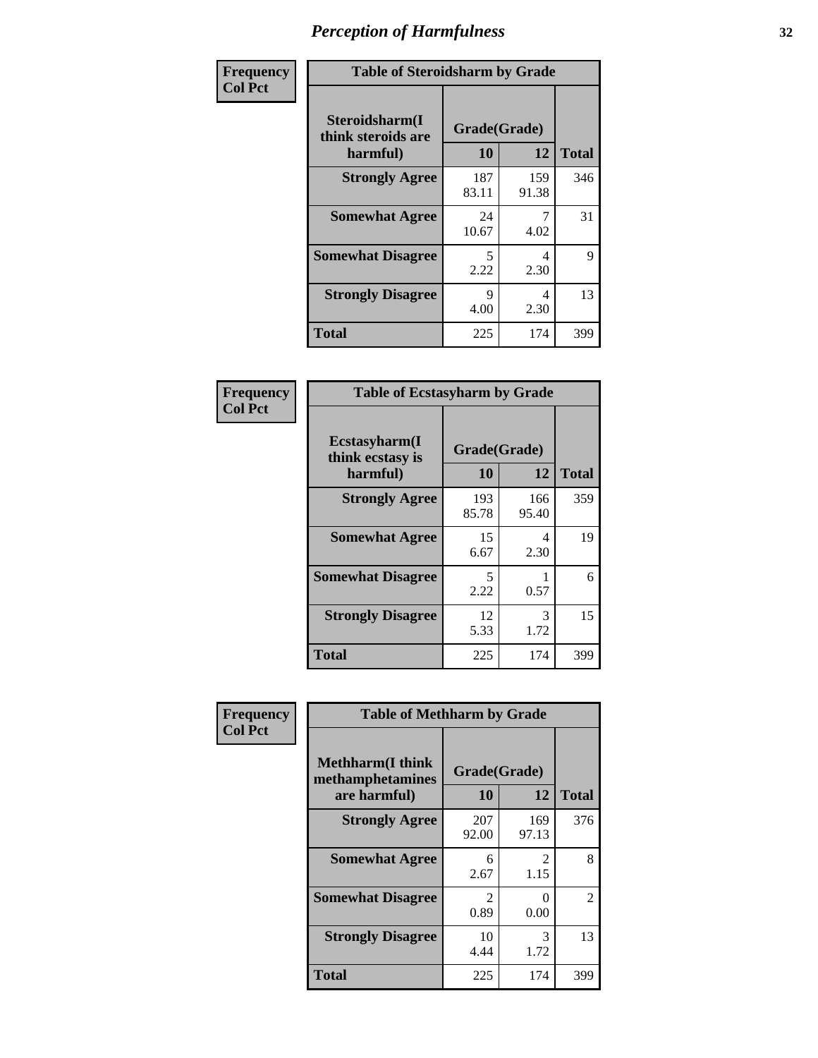| Frequency<br>Col Pct | Table of Steroidsharm by Grade | | |
|---|---|---|---|
| **Steroidsharm(I think steroids are harmful)** | **Grade(Grade)** | | |
| | **10** | **12** | **Total** |
| **Strongly Agree** | 187<br>83.11 | 159<br>91.38 | 346 |
| **Somewhat Agree** | 24<br>10.67 | 7<br>4.02 | 31 |
| **Somewhat Disagree** | 5<br>2.22 | 4<br>2.30 | 9 |
| **Strongly Disagree** | 9<br>4.00 | 4<br>2.30 | 13 |
| **Total** | 225 | 174 | 399 |

| Frequency<br>Col Pct | Table of Ecstasyharm by Grade | | |
|---|---|---|---|
| **Ecstasyharm(I think ecstasy is harmful)** | **Grade(Grade)** | | |
| | **10** | **12** | **Total** |
| **Strongly Agree** | 193<br>85.78 | 166<br>95.40 | 359 |
| **Somewhat Agree** | 15<br>6.67 | 4<br>2.30 | 19 |
| **Somewhat Disagree** | 5<br>2.22 | 1<br>0.57 | 6 |
| **Strongly Disagree** | 12<br>5.33 | 3<br>1.72 | 15 |
| **Total** | 225 | 174 | 399 |

| Frequency<br>Col Pct | Table of Methharm by Grade | | |
|---|---|---|---|
| **Methharm(I think methamphetamines are harmful)** | **Grade(Grade)** | | |
| | **10** | **12** | **Total** |
| **Strongly Agree** | 207<br>92.00 | 169<br>97.13 | 376 |
| **Somewhat Agree** | 6<br>2.67 | 2<br>1.15 | 8 |
| **Somewhat Disagree** | 2<br>0.89 | 0<br>0.00 | 2 |
| **Strongly Disagree** | 10<br>4.44 | 3<br>1.72 | 13 |
| **Total** | 225 | 174 | 399 |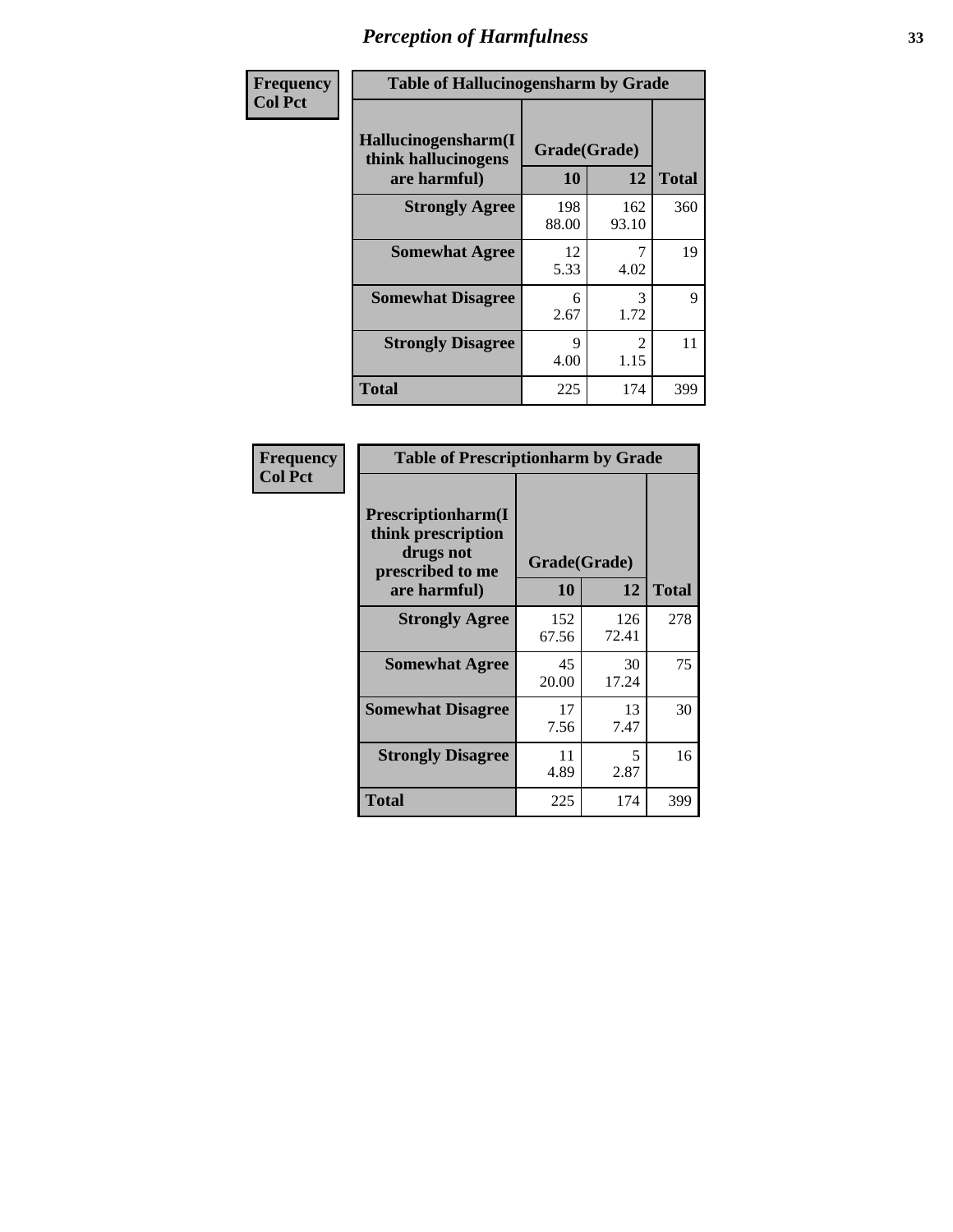# Perception of Harmfulness

| Frequency Col Pct | Table of Hallucinogensharm by Grade | | |
|---|---|---|---|
| Hallucinogensharm(I think hallucinogens are harmful) | Grade(Grade) | | |
| | 10 | 12 | Total |
| Strongly Agree | 198<br>88.00 | 162<br>93.10 | 360 |
| Somewhat Agree | 12<br>5.33 | 7<br>4.02 | 19 |
| Somewhat Disagree | 6<br>2.67 | 3<br>1.72 | 9 |
| Strongly Disagree | 9<br>4.00 | 2<br>1.15 | 11 |
| Total | 225 | 174 | 399 |

| Frequency Col Pct | Table of Prescriptionharm by Grade | | |
|---|---|---|---|
| Prescriptionharm(I think prescription drugs not prescribed to me are harmful) | Grade(Grade) | | |
| | 10 | 12 | Total |
| Strongly Agree | 152<br>67.56 | 126<br>72.41 | 278 |
| Somewhat Agree | 45<br>20.00 | 30<br>17.24 | 75 |
| Somewhat Disagree | 17<br>7.56 | 13<br>7.47 | 30 |
| Strongly Disagree | 11<br>4.89 | 5<br>2.87 | 16 |
| Total | 225 | 174 | 399 |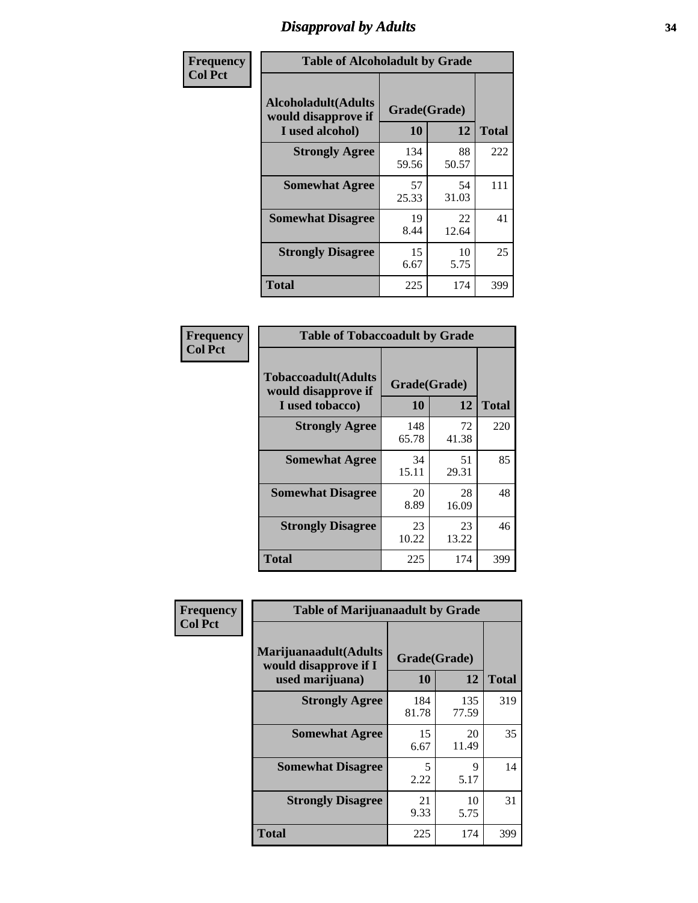# Disapproval by Adults

**Frequency / Col Pct**

**Table of Alcoholadult by Grade**

| Alcoholadult(Adults would disapprove if I used alcohol) | Grade(Grade) | | Total |
|---|---|---|---|
| | 10 | 12 | |
| Strongly Agree | 134<br>59.56 | 88<br>50.57 | 222 |
| Somewhat Agree | 57<br>25.33 | 54<br>31.03 | 111 |
| Somewhat Disagree | 19<br>8.44 | 22<br>12.64 | 41 |
| Strongly Disagree | 15<br>6.67 | 10<br>5.75 | 25 |
| Total | 225 | 174 | 399 |

**Frequency / Col Pct**

**Table of Tobaccoadult by Grade**

| Tobaccoadult(Adults would disapprove if I used tobacco) | Grade(Grade) | | Total |
|---|---|---|---|
| | 10 | 12 | |
| Strongly Agree | 148<br>65.78 | 72<br>41.38 | 220 |
| Somewhat Agree | 34<br>15.11 | 51<br>29.31 | 85 |
| Somewhat Disagree | 20<br>8.89 | 28<br>16.09 | 48 |
| Strongly Disagree | 23<br>10.22 | 23<br>13.22 | 46 |
| Total | 225 | 174 | 399 |

**Frequency / Col Pct**

**Table of Marijuanaadult by Grade**

| Marijuanaadult(Adults would disapprove if I used marijuana) | Grade(Grade) | | Total |
|---|---|---|---|
| | 10 | 12 | |
| Strongly Agree | 184<br>81.78 | 135<br>77.59 | 319 |
| Somewhat Agree | 15<br>6.67 | 20<br>11.49 | 35 |
| Somewhat Disagree | 5<br>2.22 | 9<br>5.17 | 14 |
| Strongly Disagree | 21<br>9.33 | 10<br>5.75 | 31 |
| Total | 225 | 174 | 399 |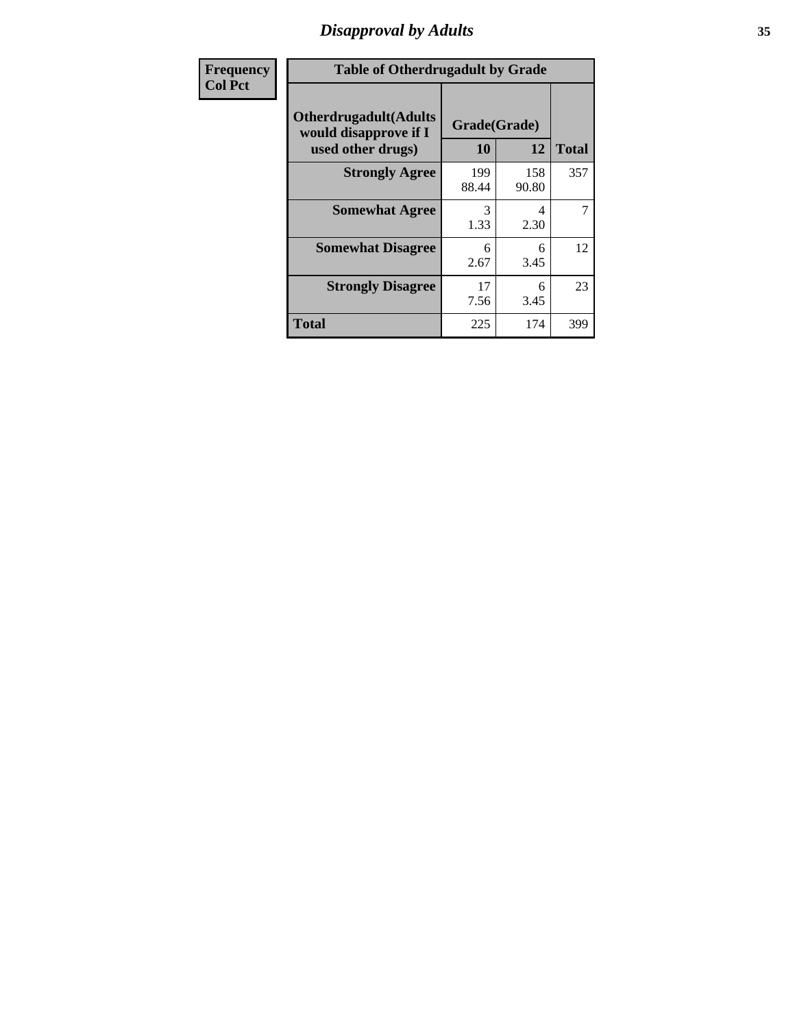## Disapproval by Adults

| Frequency<br>Col Pct |
|---|

**Table of Otherdrugadult by Grade**

| Otherdrugadult(Adults would disapprove if I used other drugs) | Grade(Grade) 10 | 12 | Total |
|---|---|---|---|
| Strongly Agree | 199<br>88.44 | 158<br>90.80 | 357 |
| Somewhat Agree | 3<br>1.33 | 4<br>2.30 | 7 |
| Somewhat Disagree | 6<br>2.67 | 6<br>3.45 | 12 |
| Strongly Disagree | 17<br>7.56 | 6<br>3.45 | 23 |
| Total | 225 | 174 | 399 |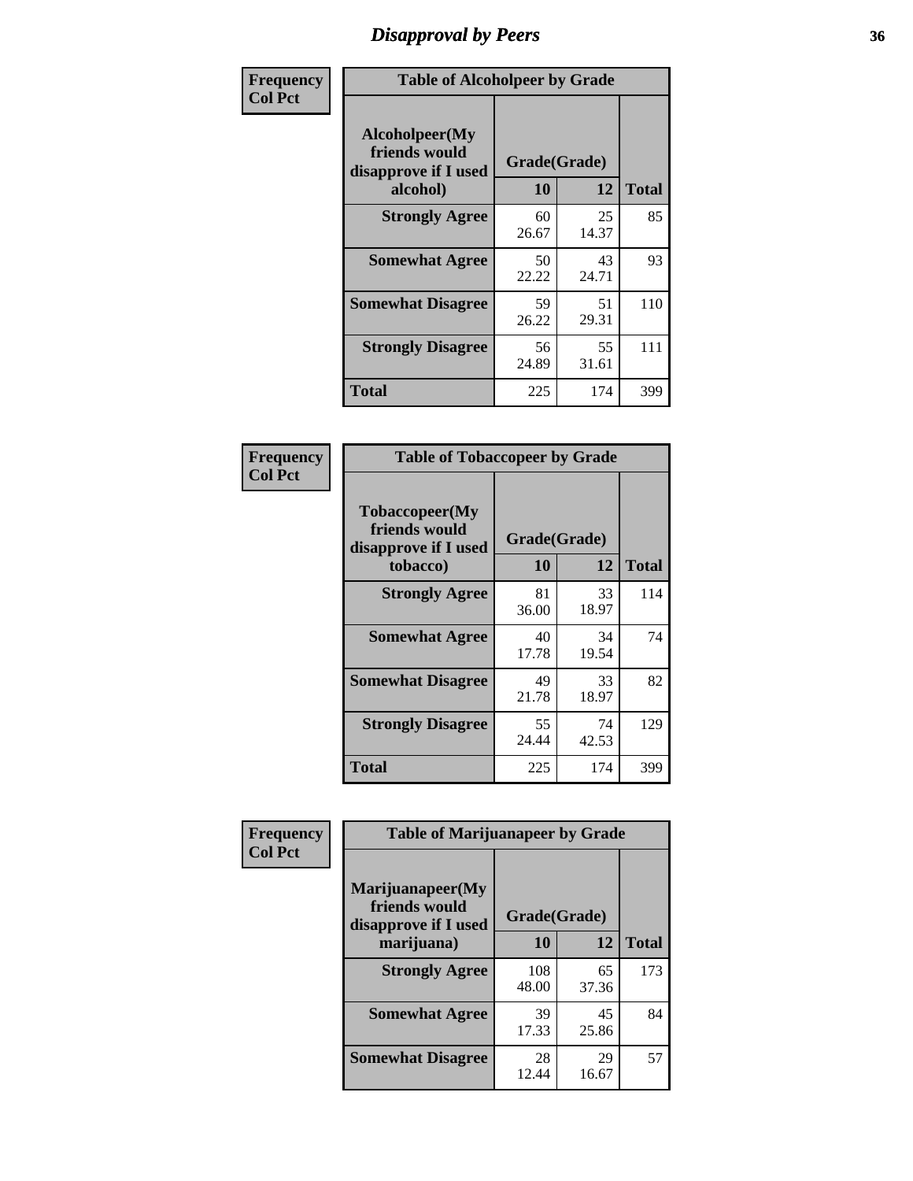# Disapproval by Peers

**Frequency**
**Col Pct**

| Table of Alcoholpeer by Grade | | | |
|---|---|---|---|
| Alcoholpeer(My friends would disapprove if I used alcohol) | Grade(Grade) | | |
| | 10 | 12 | Total |
| **Strongly Agree** | 60<br>26.67 | 25<br>14.37 | 85 |
| **Somewhat Agree** | 50<br>22.22 | 43<br>24.71 | 93 |
| **Somewhat Disagree** | 59<br>26.22 | 51<br>29.31 | 110 |
| **Strongly Disagree** | 56<br>24.89 | 55<br>31.61 | 111 |
| **Total** | 225 | 174 | 399 |

**Frequency**
**Col Pct**

| Table of Tobaccopeer by Grade | | | |
|---|---|---|---|
| Tobaccopeer(My friends would disapprove if I used tobacco) | Grade(Grade) | | |
| | 10 | 12 | Total |
| **Strongly Agree** | 81<br>36.00 | 33<br>18.97 | 114 |
| **Somewhat Agree** | 40<br>17.78 | 34<br>19.54 | 74 |
| **Somewhat Disagree** | 49<br>21.78 | 33<br>18.97 | 82 |
| **Strongly Disagree** | 55<br>24.44 | 74<br>42.53 | 129 |
| **Total** | 225 | 174 | 399 |

**Frequency**
**Col Pct**

| Table of Marijuanapeer by Grade | | | |
|---|---|---|---|
| Marijuanapeer(My friends would disapprove if I used marijuana) | Grade(Grade) | | |
| | 10 | 12 | Total |
| **Strongly Agree** | 108<br>48.00 | 65<br>37.36 | 173 |
| **Somewhat Agree** | 39<br>17.33 | 45<br>25.86 | 84 |
| **Somewhat Disagree** | 28<br>12.44 | 29<br>16.67 | 57 |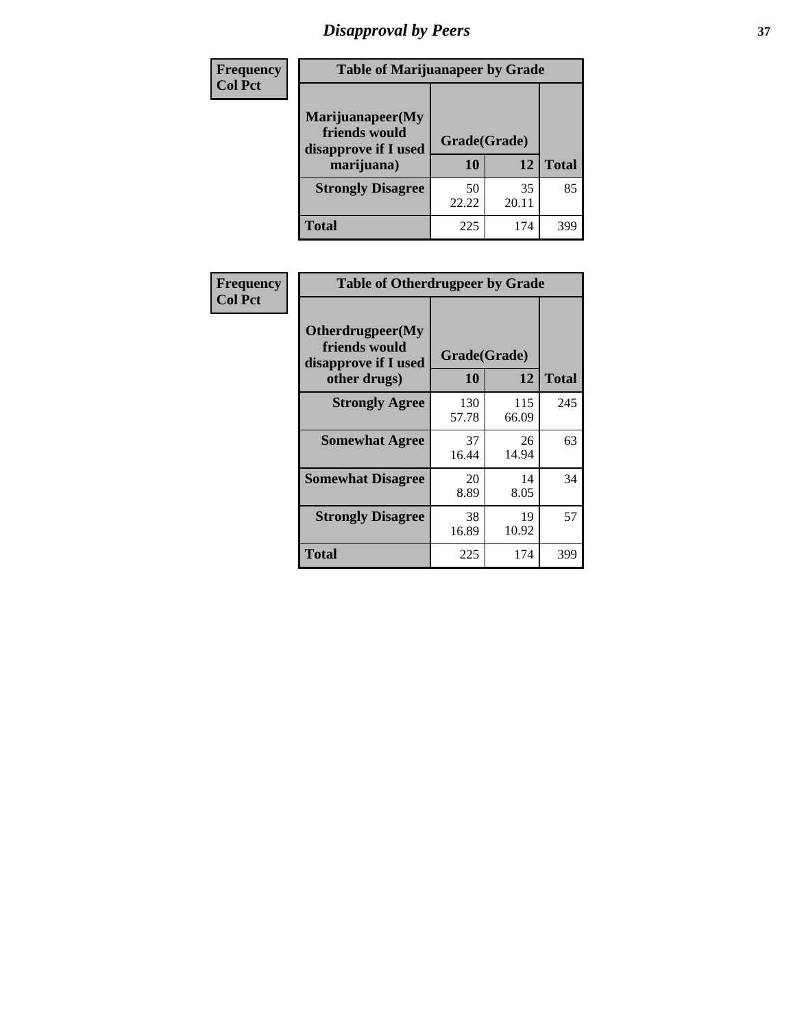# Disapproval by Peers

| Frequency Col Pct | Table of Marijuanapeer by Grade | | |
|---|---|---|---|
| Marijuanapeer(My friends would disapprove if I used marijuana) | Grade(Grade) | | |
| | 10 | 12 | Total |
| Strongly Disagree | 50<br>22.22 | 35<br>20.11 | 85 |
| Total | 225 | 174 | 399 |

| Frequency Col Pct | Table of Otherdrugpeer by Grade | | |
|---|---|---|---|
| Otherdrugpeer(My friends would disapprove if I used other drugs) | Grade(Grade) | | |
| | 10 | 12 | Total |
| Strongly Agree | 130<br>57.78 | 115<br>66.09 | 245 |
| Somewhat Agree | 37<br>16.44 | 26<br>14.94 | 63 |
| Somewhat Disagree | 20<br>8.89 | 14<br>8.05 | 34 |
| Strongly Disagree | 38<br>16.89 | 19<br>10.92 | 57 |
| Total | 225 | 174 | 399 |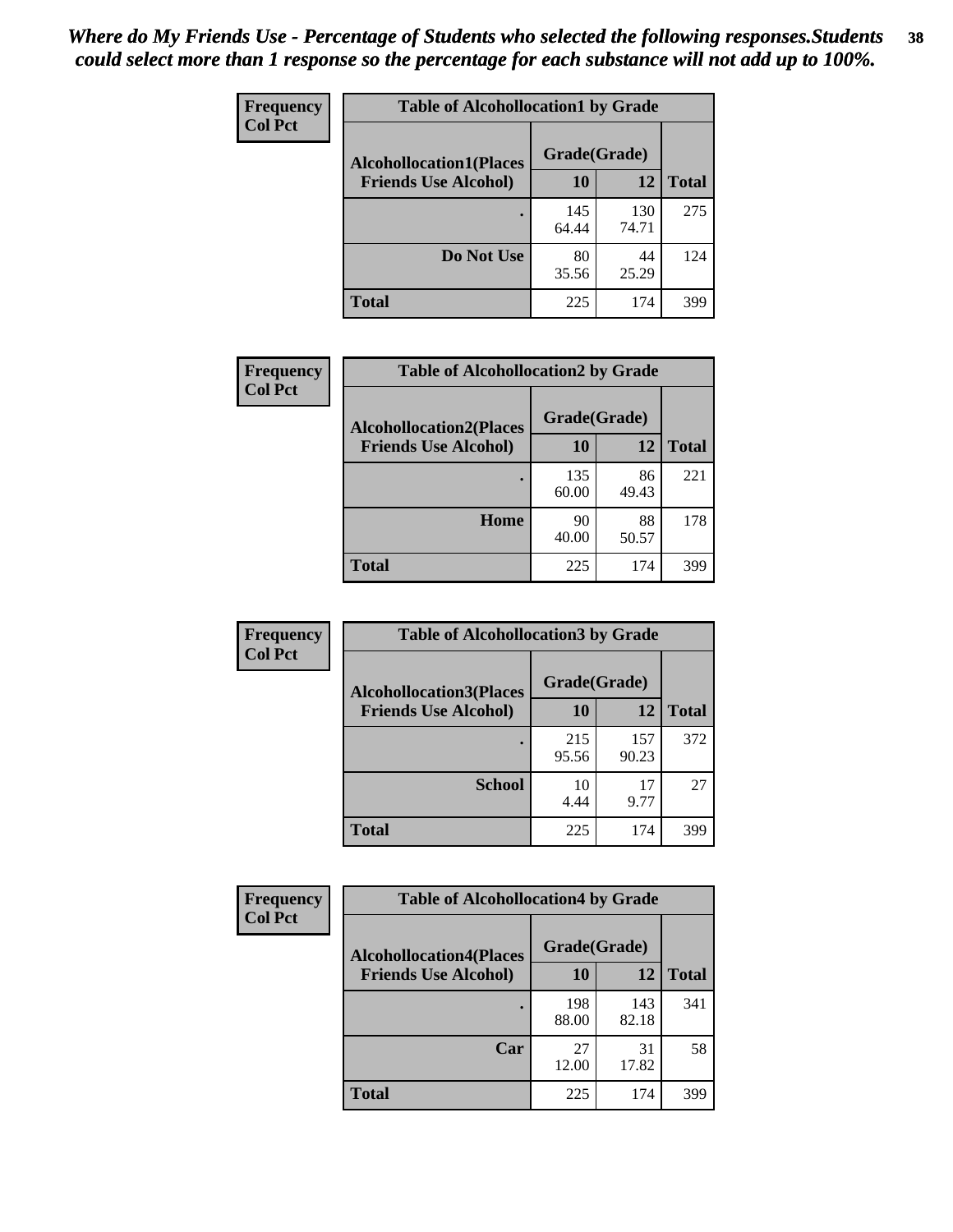*Where do My Friends Use - Percentage of Students who selected the following responses.Students could select more than 1 response so the percentage for each substance will not add up to 100%.*

**Frequency**
**Col Pct**

| Table of Alcohollocation1 by Grade | | | |
|---|---|---|---|
| **Alcohollocation1(Places Friends Use Alcohol)** | **Grade(Grade)** | | **Total** |
| | **10** | **12** | |
| **.** | 145<br>64.44 | 130<br>74.71 | 275 |
| **Do Not Use** | 80<br>35.56 | 44<br>25.29 | 124 |
| **Total** | 225 | 174 | 399 |

**Frequency**
**Col Pct**

| Table of Alcohollocation2 by Grade | | | |
|---|---|---|---|
| **Alcohollocation2(Places Friends Use Alcohol)** | **Grade(Grade)** | | **Total** |
| | **10** | **12** | |
| **.** | 135<br>60.00 | 86<br>49.43 | 221 |
| **Home** | 90<br>40.00 | 88<br>50.57 | 178 |
| **Total** | 225 | 174 | 399 |

**Frequency**
**Col Pct**

| Table of Alcohollocation3 by Grade | | | |
|---|---|---|---|
| **Alcohollocation3(Places Friends Use Alcohol)** | **Grade(Grade)** | | **Total** |
| | **10** | **12** | |
| **.** | 215<br>95.56 | 157<br>90.23 | 372 |
| **School** | 10<br>4.44 | 17<br>9.77 | 27 |
| **Total** | 225 | 174 | 399 |

**Frequency**
**Col Pct**

| Table of Alcohollocation4 by Grade | | | |
|---|---|---|---|
| **Alcohollocation4(Places Friends Use Alcohol)** | **Grade(Grade)** | | **Total** |
| | **10** | **12** | |
| **.** | 198<br>88.00 | 143<br>82.18 | 341 |
| **Car** | 27<br>12.00 | 31<br>17.82 | 58 |
| **Total** | 225 | 174 | 399 |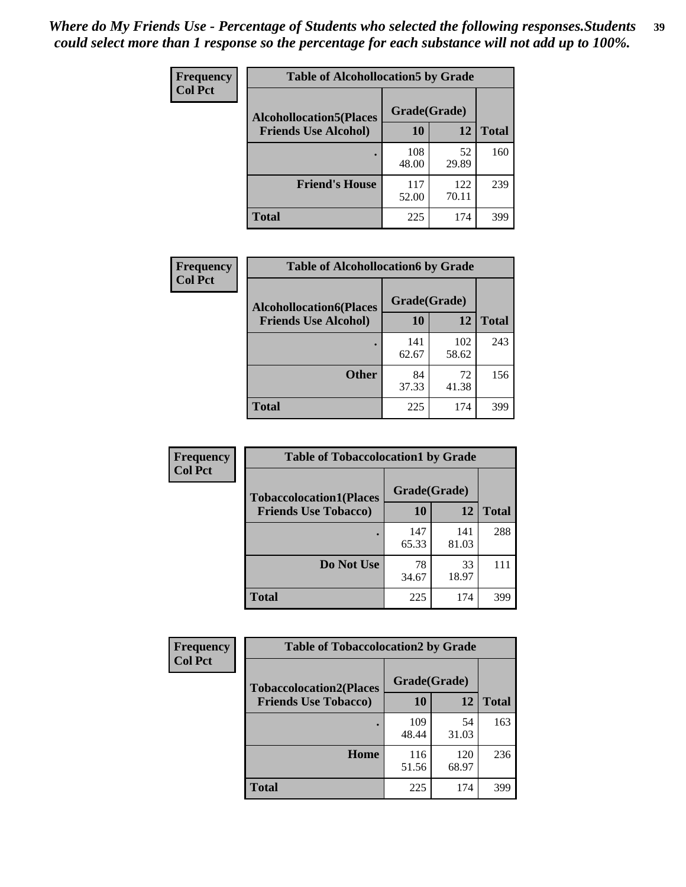*Where do My Friends Use - Percentage of Students who selected the following responses.Students could select more than 1 response so the percentage for each substance will not add up to 100%.*

| Frequency Col Pct | Table of Alcohollocation5 by Grade | | |
|---|---|---|---|
| Alcohollocation5(Places Friends Use Alcohol) | Grade(Grade) 10 | 12 | Total |
| . | 108 48.00 | 52 29.89 | 160 |
| Friend's House | 117 52.00 | 122 70.11 | 239 |
| Total | 225 | 174 | 399 |

| Frequency Col Pct | Table of Alcohollocation6 by Grade | | |
|---|---|---|---|
| Alcohollocation6(Places Friends Use Alcohol) | Grade(Grade) 10 | 12 | Total |
| . | 141 62.67 | 102 58.62 | 243 |
| Other | 84 37.33 | 72 41.38 | 156 |
| Total | 225 | 174 | 399 |

| Frequency Col Pct | Table of Tobaccolocation1 by Grade | | |
|---|---|---|---|
| Tobaccolocation1(Places Friends Use Tobacco) | Grade(Grade) 10 | 12 | Total |
| . | 147 65.33 | 141 81.03 | 288 |
| Do Not Use | 78 34.67 | 33 18.97 | 111 |
| Total | 225 | 174 | 399 |

| Frequency Col Pct | Table of Tobaccolocation2 by Grade | | |
|---|---|---|---|
| Tobaccolocation2(Places Friends Use Tobacco) | Grade(Grade) 10 | 12 | Total |
| . | 109 48.44 | 54 31.03 | 163 |
| Home | 116 51.56 | 120 68.97 | 236 |
| Total | 225 | 174 | 399 |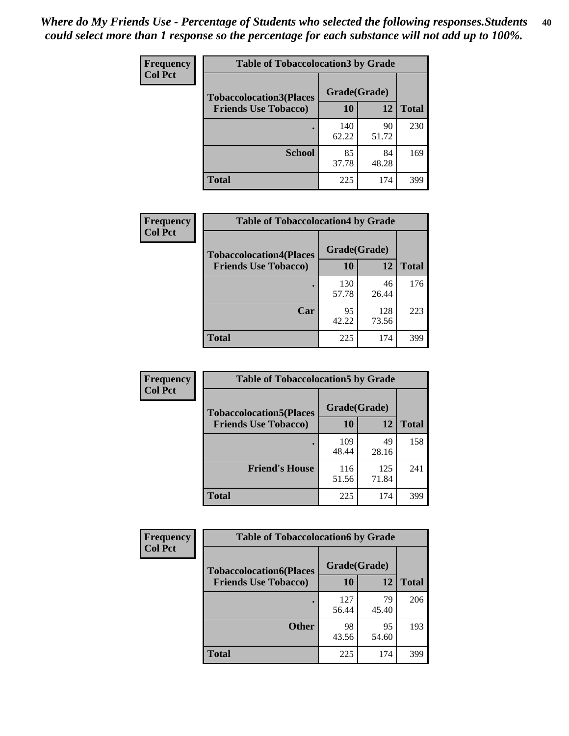*Where do My Friends Use - Percentage of Students who selected the following responses.Students could select more than 1 response so the percentage for each substance will not add up to 100%.*

**Frequency**
**Col Pct**

| Table of Tobaccolocation3 by Grade | | | |
|---|---|---|---|
| **Tobaccolocation3(Places Friends Use Tobacco)** | **Grade(Grade)** | | |
| | **10** | **12** | **Total** |
| **.** | 140<br>62.22 | 90<br>51.72 | 230 |
| **School** | 85<br>37.78 | 84<br>48.28 | 169 |
| **Total** | 225 | 174 | 399 |

**Frequency**
**Col Pct**

| Table of Tobaccolocation4 by Grade | | | |
|---|---|---|---|
| **Tobaccolocation4(Places Friends Use Tobacco)** | **Grade(Grade)** | | |
| | **10** | **12** | **Total** |
| **.** | 130<br>57.78 | 46<br>26.44 | 176 |
| **Car** | 95<br>42.22 | 128<br>73.56 | 223 |
| **Total** | 225 | 174 | 399 |

**Frequency**
**Col Pct**

| Table of Tobaccolocation5 by Grade | | | |
|---|---|---|---|
| **Tobaccolocation5(Places Friends Use Tobacco)** | **Grade(Grade)** | | |
| | **10** | **12** | **Total** |
| **.** | 109<br>48.44 | 49<br>28.16 | 158 |
| **Friend's House** | 116<br>51.56 | 125<br>71.84 | 241 |
| **Total** | 225 | 174 | 399 |

**Frequency**
**Col Pct**

| Table of Tobaccolocation6 by Grade | | | |
|---|---|---|---|
| **Tobaccolocation6(Places Friends Use Tobacco)** | **Grade(Grade)** | | |
| | **10** | **12** | **Total** |
| **.** | 127<br>56.44 | 79<br>45.40 | 206 |
| **Other** | 98<br>43.56 | 95<br>54.60 | 193 |
| **Total** | 225 | 174 | 399 |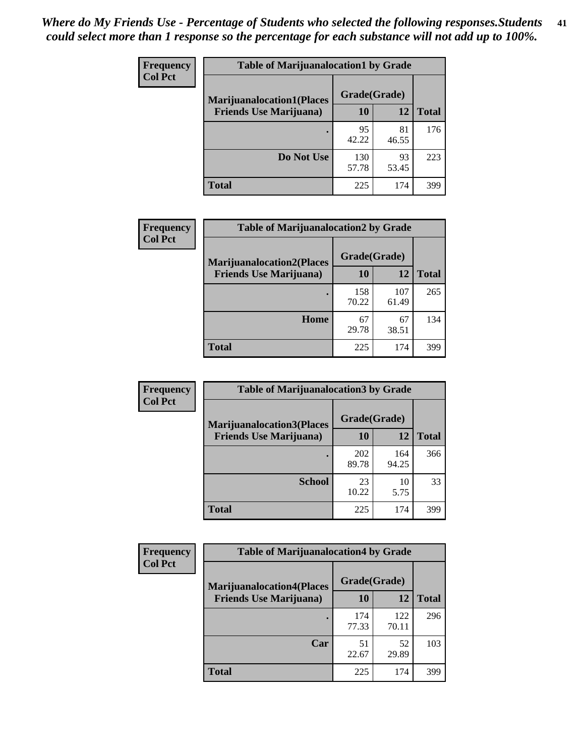*Where do My Friends Use - Percentage of Students who selected the following responses.Students could select more than 1 response so the percentage for each substance will not add up to 100%.*

**Frequency**
**Col Pct**

| Table of Marijuanalocation1 by Grade | | | |
|---|---|---|---|
| **Marijuanalocation1(Places Friends Use Marijuana)** | **Grade(Grade)** | | |
| | **10** | **12** | **Total** |
| . | 95<br>42.22 | 81<br>46.55 | 176 |
| **Do Not Use** | 130<br>57.78 | 93<br>53.45 | 223 |
| **Total** | 225 | 174 | 399 |

**Frequency**
**Col Pct**

| Table of Marijuanalocation2 by Grade | | | |
|---|---|---|---|
| **Marijuanalocation2(Places Friends Use Marijuana)** | **Grade(Grade)** | | |
| | **10** | **12** | **Total** |
| . | 158<br>70.22 | 107<br>61.49 | 265 |
| **Home** | 67<br>29.78 | 67<br>38.51 | 134 |
| **Total** | 225 | 174 | 399 |

**Frequency**
**Col Pct**

| Table of Marijuanalocation3 by Grade | | | |
|---|---|---|---|
| **Marijuanalocation3(Places Friends Use Marijuana)** | **Grade(Grade)** | | |
| | **10** | **12** | **Total** |
| . | 202<br>89.78 | 164<br>94.25 | 366 |
| **School** | 23<br>10.22 | 10<br>5.75 | 33 |
| **Total** | 225 | 174 | 399 |

**Frequency**
**Col Pct**

| Table of Marijuanalocation4 by Grade | | | |
|---|---|---|---|
| **Marijuanalocation4(Places Friends Use Marijuana)** | **Grade(Grade)** | | |
| | **10** | **12** | **Total** |
| . | 174<br>77.33 | 122<br>70.11 | 296 |
| **Car** | 51<br>22.67 | 52<br>29.89 | 103 |
| **Total** | 225 | 174 | 399 |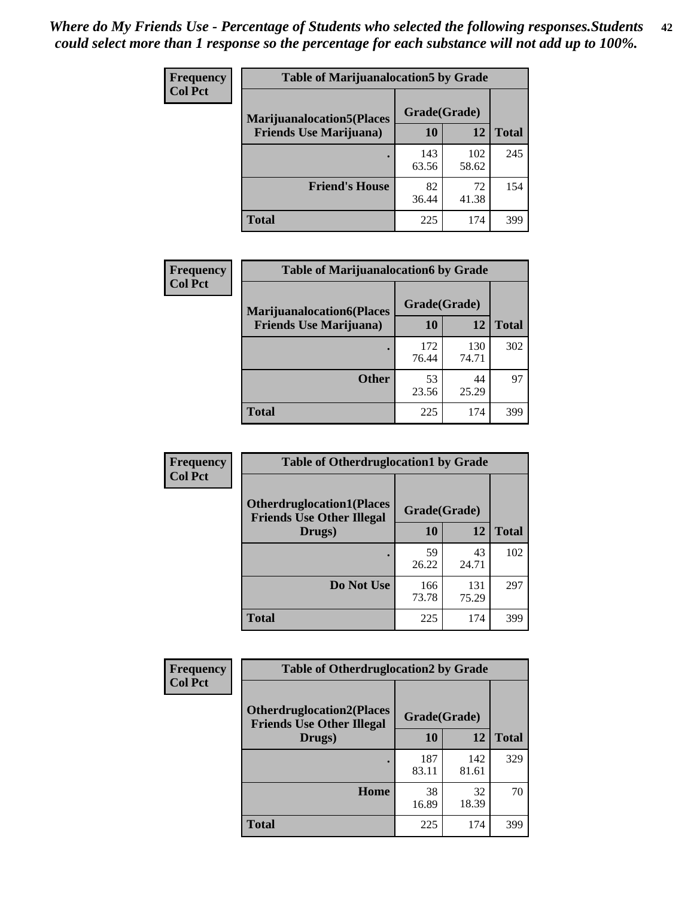*Where do My Friends Use - Percentage of Students who selected the following responses.Students could select more than 1 response so the percentage for each substance will not add up to 100%.*

**Frequency**
**Col Pct**

| Table of Marijuanalocation5 by Grade | | | |
|---|---|---|---|
| **Marijuanalocation5(Places Friends Use Marijuana)** | **Grade(Grade)** | | **Total** |
| | **10** | **12** | |
| . | 143<br>63.56 | 102<br>58.62 | 245 |
| **Friend's House** | 82<br>36.44 | 72<br>41.38 | 154 |
| **Total** | 225 | 174 | 399 |

**Frequency**
**Col Pct**

| Table of Marijuanalocation6 by Grade | | | |
|---|---|---|---|
| **Marijuanalocation6(Places Friends Use Marijuana)** | **Grade(Grade)** | | **Total** |
| | **10** | **12** | |
| . | 172<br>76.44 | 130<br>74.71 | 302 |
| **Other** | 53<br>23.56 | 44<br>25.29 | 97 |
| **Total** | 225 | 174 | 399 |

**Frequency**
**Col Pct**

| Table of Otherdruglocation1 by Grade | | | |
|---|---|---|---|
| **Otherdruglocation1(Places Friends Use Other Illegal Drugs)** | **Grade(Grade)** | | **Total** |
| | **10** | **12** | |
| . | 59<br>26.22 | 43<br>24.71 | 102 |
| **Do Not Use** | 166<br>73.78 | 131<br>75.29 | 297 |
| **Total** | 225 | 174 | 399 |

**Frequency**
**Col Pct**

| Table of Otherdruglocation2 by Grade | | | |
|---|---|---|---|
| **Otherdruglocation2(Places Friends Use Other Illegal Drugs)** | **Grade(Grade)** | | **Total** |
| | **10** | **12** | |
| . | 187<br>83.11 | 142<br>81.61 | 329 |
| **Home** | 38<br>16.89 | 32<br>18.39 | 70 |
| **Total** | 225 | 174 | 399 |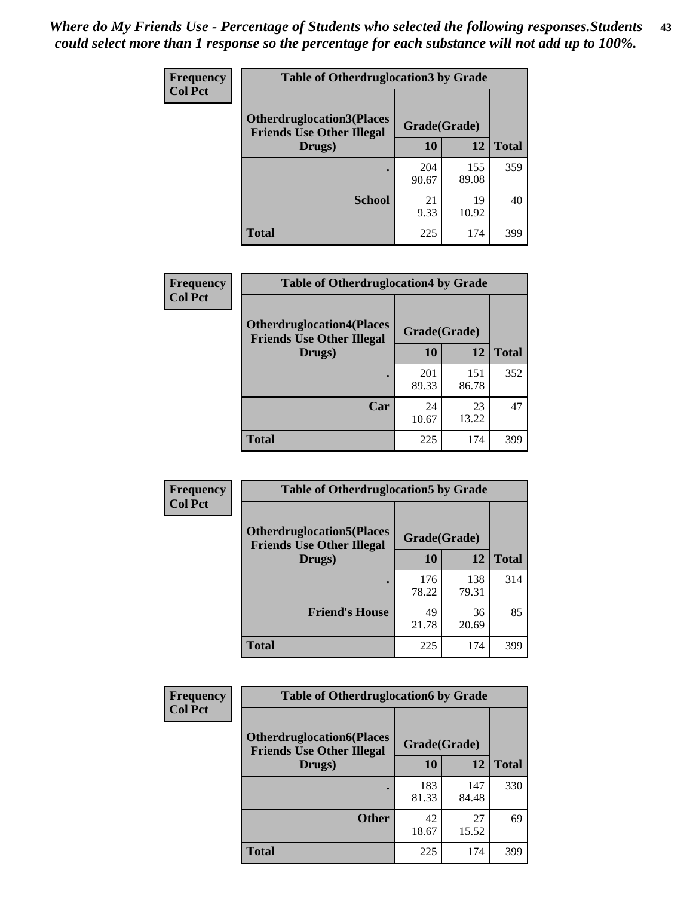*Where do My Friends Use - Percentage of Students who selected the following responses.Students could select more than 1 response so the percentage for each substance will not add up to 100%.*

| Frequency Col Pct | Table of Otherdruglocation3 by Grade | | |
|---|---|---|---|
| Otherdruglocation3(Places Friends Use Other Illegal Drugs) | Grade(Grade) | | |
| | 10 | 12 | Total |
| . | 204<br>90.67 | 155<br>89.08 | 359 |
| School | 21<br>9.33 | 19<br>10.92 | 40 |
| Total | 225 | 174 | 399 |

| Frequency Col Pct | Table of Otherdruglocation4 by Grade | | |
|---|---|---|---|
| Otherdruglocation4(Places Friends Use Other Illegal Drugs) | Grade(Grade) | | |
| | 10 | 12 | Total |
| . | 201<br>89.33 | 151<br>86.78 | 352 |
| Car | 24<br>10.67 | 23<br>13.22 | 47 |
| Total | 225 | 174 | 399 |

| Frequency Col Pct | Table of Otherdruglocation5 by Grade | | |
|---|---|---|---|
| Otherdruglocation5(Places Friends Use Other Illegal Drugs) | Grade(Grade) | | |
| | 10 | 12 | Total |
| . | 176<br>78.22 | 138<br>79.31 | 314 |
| Friend's House | 49<br>21.78 | 36<br>20.69 | 85 |
| Total | 225 | 174 | 399 |

| Frequency Col Pct | Table of Otherdruglocation6 by Grade | | |
|---|---|---|---|
| Otherdruglocation6(Places Friends Use Other Illegal Drugs) | Grade(Grade) | | |
| | 10 | 12 | Total |
| . | 183<br>81.33 | 147<br>84.48 | 330 |
| Other | 42<br>18.67 | 27<br>15.52 | 69 |
| Total | 225 | 174 | 399 |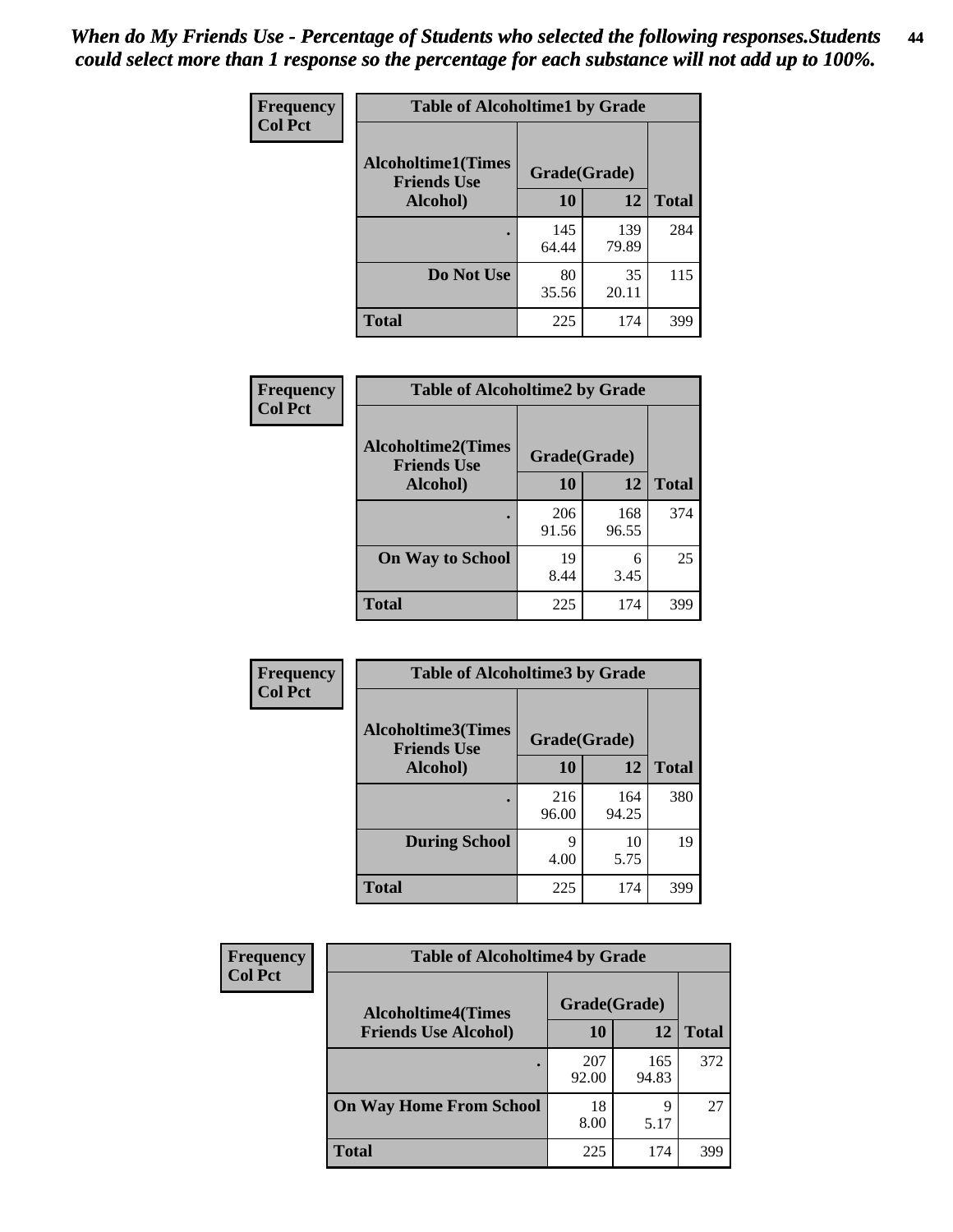*When do My Friends Use - Percentage of Students who selected the following responses.Students could select more than 1 response so the percentage for each substance will not add up to 100%.*

**Table of Alcoholtime1 by Grade**

| Frequency / Col Pct — Alcoholtime1(Times Friends Use Alcohol) | Grade(Grade) 10 | 12 | Total |
|---|---|---|---|
| . | 145<br>64.44 | 139<br>79.89 | 284 |
| Do Not Use | 80<br>35.56 | 35<br>20.11 | 115 |
| Total | 225 | 174 | 399 |

**Table of Alcoholtime2 by Grade**

| Frequency / Col Pct — Alcoholtime2(Times Friends Use Alcohol) | Grade(Grade) 10 | 12 | Total |
|---|---|---|---|
| . | 206<br>91.56 | 168<br>96.55 | 374 |
| On Way to School | 19<br>8.44 | 6<br>3.45 | 25 |
| Total | 225 | 174 | 399 |

**Table of Alcoholtime3 by Grade**

| Frequency / Col Pct — Alcoholtime3(Times Friends Use Alcohol) | Grade(Grade) 10 | 12 | Total |
|---|---|---|---|
| . | 216<br>96.00 | 164<br>94.25 | 380 |
| During School | 9<br>4.00 | 10<br>5.75 | 19 |
| Total | 225 | 174 | 399 |

**Table of Alcoholtime4 by Grade**

| Frequency / Col Pct — Alcoholtime4(Times Friends Use Alcohol) | Grade(Grade) 10 | 12 | Total |
|---|---|---|---|
| . | 207<br>92.00 | 165<br>94.83 | 372 |
| On Way Home From School | 18<br>8.00 | 9<br>5.17 | 27 |
| Total | 225 | 174 | 399 |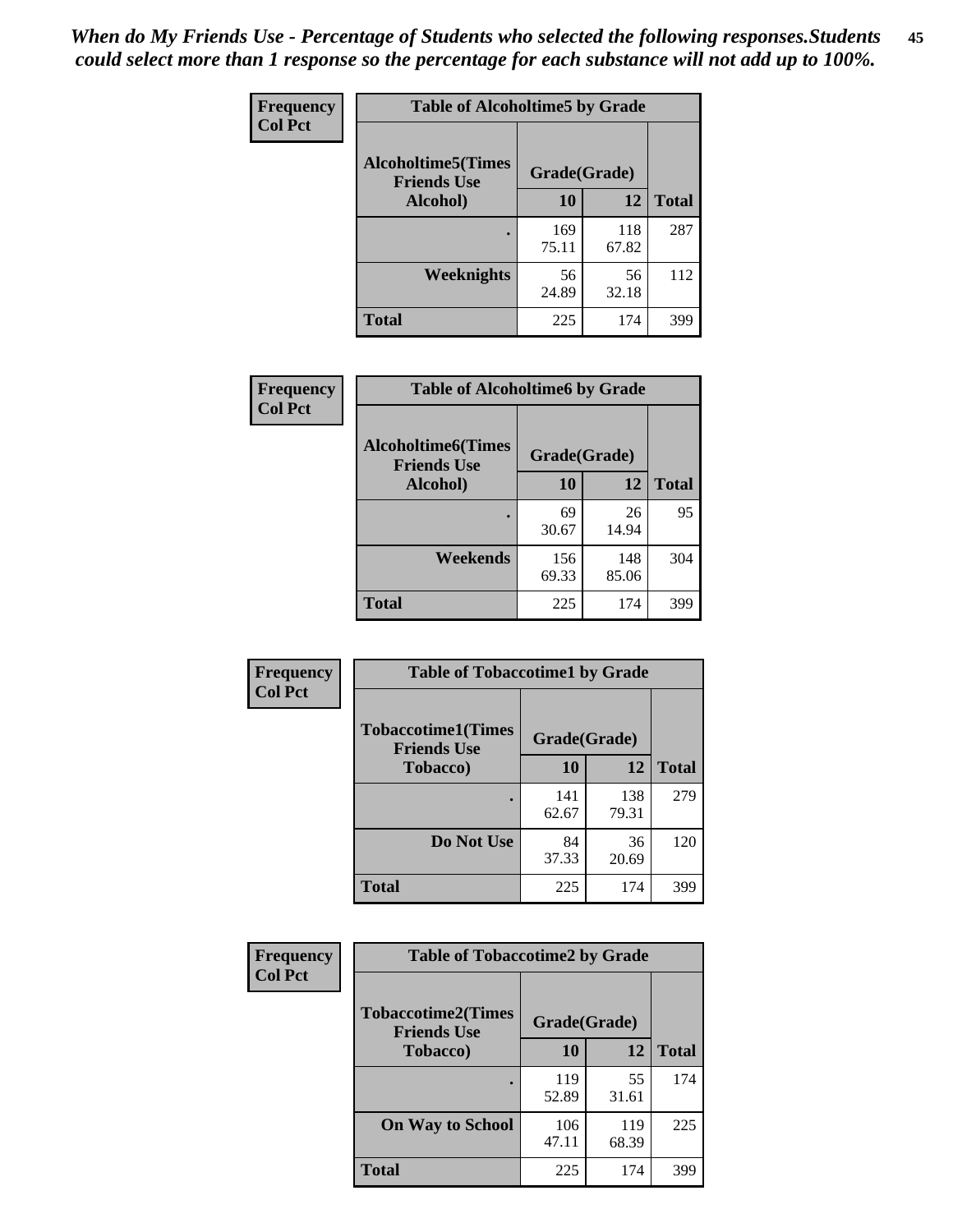*When do My Friends Use - Percentage of Students who selected the following responses.Students could select more than 1 response so the percentage for each substance will not add up to 100%.*

**Table of Alcoholtime5 by Grade**

| Frequency / Col Pct | | | |
|---|---|---|---|
| Alcoholtime5(Times Friends Use Alcohol) | Grade(Grade) | | Total |
| | 10 | 12 | |
| . | 169<br>75.11 | 118<br>67.82 | 287 |
| Weeknights | 56<br>24.89 | 56<br>32.18 | 112 |
| Total | 225 | 174 | 399 |

**Table of Alcoholtime6 by Grade**

| Frequency / Col Pct | | | |
|---|---|---|---|
| Alcoholtime6(Times Friends Use Alcohol) | Grade(Grade) | | Total |
| | 10 | 12 | |
| . | 69<br>30.67 | 26<br>14.94 | 95 |
| Weekends | 156<br>69.33 | 148<br>85.06 | 304 |
| Total | 225 | 174 | 399 |

**Table of Tobaccotime1 by Grade**

| Frequency / Col Pct | | | |
|---|---|---|---|
| Tobaccotime1(Times Friends Use Tobacco) | Grade(Grade) | | Total |
| | 10 | 12 | |
| . | 141<br>62.67 | 138<br>79.31 | 279 |
| Do Not Use | 84<br>37.33 | 36<br>20.69 | 120 |
| Total | 225 | 174 | 399 |

**Table of Tobaccotime2 by Grade**

| Frequency / Col Pct | | | |
|---|---|---|---|
| Tobaccotime2(Times Friends Use Tobacco) | Grade(Grade) | | Total |
| | 10 | 12 | |
| . | 119<br>52.89 | 55<br>31.61 | 174 |
| On Way to School | 106<br>47.11 | 119<br>68.39 | 225 |
| Total | 225 | 174 | 399 |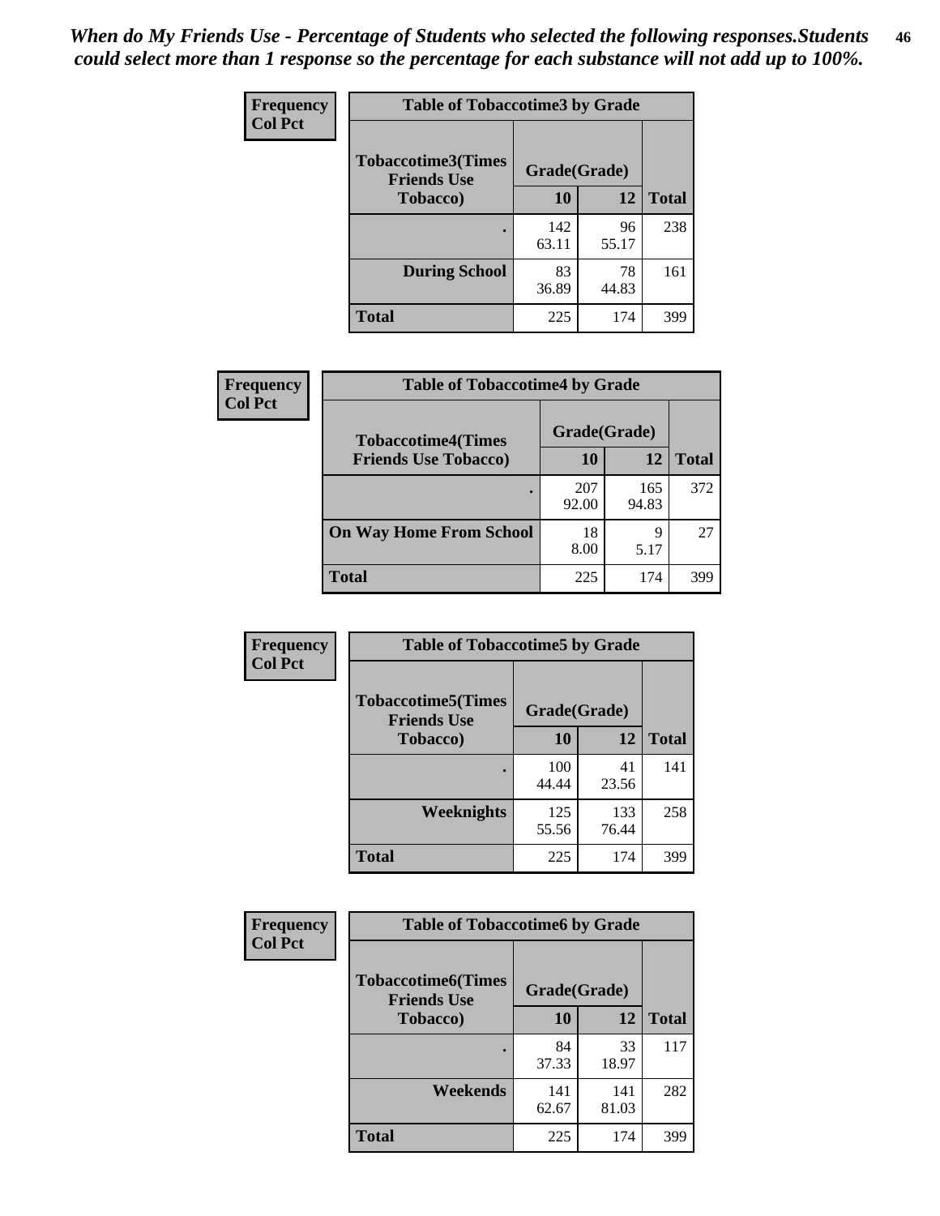*When do My Friends Use - Percentage of Students who selected the following responses.Students could select more than 1 response so the percentage for each substance will not add up to 100%.*

**Frequency**
**Col Pct**

| Table of Tobaccotime3 by Grade | | | |
|---|---|---|---|
| **Tobaccotime3(Times Friends Use Tobacco)** | **Grade(Grade)** | | |
| | **10** | **12** | **Total** |
| **.** | 142<br>63.11 | 96<br>55.17 | 238 |
| **During School** | 83<br>36.89 | 78<br>44.83 | 161 |
| **Total** | 225 | 174 | 399 |

**Frequency**
**Col Pct**

| Table of Tobaccotime4 by Grade | | | |
|---|---|---|---|
| **Tobaccotime4(Times Friends Use Tobacco)** | **Grade(Grade)** | | |
| | **10** | **12** | **Total** |
| **.** | 207<br>92.00 | 165<br>94.83 | 372 |
| **On Way Home From School** | 18<br>8.00 | 9<br>5.17 | 27 |
| **Total** | 225 | 174 | 399 |

**Frequency**
**Col Pct**

| Table of Tobaccotime5 by Grade | | | |
|---|---|---|---|
| **Tobaccotime5(Times Friends Use Tobacco)** | **Grade(Grade)** | | |
| | **10** | **12** | **Total** |
| **.** | 100<br>44.44 | 41<br>23.56 | 141 |
| **Weeknights** | 125<br>55.56 | 133<br>76.44 | 258 |
| **Total** | 225 | 174 | 399 |

**Frequency**
**Col Pct**

| Table of Tobaccotime6 by Grade | | | |
|---|---|---|---|
| **Tobaccotime6(Times Friends Use Tobacco)** | **Grade(Grade)** | | |
| | **10** | **12** | **Total** |
| **.** | 84<br>37.33 | 33<br>18.97 | 117 |
| **Weekends** | 141<br>62.67 | 141<br>81.03 | 282 |
| **Total** | 225 | 174 | 399 |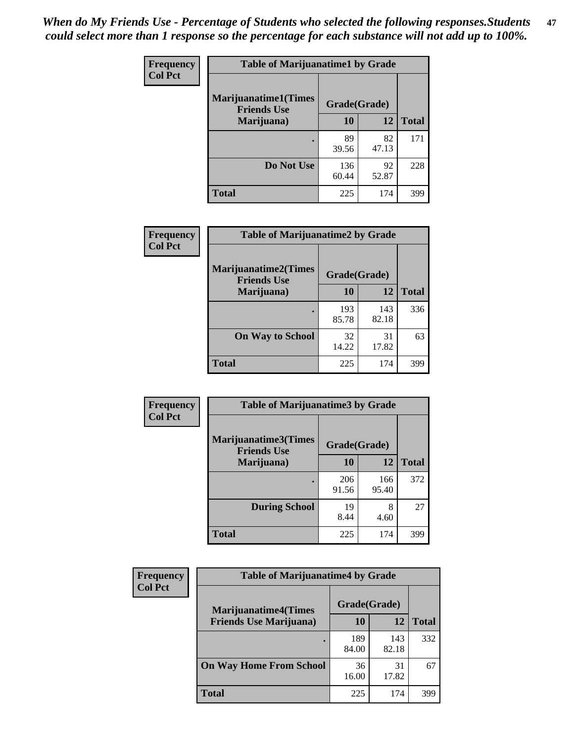*When do My Friends Use - Percentage of Students who selected the following responses.Students could select more than 1 response so the percentage for each substance will not add up to 100%.*

**Frequency**
**Col Pct**

| Table of Marijuanatime1 by Grade | | | |
|---|---|---|---|
| **Marijuanatime1(Times Friends Use Marijuana)** | **Grade(Grade)** | | **Total** |
| | **10** | **12** | |
| **.** | 89<br>39.56 | 82<br>47.13 | 171 |
| **Do Not Use** | 136<br>60.44 | 92<br>52.87 | 228 |
| **Total** | 225 | 174 | 399 |

**Frequency**
**Col Pct**

| Table of Marijuanatime2 by Grade | | | |
|---|---|---|---|
| **Marijuanatime2(Times Friends Use Marijuana)** | **Grade(Grade)** | | **Total** |
| | **10** | **12** | |
| **.** | 193<br>85.78 | 143<br>82.18 | 336 |
| **On Way to School** | 32<br>14.22 | 31<br>17.82 | 63 |
| **Total** | 225 | 174 | 399 |

**Frequency**
**Col Pct**

| Table of Marijuanatime3 by Grade | | | |
|---|---|---|---|
| **Marijuanatime3(Times Friends Use Marijuana)** | **Grade(Grade)** | | **Total** |
| | **10** | **12** | |
| **.** | 206<br>91.56 | 166<br>95.40 | 372 |
| **During School** | 19<br>8.44 | 8<br>4.60 | 27 |
| **Total** | 225 | 174 | 399 |

**Frequency**
**Col Pct**

| Table of Marijuanatime4 by Grade | | | |
|---|---|---|---|
| **Marijuanatime4(Times Friends Use Marijuana)** | **Grade(Grade)** | | **Total** |
| | **10** | **12** | |
| **.** | 189<br>84.00 | 143<br>82.18 | 332 |
| **On Way Home From School** | 36<br>16.00 | 31<br>17.82 | 67 |
| **Total** | 225 | 174 | 399 |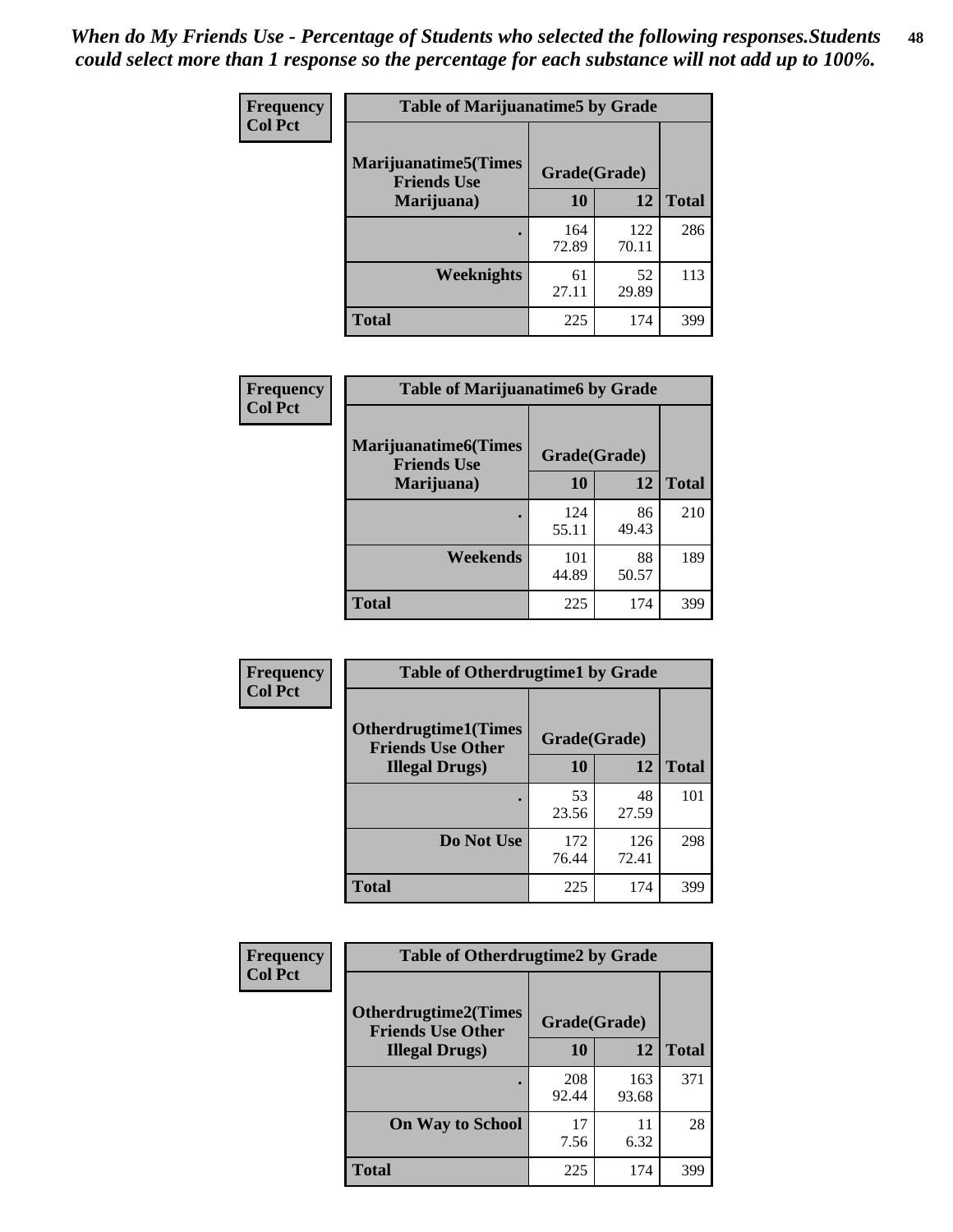*When do My Friends Use - Percentage of Students who selected the following responses.Students could select more than 1 response so the percentage for each substance will not add up to 100%.*

**Frequency**
**Col Pct**

| Table of Marijuanatime5 by Grade | | | |
|---|---|---|---|
| Marijuanatime5(Times Friends Use Marijuana) | Grade(Grade) | | Total |
| | 10 | 12 | |
| . | 164<br>72.89 | 122<br>70.11 | 286 |
| Weeknights | 61<br>27.11 | 52<br>29.89 | 113 |
| Total | 225 | 174 | 399 |

**Frequency**
**Col Pct**

| Table of Marijuanatime6 by Grade | | | |
|---|---|---|---|
| Marijuanatime6(Times Friends Use Marijuana) | Grade(Grade) | | Total |
| | 10 | 12 | |
| . | 124<br>55.11 | 86<br>49.43 | 210 |
| Weekends | 101<br>44.89 | 88<br>50.57 | 189 |
| Total | 225 | 174 | 399 |

**Frequency**
**Col Pct**

| Table of Otherdrugtime1 by Grade | | | |
|---|---|---|---|
| Otherdrugtime1(Times Friends Use Other Illegal Drugs) | Grade(Grade) | | Total |
| | 10 | 12 | |
| . | 53<br>23.56 | 48<br>27.59 | 101 |
| Do Not Use | 172<br>76.44 | 126<br>72.41 | 298 |
| Total | 225 | 174 | 399 |

**Frequency**
**Col Pct**

| Table of Otherdrugtime2 by Grade | | | |
|---|---|---|---|
| Otherdrugtime2(Times Friends Use Other Illegal Drugs) | Grade(Grade) | | Total |
| | 10 | 12 | |
| . | 208<br>92.44 | 163<br>93.68 | 371 |
| On Way to School | 17<br>7.56 | 11<br>6.32 | 28 |
| Total | 225 | 174 | 399 |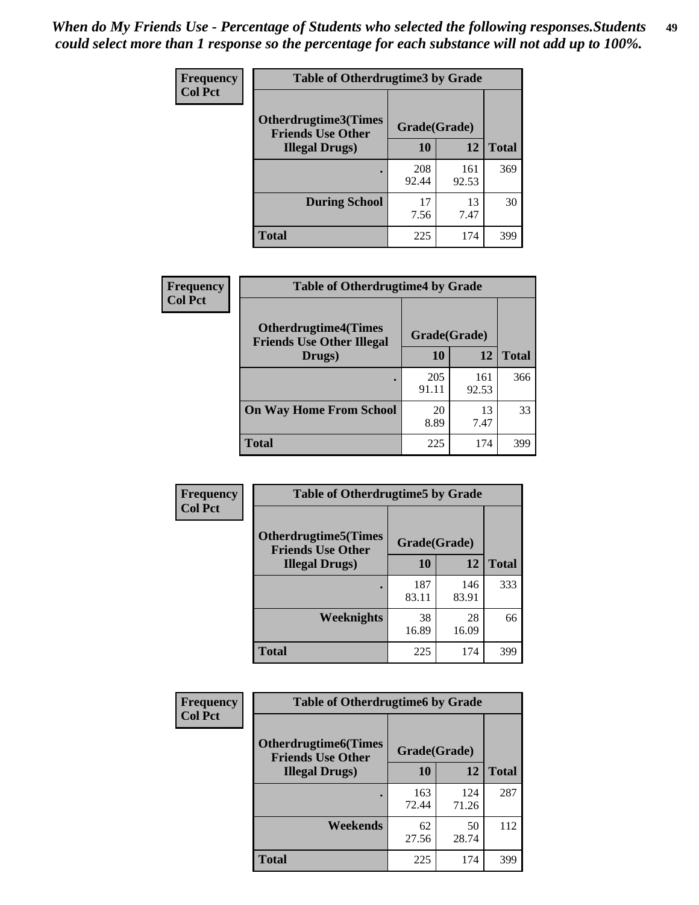*When do My Friends Use - Percentage of Students who selected the following responses.Students could select more than 1 response so the percentage for each substance will not add up to 100%.*

**Frequency**
**Col Pct**

| Table of Otherdrugtime3 by Grade | | | |
|---|---|---|---|
| **Otherdrugtime3(Times Friends Use Other Illegal Drugs)** | **Grade(Grade)** | | **Total** |
| | **10** | **12** | |
| **.** | 208<br>92.44 | 161<br>92.53 | 369 |
| **During School** | 17<br>7.56 | 13<br>7.47 | 30 |
| **Total** | 225 | 174 | 399 |

**Frequency**
**Col Pct**

| Table of Otherdrugtime4 by Grade | | | |
|---|---|---|---|
| **Otherdrugtime4(Times Friends Use Other Illegal Drugs)** | **Grade(Grade)** | | **Total** |
| | **10** | **12** | |
| **.** | 205<br>91.11 | 161<br>92.53 | 366 |
| **On Way Home From School** | 20<br>8.89 | 13<br>7.47 | 33 |
| **Total** | 225 | 174 | 399 |

**Frequency**
**Col Pct**

| Table of Otherdrugtime5 by Grade | | | |
|---|---|---|---|
| **Otherdrugtime5(Times Friends Use Other Illegal Drugs)** | **Grade(Grade)** | | **Total** |
| | **10** | **12** | |
| **.** | 187<br>83.11 | 146<br>83.91 | 333 |
| **Weeknights** | 38<br>16.89 | 28<br>16.09 | 66 |
| **Total** | 225 | 174 | 399 |

**Frequency**
**Col Pct**

| Table of Otherdrugtime6 by Grade | | | |
|---|---|---|---|
| **Otherdrugtime6(Times Friends Use Other Illegal Drugs)** | **Grade(Grade)** | | **Total** |
| | **10** | **12** | |
| **.** | 163<br>72.44 | 124<br>71.26 | 287 |
| **Weekends** | 62<br>27.56 | 50<br>28.74 | 112 |
| **Total** | 225 | 174 | 399 |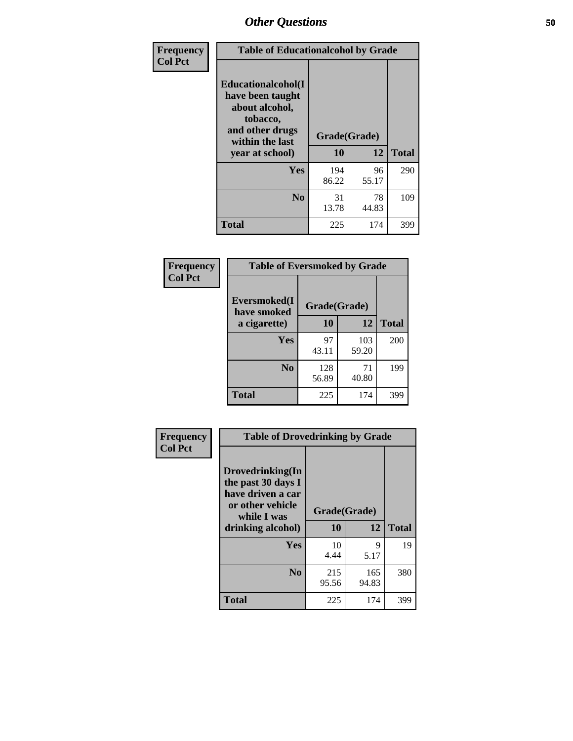## Other Questions

Frequency
Col Pct

**Table of Educationalcohol by Grade**

| Educationalcohol(I have been taught about alcohol, tobacco, and other drugs within the last year at school) | Grade(Grade) | | |
|---|---|---|---|
| | 10 | 12 | Total |
| Yes | 194<br>86.22 | 96<br>55.17 | 290 |
| No | 31<br>13.78 | 78<br>44.83 | 109 |
| Total | 225 | 174 | 399 |

Frequency
Col Pct

**Table of Eversmoked by Grade**

| Eversmoked(I have smoked a cigarette) | Grade(Grade) | | |
|---|---|---|---|
| | 10 | 12 | Total |
| Yes | 97<br>43.11 | 103<br>59.20 | 200 |
| No | 128<br>56.89 | 71<br>40.80 | 199 |
| Total | 225 | 174 | 399 |

Frequency
Col Pct

**Table of Drovedrinking by Grade**

| Drovedrinking(In the past 30 days I have driven a car or other vehicle while I was drinking alcohol) | Grade(Grade) | | |
|---|---|---|---|
| | 10 | 12 | Total |
| Yes | 10<br>4.44 | 9<br>5.17 | 19 |
| No | 215<br>95.56 | 165<br>94.83 | 380 |
| Total | 225 | 174 | 399 |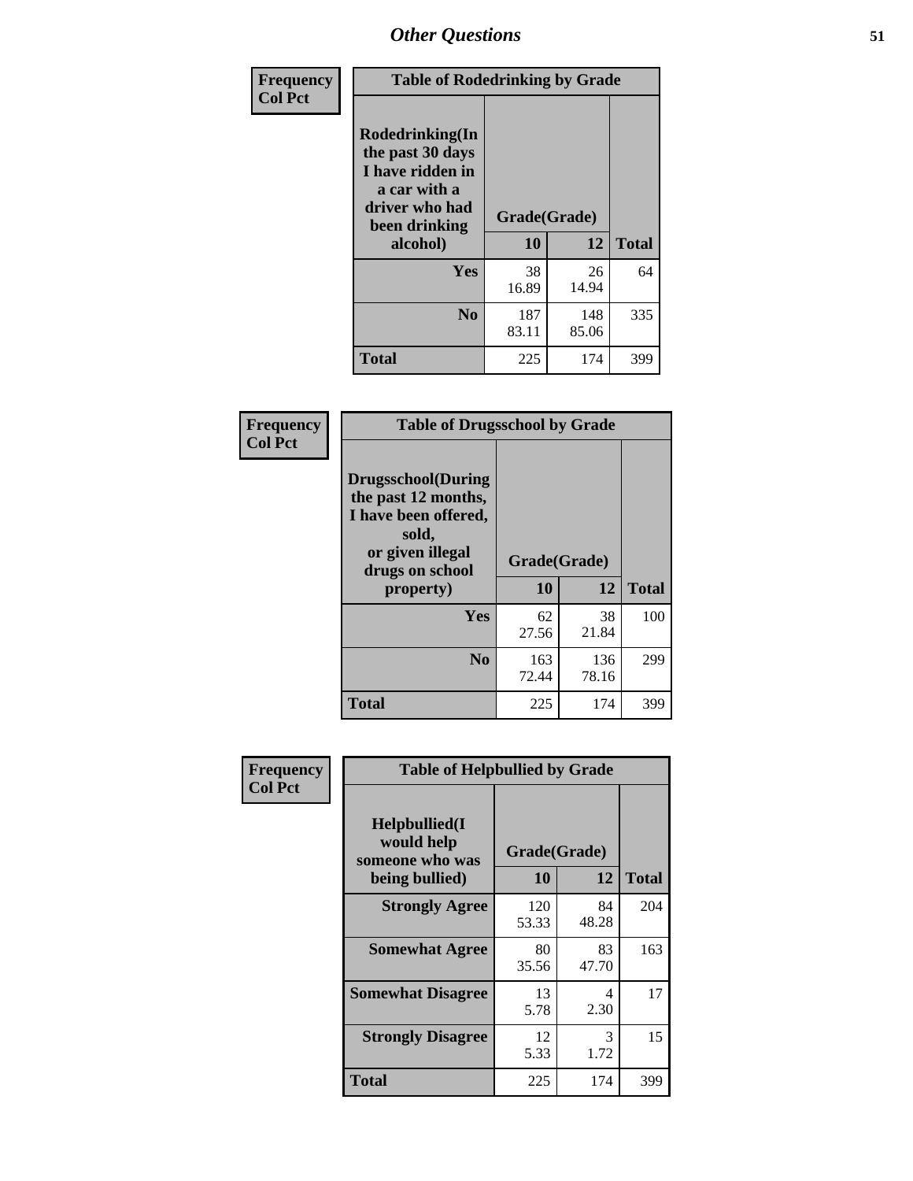# Other Questions

**Frequency**
**Col Pct**

| Table of Rodedrinking by Grade | | | |
|---|---|---|---|
| **Rodedrinking(In the past 30 days I have ridden in a car with a driver who had been drinking alcohol)** | **Grade(Grade)** | | |
| | **10** | **12** | **Total** |
| **Yes** | 38<br>16.89 | 26<br>14.94 | 64 |
| **No** | 187<br>83.11 | 148<br>85.06 | 335 |
| **Total** | 225 | 174 | 399 |

**Frequency**
**Col Pct**

| Table of Drugsschool by Grade | | | |
|---|---|---|---|
| **Drugsschool(During the past 12 months, I have been offered, sold, or given illegal drugs on school property)** | **Grade(Grade)** | | |
| | **10** | **12** | **Total** |
| **Yes** | 62<br>27.56 | 38<br>21.84 | 100 |
| **No** | 163<br>72.44 | 136<br>78.16 | 299 |
| **Total** | 225 | 174 | 399 |

**Frequency**
**Col Pct**

| Table of Helpbullied by Grade | | | |
|---|---|---|---|
| **Helpbullied(I would help someone who was being bullied)** | **Grade(Grade)** | | |
| | **10** | **12** | **Total** |
| **Strongly Agree** | 120<br>53.33 | 84<br>48.28 | 204 |
| **Somewhat Agree** | 80<br>35.56 | 83<br>47.70 | 163 |
| **Somewhat Disagree** | 13<br>5.78 | 4<br>2.30 | 17 |
| **Strongly Disagree** | 12<br>5.33 | 3<br>1.72 | 15 |
| **Total** | 225 | 174 | 399 |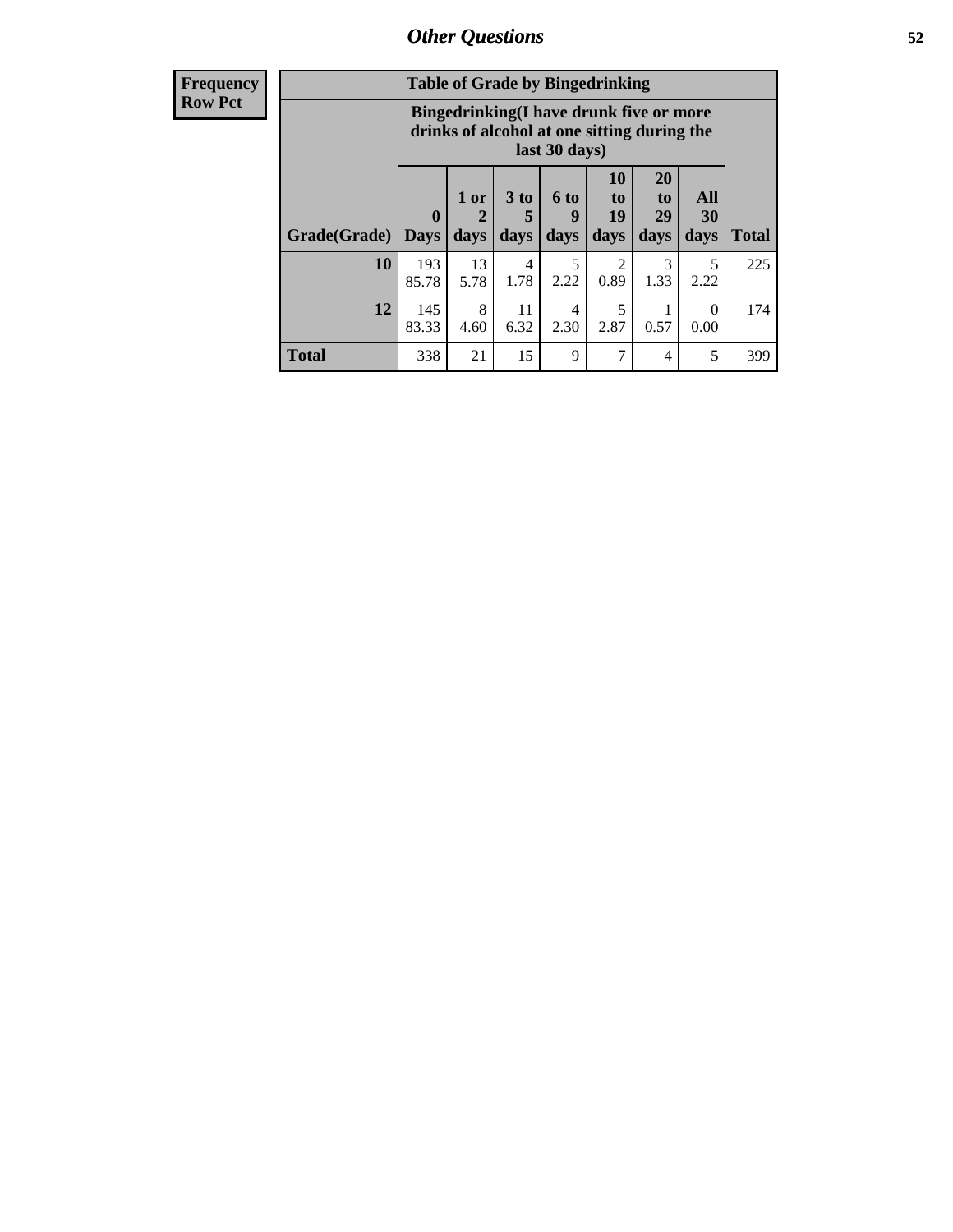## Other Questions

**Frequency**
**Row Pct**

**Table of Grade by Bingedrinking**

| Grade(Grade) | Bingedrinking(I have drunk five or more drinks of alcohol at one sitting during the last 30 days) | | | | | | | Total |
|---|---|---|---|---|---|---|---|---|
| | 0 Days | 1 or 2 days | 3 to 5 days | 6 to 9 days | 10 to 19 days | 20 to 29 days | All 30 days | |
| **10** | 193<br>85.78 | 13<br>5.78 | 4<br>1.78 | 5<br>2.22 | 2<br>0.89 | 3<br>1.33 | 5<br>2.22 | 225 |
| **12** | 145<br>83.33 | 8<br>4.60 | 11<br>6.32 | 4<br>2.30 | 5<br>2.87 | 1<br>0.57 | 0<br>0.00 | 174 |
| **Total** | 338 | 21 | 15 | 9 | 7 | 4 | 5 | 399 |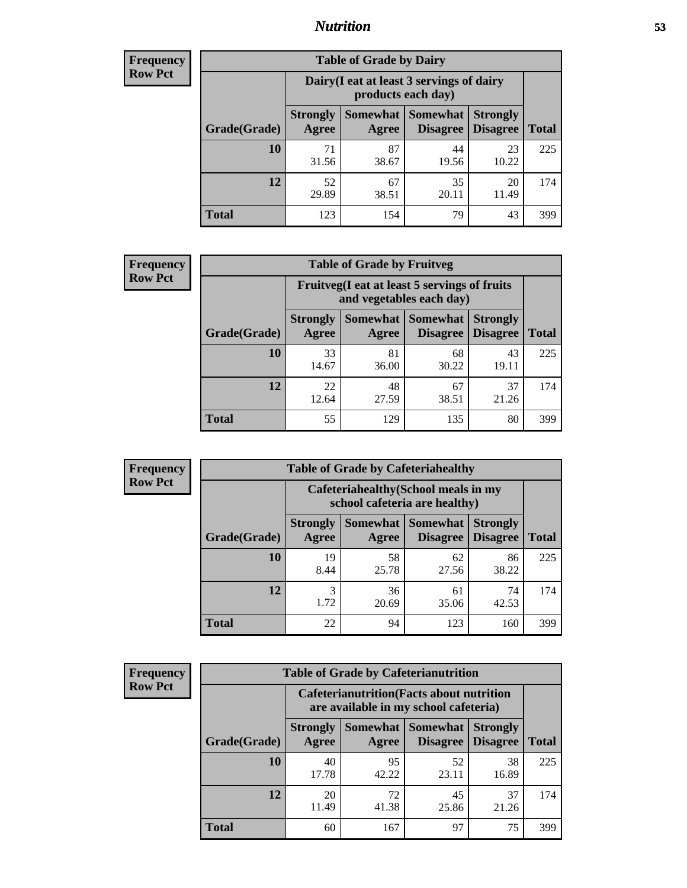## Nutrition

**Frequency**
**Row Pct**

| Table of Grade by Dairy | | | | | |
|---|---|---|---|---|---|
| | Dairy(I eat at least 3 servings of dairy products each day) | | | | |
| Grade(Grade) | Strongly Agree | Somewhat Agree | Somewhat Disagree | Strongly Disagree | Total |
| 10 | 71<br>31.56 | 87<br>38.67 | 44<br>19.56 | 23<br>10.22 | 225 |
| 12 | 52<br>29.89 | 67<br>38.51 | 35<br>20.11 | 20<br>11.49 | 174 |
| Total | 123 | 154 | 79 | 43 | 399 |

**Frequency**
**Row Pct**

| Table of Grade by Fruitveg | | | | | |
|---|---|---|---|---|---|
| | Fruitveg(I eat at least 5 servings of fruits and vegetables each day) | | | | |
| Grade(Grade) | Strongly Agree | Somewhat Agree | Somewhat Disagree | Strongly Disagree | Total |
| 10 | 33<br>14.67 | 81<br>36.00 | 68<br>30.22 | 43<br>19.11 | 225 |
| 12 | 22<br>12.64 | 48<br>27.59 | 67<br>38.51 | 37<br>21.26 | 174 |
| Total | 55 | 129 | 135 | 80 | 399 |

**Frequency**
**Row Pct**

| Table of Grade by Cafeteriahealthy | | | | | |
|---|---|---|---|---|---|
| | Cafeteriahealthy(School meals in my school cafeteria are healthy) | | | | |
| Grade(Grade) | Strongly Agree | Somewhat Agree | Somewhat Disagree | Strongly Disagree | Total |
| 10 | 19<br>8.44 | 58<br>25.78 | 62<br>27.56 | 86<br>38.22 | 225 |
| 12 | 3<br>1.72 | 36<br>20.69 | 61<br>35.06 | 74<br>42.53 | 174 |
| Total | 22 | 94 | 123 | 160 | 399 |

**Frequency**
**Row Pct**

| Table of Grade by Cafeterianutrition | | | | | |
|---|---|---|---|---|---|
| | Cafeterianutrition(Facts about nutrition are available in my school cafeteria) | | | | |
| Grade(Grade) | Strongly Agree | Somewhat Agree | Somewhat Disagree | Strongly Disagree | Total |
| 10 | 40<br>17.78 | 95<br>42.22 | 52<br>23.11 | 38<br>16.89 | 225 |
| 12 | 20<br>11.49 | 72<br>41.38 | 45<br>25.86 | 37<br>21.26 | 174 |
| Total | 60 | 167 | 97 | 75 | 399 |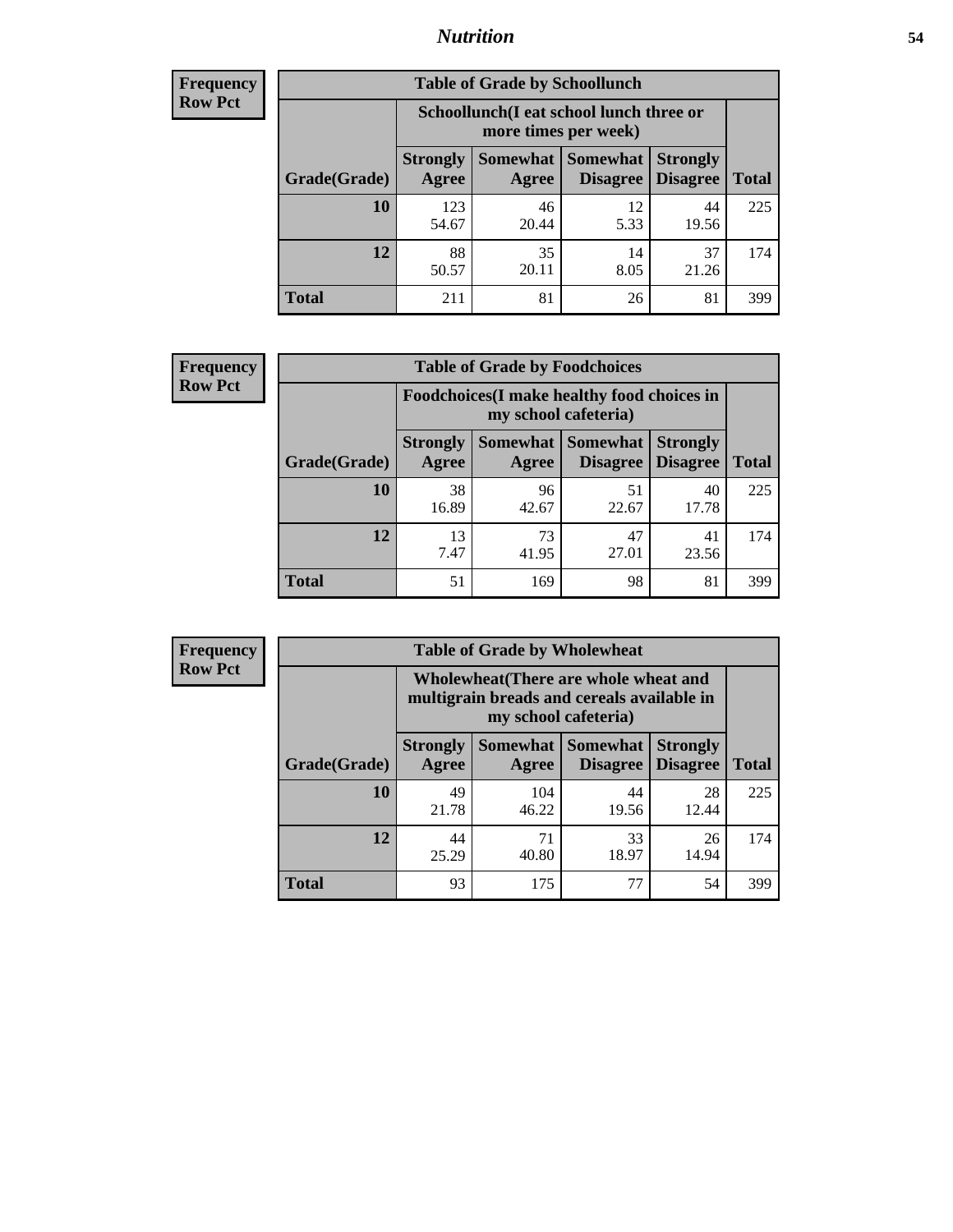## Nutrition

**Frequency Row Pct**

| Table of Grade by Schoollunch | | | | | |
|---|---|---|---|---|---|
| | Schoollunch(I eat school lunch three or more times per week) | | | | |
| Grade(Grade) | Strongly Agree | Somewhat Agree | Somewhat Disagree | Strongly Disagree | Total |
| 10 | 123<br>54.67 | 46<br>20.44 | 12<br>5.33 | 44<br>19.56 | 225 |
| 12 | 88<br>50.57 | 35<br>20.11 | 14<br>8.05 | 37<br>21.26 | 174 |
| Total | 211 | 81 | 26 | 81 | 399 |

**Frequency Row Pct**

| Table of Grade by Foodchoices | | | | | |
|---|---|---|---|---|---|
| | Foodchoices(I make healthy food choices in my school cafeteria) | | | | |
| Grade(Grade) | Strongly Agree | Somewhat Agree | Somewhat Disagree | Strongly Disagree | Total |
| 10 | 38<br>16.89 | 96<br>42.67 | 51<br>22.67 | 40<br>17.78 | 225 |
| 12 | 13<br>7.47 | 73<br>41.95 | 47<br>27.01 | 41<br>23.56 | 174 |
| Total | 51 | 169 | 98 | 81 | 399 |

**Frequency Row Pct**

| Table of Grade by Wholewheat | | | | | |
|---|---|---|---|---|---|
| | Wholewheat(There are whole wheat and multigrain breads and cereals available in my school cafeteria) | | | | |
| Grade(Grade) | Strongly Agree | Somewhat Agree | Somewhat Disagree | Strongly Disagree | Total |
| 10 | 49<br>21.78 | 104<br>46.22 | 44<br>19.56 | 28<br>12.44 | 225 |
| 12 | 44<br>25.29 | 71<br>40.80 | 33<br>18.97 | 26<br>14.94 | 174 |
| Total | 93 | 175 | 77 | 54 | 399 |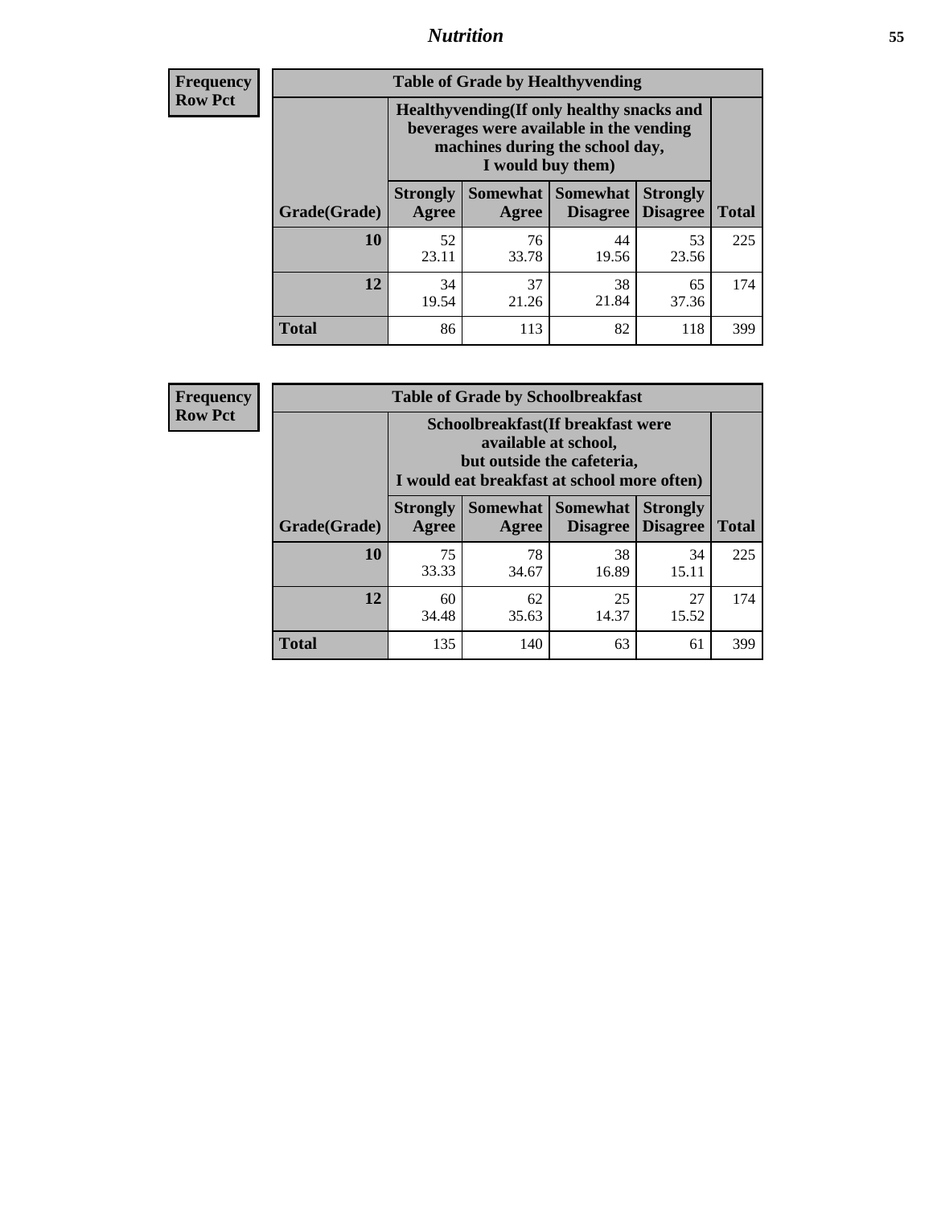**Frequency**
**Row Pct**

| Table of Grade by Healthyvending | | | | | |
|---|---|---|---|---|---|
| | Healthyvending(If only healthy snacks and beverages were available in the vending machines during the school day, I would buy them) | | | | |
| Grade(Grade) | Strongly Agree | Somewhat Agree | Somewhat Disagree | Strongly Disagree | Total |
| **10** | 52<br>23.11 | 76<br>33.78 | 44<br>19.56 | 53<br>23.56 | 225 |
| **12** | 34<br>19.54 | 37<br>21.26 | 38<br>21.84 | 65<br>37.36 | 174 |
| **Total** | 86 | 113 | 82 | 118 | 399 |

**Frequency**
**Row Pct**

| Table of Grade by Schoolbreakfast | | | | | |
|---|---|---|---|---|---|
| | Schoolbreakfast(If breakfast were available at school, but outside the cafeteria, I would eat breakfast at school more often) | | | | |
| Grade(Grade) | Strongly Agree | Somewhat Agree | Somewhat Disagree | Strongly Disagree | Total |
| **10** | 75<br>33.33 | 78<br>34.67 | 38<br>16.89 | 34<br>15.11 | 225 |
| **12** | 60<br>34.48 | 62<br>35.63 | 25<br>14.37 | 27<br>15.52 | 174 |
| **Total** | 135 | 140 | 63 | 61 | 399 |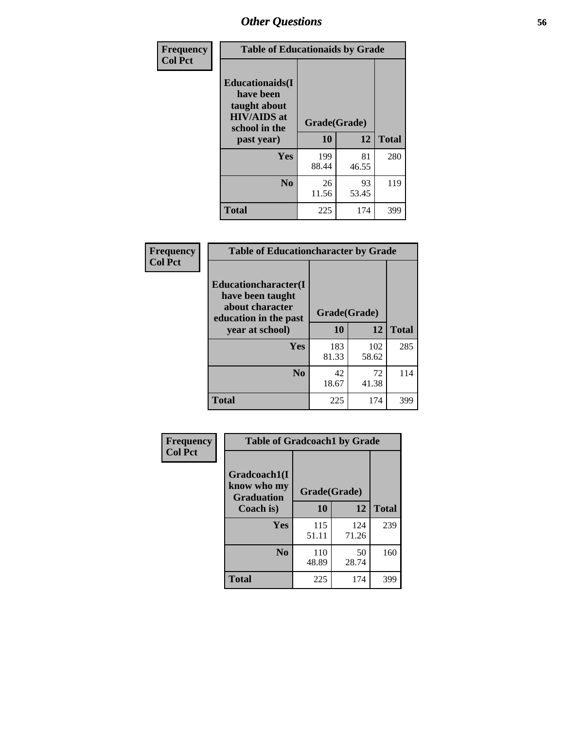## Other Questions

**Frequency**
**Col Pct**

| Table of Educationaids by Grade | | | |
|---|---|---|---|
| **Educationaids(I have been taught about HIV/AIDS at school in the past year)** | **Grade(Grade)** | | |
| | **10** | **12** | **Total** |
| **Yes** | 199<br>88.44 | 81<br>46.55 | 280 |
| **No** | 26<br>11.56 | 93<br>53.45 | 119 |
| **Total** | 225 | 174 | 399 |

**Frequency**
**Col Pct**

| Table of Educationcharacter by Grade | | | |
|---|---|---|---|
| **Educationcharacter(I have been taught about character education in the past year at school)** | **Grade(Grade)** | | |
| | **10** | **12** | **Total** |
| **Yes** | 183<br>81.33 | 102<br>58.62 | 285 |
| **No** | 42<br>18.67 | 72<br>41.38 | 114 |
| **Total** | 225 | 174 | 399 |

**Frequency**
**Col Pct**

| Table of Gradcoach1 by Grade | | | |
|---|---|---|---|
| **Gradcoach1(I know who my Graduation Coach is)** | **Grade(Grade)** | | |
| | **10** | **12** | **Total** |
| **Yes** | 115<br>51.11 | 124<br>71.26 | 239 |
| **No** | 110<br>48.89 | 50<br>28.74 | 160 |
| **Total** | 225 | 174 | 399 |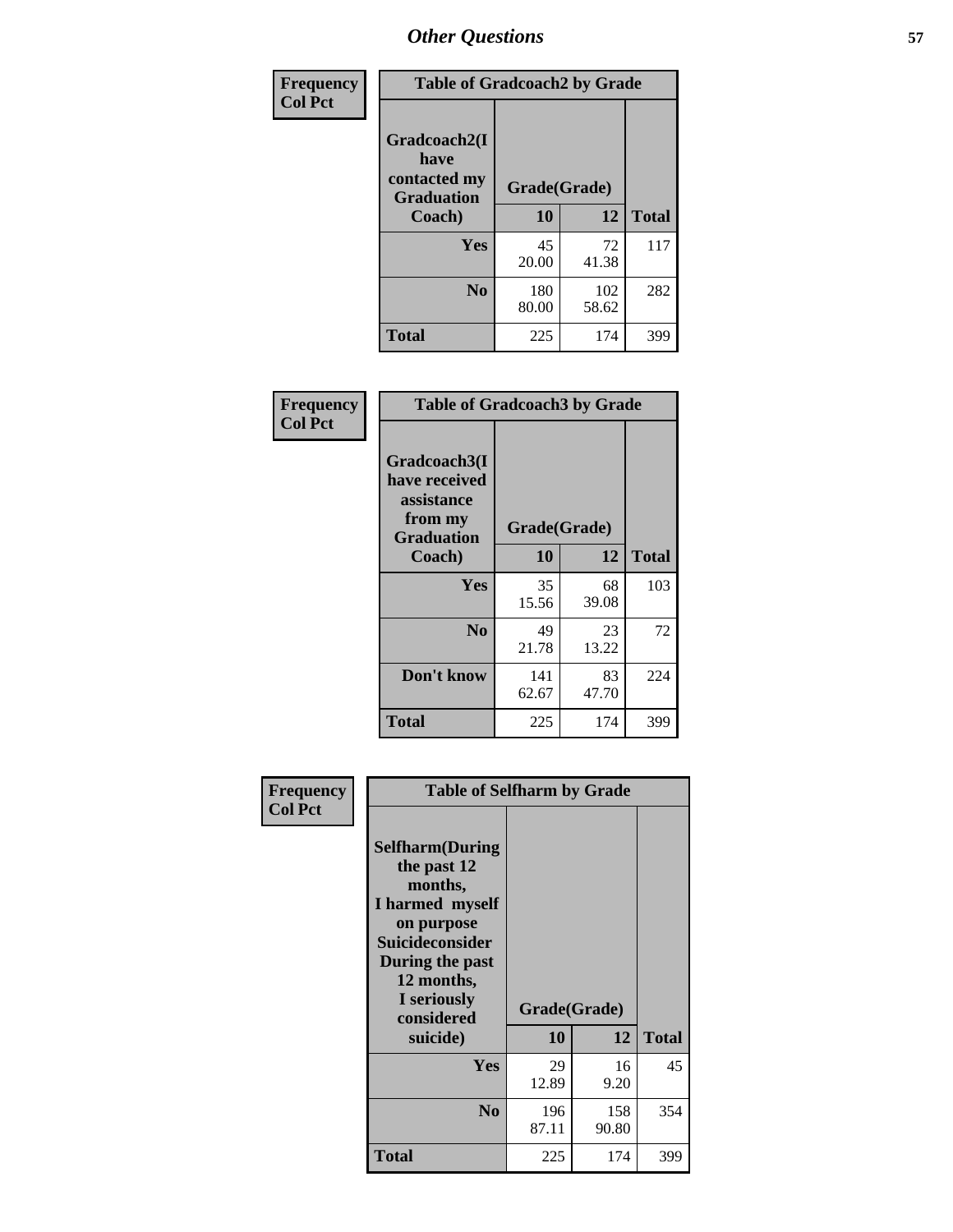## Other Questions

**Frequency / Col Pct**

| Table of Gradcoach2 by Grade | | | |
|---|---|---|---|
| Gradcoach2(I have contacted my Graduation Coach) | Grade(Grade) | | |
| | 10 | 12 | Total |
| Yes | 45<br>20.00 | 72<br>41.38 | 117 |
| No | 180<br>80.00 | 102<br>58.62 | 282 |
| Total | 225 | 174 | 399 |

**Frequency / Col Pct**

| Table of Gradcoach3 by Grade | | | |
|---|---|---|---|
| Gradcoach3(I have received assistance from my Graduation Coach) | Grade(Grade) | | |
| | 10 | 12 | Total |
| Yes | 35<br>15.56 | 68<br>39.08 | 103 |
| No | 49<br>21.78 | 23<br>13.22 | 72 |
| Don't know | 141<br>62.67 | 83<br>47.70 | 224 |
| Total | 225 | 174 | 399 |

**Frequency / Col Pct**

| Table of Selfharm by Grade | | | |
|---|---|---|---|
| Selfharm(During the past 12 months, I harmed myself on purpose Suicideconsider During the past 12 months, I seriously considered suicide) | Grade(Grade) | | |
| | 10 | 12 | Total |
| Yes | 29<br>12.89 | 16<br>9.20 | 45 |
| No | 196<br>87.11 | 158<br>90.80 | 354 |
| Total | 225 | 174 | 399 |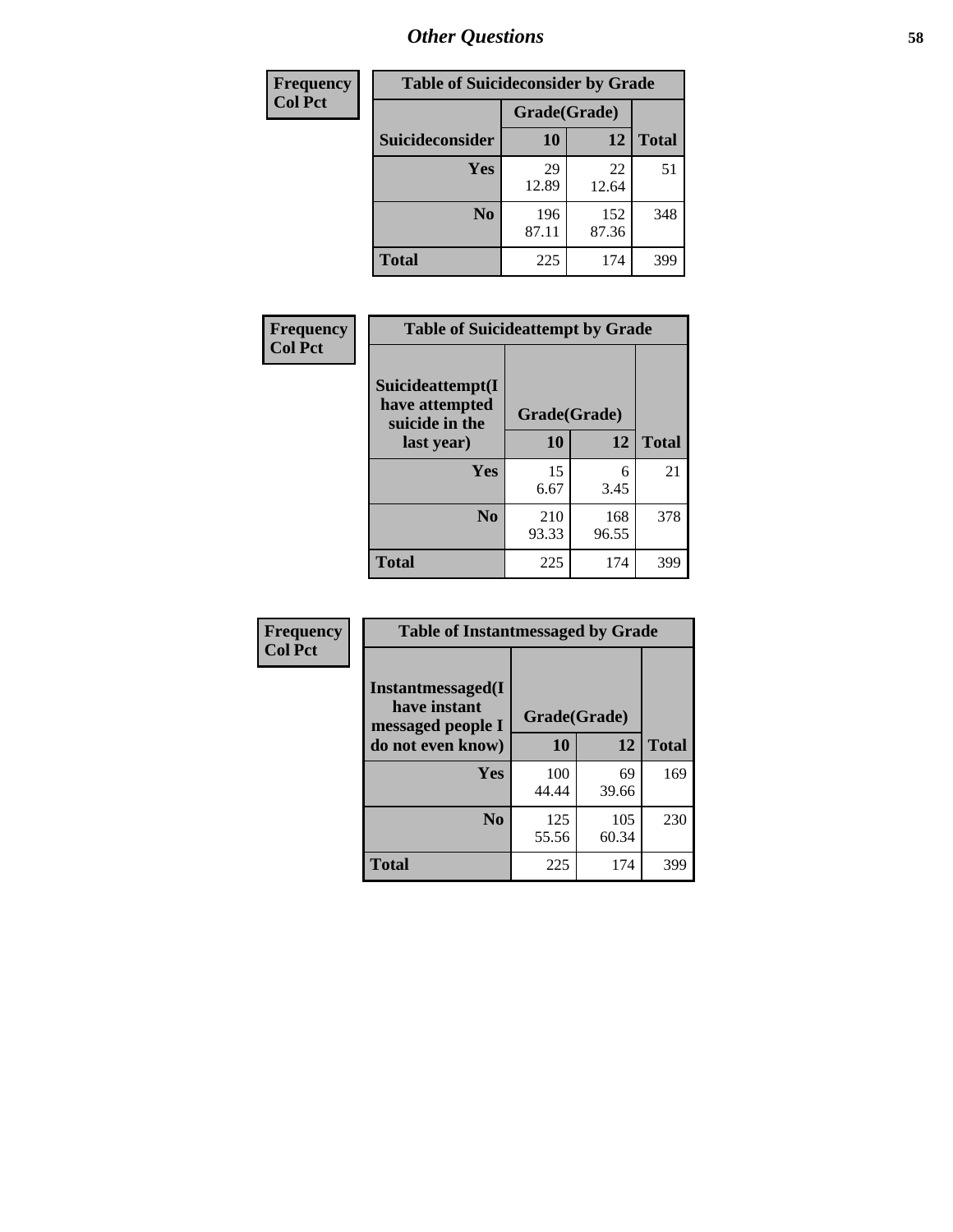*Other Questions*

| Frequency Col Pct |
|---|

| Table of Suicideconsider by Grade | | | |
|---|---|---|---|
| | Grade(Grade) | | |
| Suicideconsider | 10 | 12 | Total |
| Yes | 29<br>12.89 | 22<br>12.64 | 51 |
| No | 196<br>87.11 | 152<br>87.36 | 348 |
| Total | 225 | 174 | 399 |

| Frequency Col Pct |
|---|

| Table of Suicideattempt by Grade | | | |
|---|---|---|---|
| Suicideattempt(I have attempted suicide in the last year) | Grade(Grade) | | |
| | 10 | 12 | Total |
| Yes | 15<br>6.67 | 6<br>3.45 | 21 |
| No | 210<br>93.33 | 168<br>96.55 | 378 |
| Total | 225 | 174 | 399 |

| Frequency Col Pct |
|---|

| Table of Instantmessaged by Grade | | | |
|---|---|---|---|
| Instantmessaged(I have instant messaged people I do not even know) | Grade(Grade) | | |
| | 10 | 12 | Total |
| Yes | 100<br>44.44 | 69<br>39.66 | 169 |
| No | 125<br>55.56 | 105<br>60.34 | 230 |
| Total | 225 | 174 | 399 |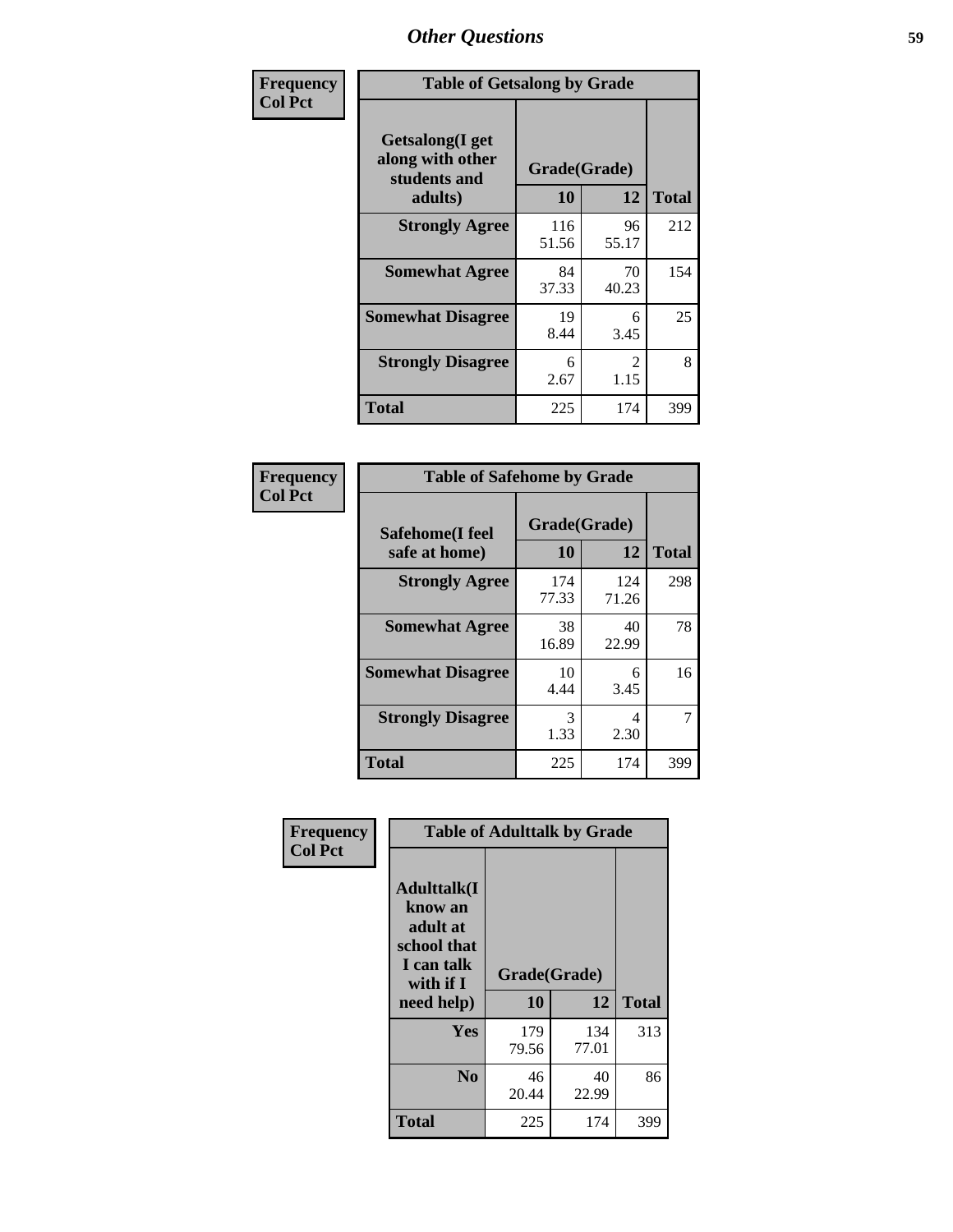# Other Questions

**Frequency**
**Col Pct**

| Table of Getsalong by Grade | | | |
|---|---|---|---|
| Getsalong(I get along with other students and adults) | Grade(Grade) | | |
| | 10 | 12 | Total |
| **Strongly Agree** | 116<br>51.56 | 96<br>55.17 | 212 |
| **Somewhat Agree** | 84<br>37.33 | 70<br>40.23 | 154 |
| **Somewhat Disagree** | 19<br>8.44 | 6<br>3.45 | 25 |
| **Strongly Disagree** | 6<br>2.67 | 2<br>1.15 | 8 |
| **Total** | 225 | 174 | 399 |

**Frequency**
**Col Pct**

| Table of Safehome by Grade | | | |
|---|---|---|---|
| Safehome(I feel safe at home) | Grade(Grade) | | |
| | 10 | 12 | Total |
| **Strongly Agree** | 174<br>77.33 | 124<br>71.26 | 298 |
| **Somewhat Agree** | 38<br>16.89 | 40<br>22.99 | 78 |
| **Somewhat Disagree** | 10<br>4.44 | 6<br>3.45 | 16 |
| **Strongly Disagree** | 3<br>1.33 | 4<br>2.30 | 7 |
| **Total** | 225 | 174 | 399 |

**Frequency**
**Col Pct**

| Table of Adulttalk by Grade | | | |
|---|---|---|---|
| Adulttalk(I know an adult at school that I can talk with if I need help) | Grade(Grade) | | |
| | 10 | 12 | Total |
| **Yes** | 179<br>79.56 | 134<br>77.01 | 313 |
| **No** | 46<br>20.44 | 40<br>22.99 | 86 |
| **Total** | 225 | 174 | 399 |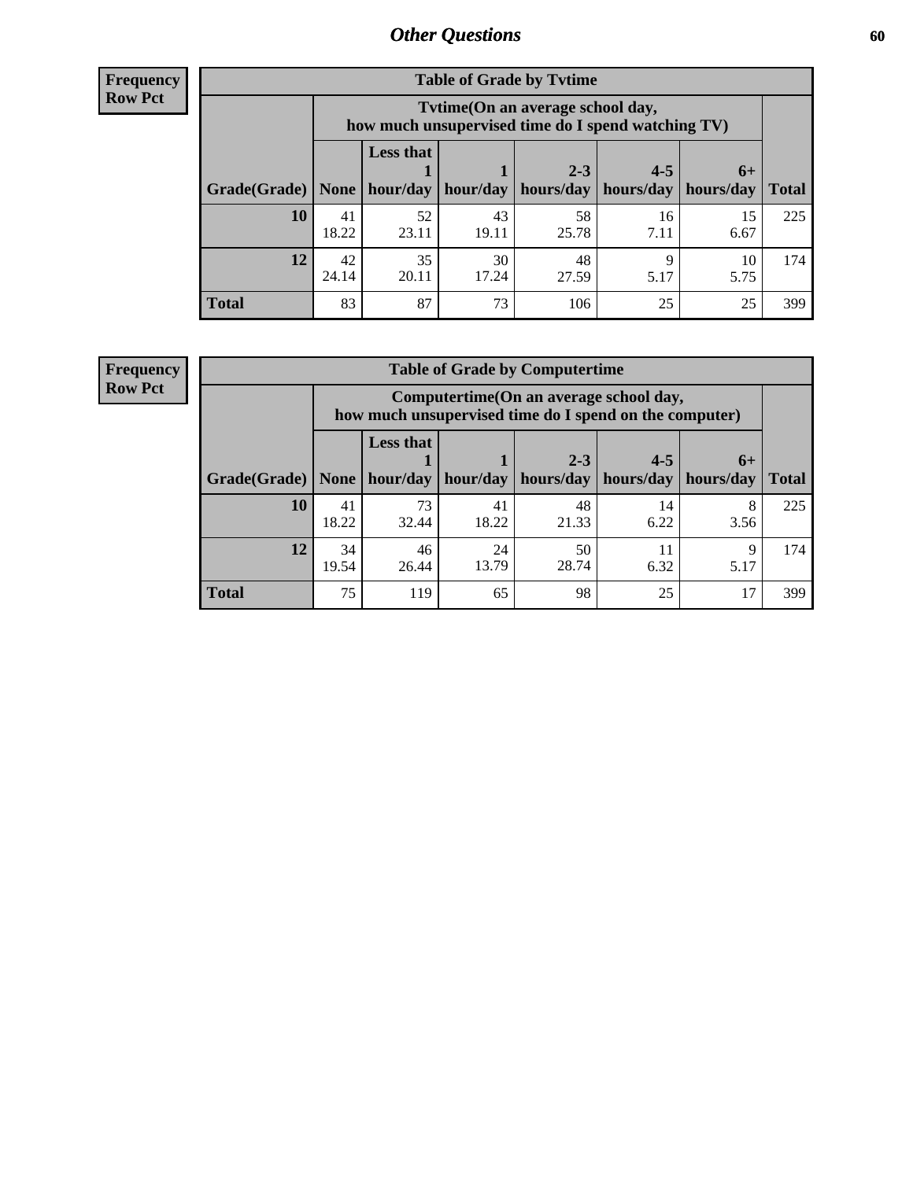## Other Questions

**Frequency**
**Row Pct**

| Table of Grade by Tvtime | | | | | | | |
|---|---|---|---|---|---|---|---|
| | Tvtime(On an average school day, how much unsupervised time do I spend watching TV) | | | | | | |
| Grade(Grade) | None | Less that 1 hour/day | 1 hour/day | 2-3 hours/day | 4-5 hours/day | 6+ hours/day | Total |
| **10** | 41<br>18.22 | 52<br>23.11 | 43<br>19.11 | 58<br>25.78 | 16<br>7.11 | 15<br>6.67 | 225 |
| **12** | 42<br>24.14 | 35<br>20.11 | 30<br>17.24 | 48<br>27.59 | 9<br>5.17 | 10<br>5.75 | 174 |
| **Total** | 83 | 87 | 73 | 106 | 25 | 25 | 399 |

**Frequency**
**Row Pct**

| Table of Grade by Computertime | | | | | | | |
|---|---|---|---|---|---|---|---|
| | Computertime(On an average school day, how much unsupervised time do I spend on the computer) | | | | | | |
| Grade(Grade) | None | Less that 1 hour/day | 1 hour/day | 2-3 hours/day | 4-5 hours/day | 6+ hours/day | Total |
| **10** | 41<br>18.22 | 73<br>32.44 | 41<br>18.22 | 48<br>21.33 | 14<br>6.22 | 8<br>3.56 | 225 |
| **12** | 34<br>19.54 | 46<br>26.44 | 24<br>13.79 | 50<br>28.74 | 11<br>6.32 | 9<br>5.17 | 174 |
| **Total** | 75 | 119 | 65 | 98 | 25 | 17 | 399 |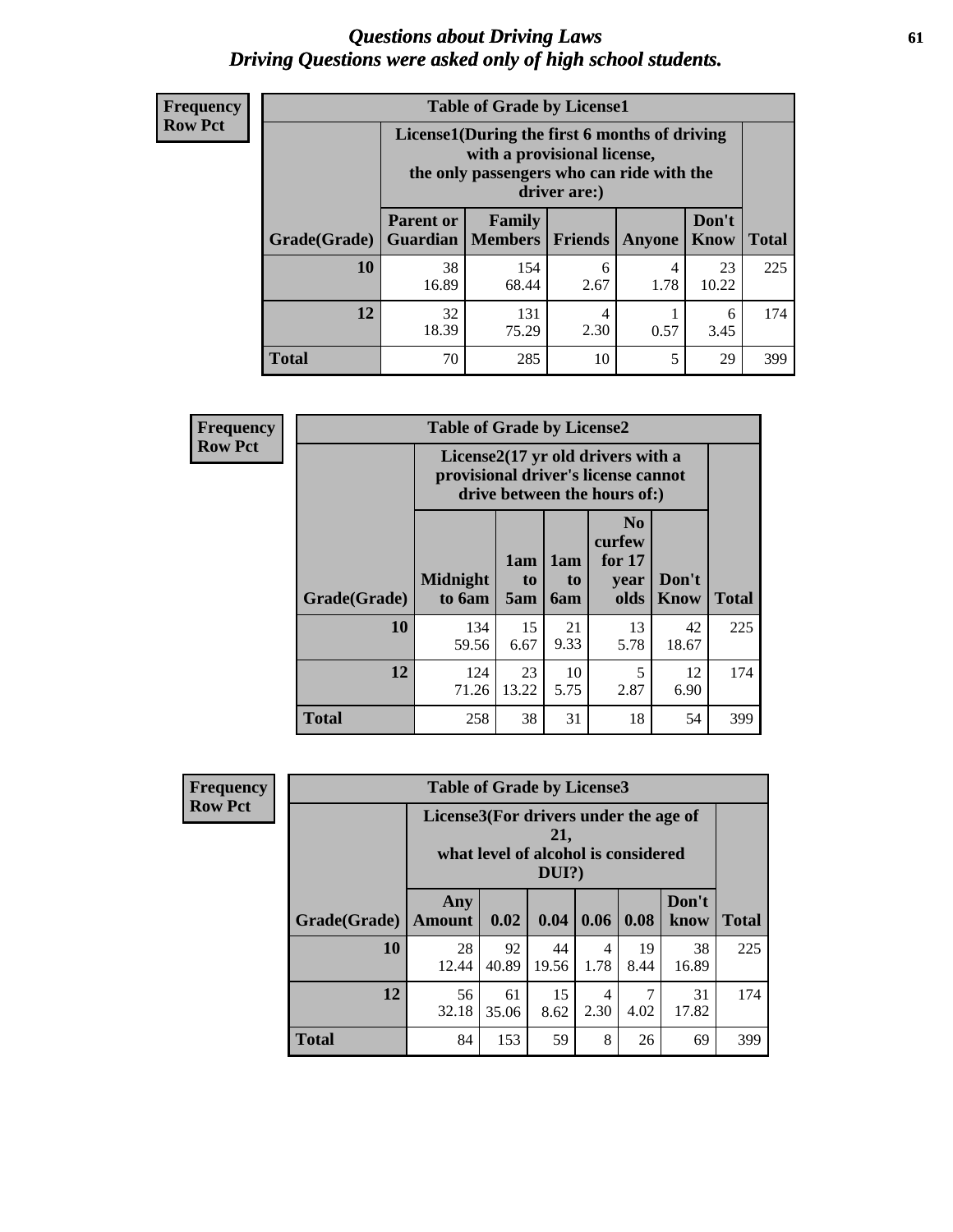# *Questions about Driving Laws*
# *Driving Questions were asked only of high school students.*

**Frequency**
**Row Pct**

| Table of Grade by License1 | | | | | | |
|---|---|---|---|---|---|---|
| | License1(During the first 6 months of driving with a provisional license, the only passengers who can ride with the driver are:) | | | | | |
| Grade(Grade) | Parent or Guardian | Family Members | Friends | Anyone | Don't Know | Total |
| 10 | 38<br>16.89 | 154<br>68.44 | 6<br>2.67 | 4<br>1.78 | 23<br>10.22 | 225 |
| 12 | 32<br>18.39 | 131<br>75.29 | 4<br>2.30 | 1<br>0.57 | 6<br>3.45 | 174 |
| Total | 70 | 285 | 10 | 5 | 29 | 399 |

**Frequency**
**Row Pct**

| Table of Grade by License2 | | | | | | |
|---|---|---|---|---|---|---|
| | License2(17 yr old drivers with a provisional driver's license cannot drive between the hours of:) | | | | | |
| Grade(Grade) | Midnight to 6am | 1am to 5am | 1am to 6am | No curfew for 17 year olds | Don't Know | Total |
| 10 | 134<br>59.56 | 15<br>6.67 | 21<br>9.33 | 13<br>5.78 | 42<br>18.67 | 225 |
| 12 | 124<br>71.26 | 23<br>13.22 | 10<br>5.75 | 5<br>2.87 | 12<br>6.90 | 174 |
| Total | 258 | 38 | 31 | 18 | 54 | 399 |

**Frequency**
**Row Pct**

| Table of Grade by License3 | | | | | | | |
|---|---|---|---|---|---|---|---|
| | License3(For drivers under the age of 21, what level of alcohol is considered DUI?) | | | | | | |
| Grade(Grade) | Any Amount | 0.02 | 0.04 | 0.06 | 0.08 | Don't know | Total |
| 10 | 28<br>12.44 | 92<br>40.89 | 44<br>19.56 | 4<br>1.78 | 19<br>8.44 | 38<br>16.89 | 225 |
| 12 | 56<br>32.18 | 61<br>35.06 | 15<br>8.62 | 4<br>2.30 | 7<br>4.02 | 31<br>17.82 | 174 |
| Total | 84 | 153 | 59 | 8 | 26 | 69 | 399 |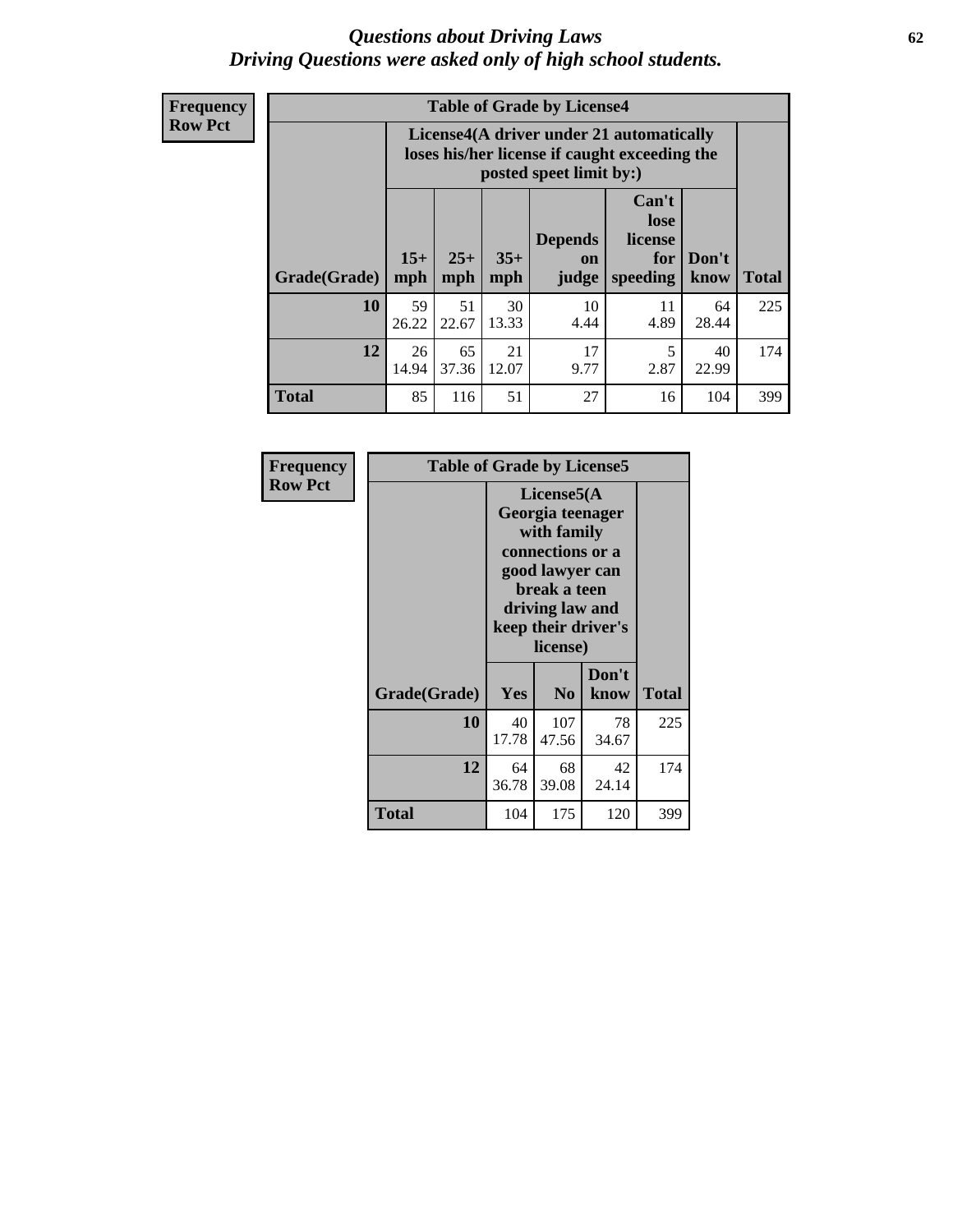# *Questions about Driving Laws*
# *Driving Questions were asked only of high school students.*

**Frequency**
**Row Pct**

| Table of Grade by License4 | | | | | | | |
|---|---|---|---|---|---|---|---|
| | License4(A driver under 21 automatically loses his/her license if caught exceeding the posted speet limit by:) | | | | | | |
| Grade(Grade) | 15+ mph | 25+ mph | 35+ mph | Depends on judge | Can't lose license for speeding | Don't know | Total |
| **10** | 59<br>26.22 | 51<br>22.67 | 30<br>13.33 | 10<br>4.44 | 11<br>4.89 | 64<br>28.44 | 225 |
| **12** | 26<br>14.94 | 65<br>37.36 | 21<br>12.07 | 17<br>9.77 | 5<br>2.87 | 40<br>22.99 | 174 |
| **Total** | 85 | 116 | 51 | 27 | 16 | 104 | 399 |

**Frequency**
**Row Pct**

| Table of Grade by License5 | | | | |
|---|---|---|---|---|
| | License5(A Georgia teenager with family connections or a good lawyer can break a teen driving law and keep their driver's license) | | | |
| Grade(Grade) | Yes | No | Don't know | Total |
| **10** | 40<br>17.78 | 107<br>47.56 | 78<br>34.67 | 225 |
| **12** | 64<br>36.78 | 68<br>39.08 | 42<br>24.14 | 174 |
| **Total** | 104 | 175 | 120 | 399 |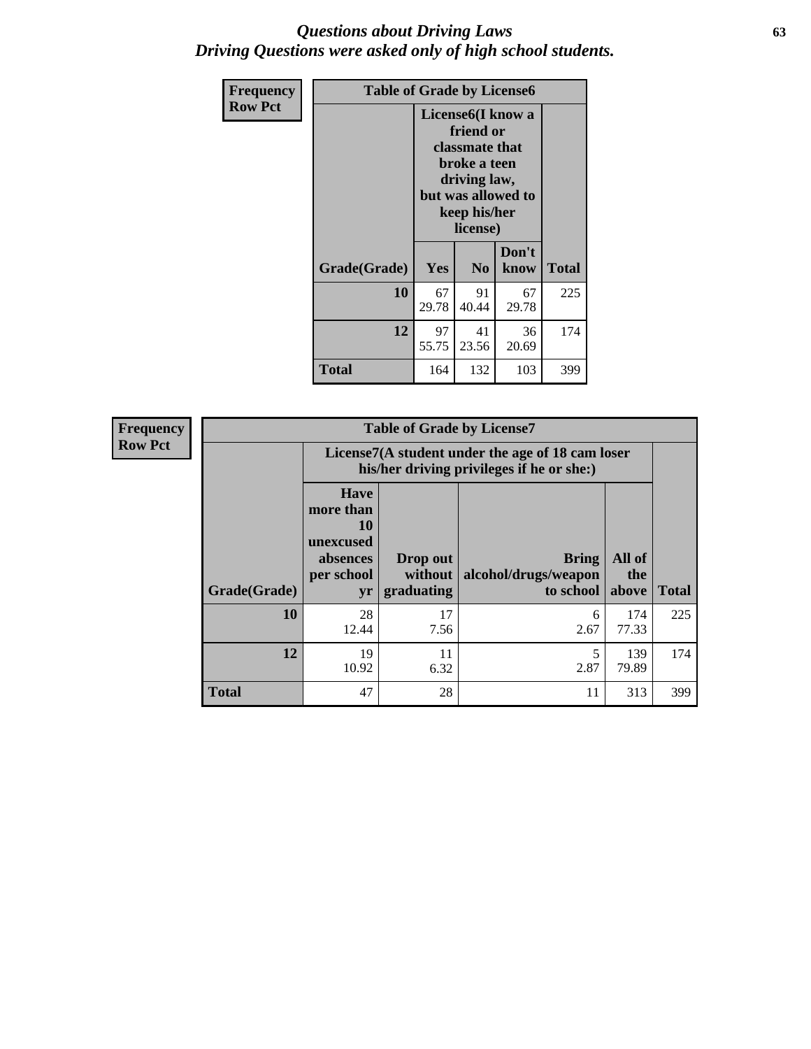# *Questions about Driving Laws*
# *Driving Questions were asked only of high school students.*

**Frequency**
**Row Pct**

**Table of Grade by License6**

| Grade(Grade) | License6(I know a friend or classmate that broke a teen driving law, but was allowed to keep his/her license) | | | Total |
|---|---|---|---|---|
| | Yes | No | Don't know | |
| **10** | 67<br>29.78 | 91<br>40.44 | 67<br>29.78 | 225 |
| **12** | 97<br>55.75 | 41<br>23.56 | 36<br>20.69 | 174 |
| **Total** | 164 | 132 | 103 | 399 |

**Frequency**
**Row Pct**

**Table of Grade by License7**

| Grade(Grade) | License7(A student under the age of 18 cam loser his/her driving privileges if he or she:) | | | | Total |
|---|---|---|---|---|---|
| | Have more than 10 unexcused absences per school yr | Drop out without graduating | Bring alcohol/drugs/weapon to school | All of the above | |
| **10** | 28<br>12.44 | 17<br>7.56 | 6<br>2.67 | 174<br>77.33 | 225 |
| **12** | 19<br>10.92 | 11<br>6.32 | 5<br>2.87 | 139<br>79.89 | 174 |
| **Total** | 47 | 28 | 11 | 313 | 399 |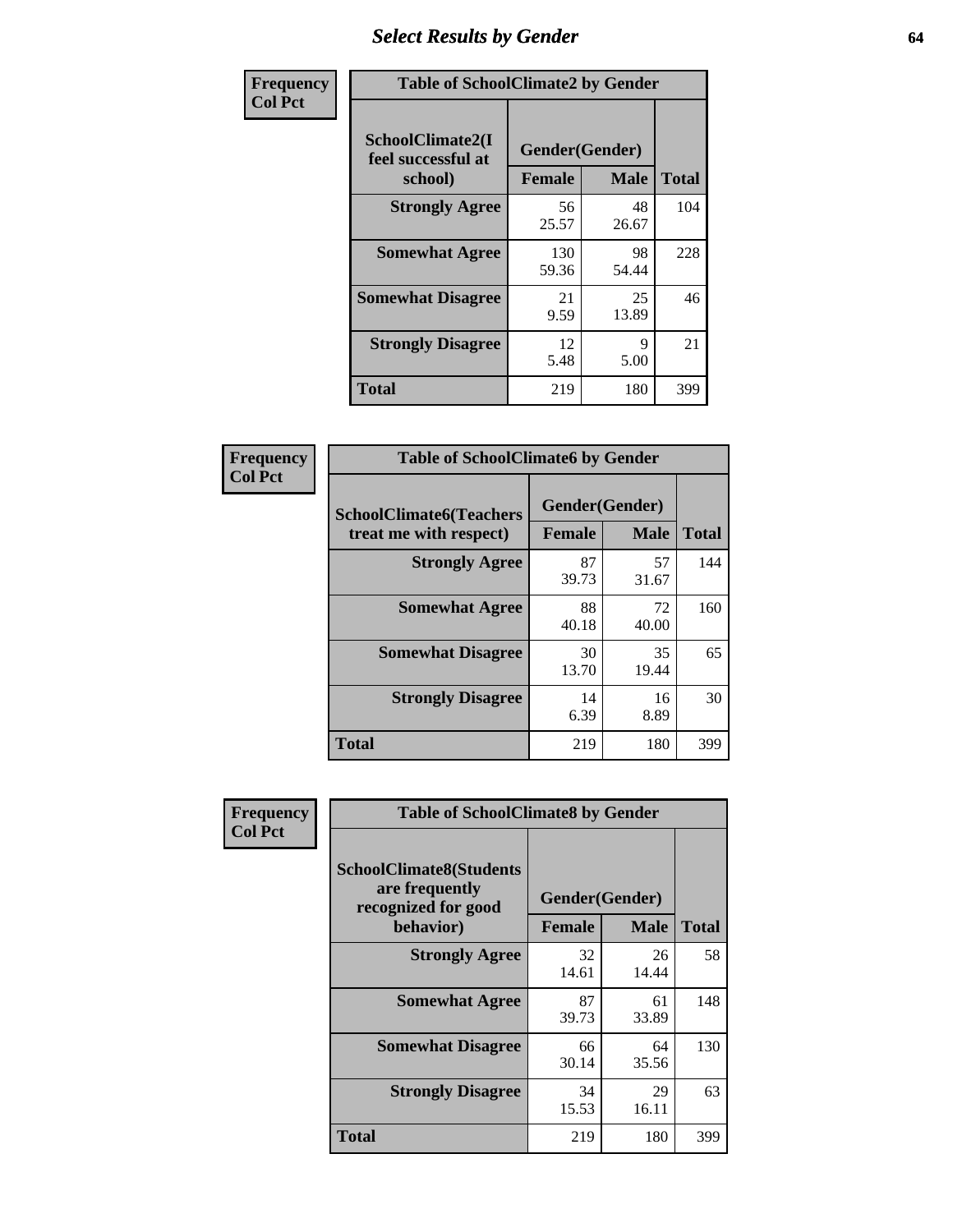# Select Results by Gender

**Frequency / Col Pct**

**Table of SchoolClimate2 by Gender**

| SchoolClimate2(I feel successful at school) | Gender(Gender) | | Total |
|---|---|---|---|
| | Female | Male | |
| Strongly Agree | 56<br>25.57 | 48<br>26.67 | 104 |
| Somewhat Agree | 130<br>59.36 | 98<br>54.44 | 228 |
| Somewhat Disagree | 21<br>9.59 | 25<br>13.89 | 46 |
| Strongly Disagree | 12<br>5.48 | 9<br>5.00 | 21 |
| Total | 219 | 180 | 399 |

**Frequency / Col Pct**

**Table of SchoolClimate6 by Gender**

| SchoolClimate6(Teachers treat me with respect) | Gender(Gender) | | Total |
|---|---|---|---|
| | Female | Male | |
| Strongly Agree | 87<br>39.73 | 57<br>31.67 | 144 |
| Somewhat Agree | 88<br>40.18 | 72<br>40.00 | 160 |
| Somewhat Disagree | 30<br>13.70 | 35<br>19.44 | 65 |
| Strongly Disagree | 14<br>6.39 | 16<br>8.89 | 30 |
| Total | 219 | 180 | 399 |

**Frequency / Col Pct**

**Table of SchoolClimate8 by Gender**

| SchoolClimate8(Students are frequently recognized for good behavior) | Gender(Gender) | | Total |
|---|---|---|---|
| | Female | Male | |
| Strongly Agree | 32<br>14.61 | 26<br>14.44 | 58 |
| Somewhat Agree | 87<br>39.73 | 61<br>33.89 | 148 |
| Somewhat Disagree | 66<br>30.14 | 64<br>35.56 | 130 |
| Strongly Disagree | 34<br>15.53 | 29<br>16.11 | 63 |
| Total | 219 | 180 | 399 |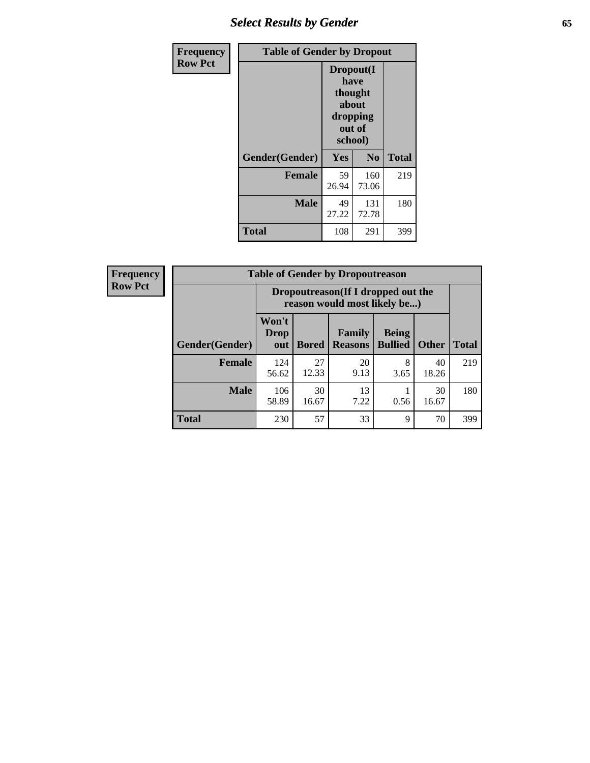## Select Results by Gender

**Frequency**
**Row Pct**

| Table of Gender by Dropout | | | |
|---|---|---|---|
| | Dropout(I have thought about dropping out of school) | | |
| Gender(Gender) | Yes | No | Total |
| **Female** | 59<br>26.94 | 160<br>73.06 | 219 |
| **Male** | 49<br>27.22 | 131<br>72.78 | 180 |
| **Total** | 108 | 291 | 399 |

**Frequency**
**Row Pct**

| Table of Gender by Dropoutreason | | | | | | |
|---|---|---|---|---|---|---|
| | Dropoutreason(If I dropped out the reason would most likely be...) | | | | | |
| Gender(Gender) | Won't Drop out | Bored | Family Reasons | Being Bullied | Other | Total |
| **Female** | 124<br>56.62 | 27<br>12.33 | 20<br>9.13 | 8<br>3.65 | 40<br>18.26 | 219 |
| **Male** | 106<br>58.89 | 30<br>16.67 | 13<br>7.22 | 1<br>0.56 | 30<br>16.67 | 180 |
| **Total** | 230 | 57 | 33 | 9 | 70 | 399 |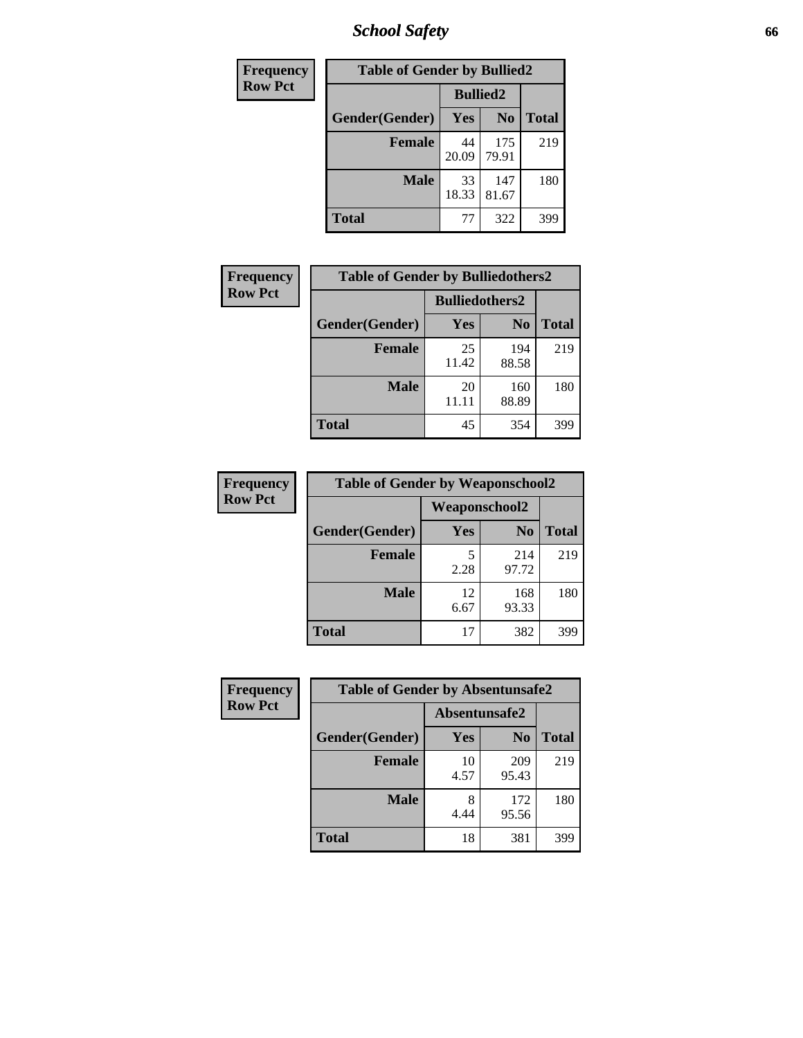# School Safety

| Frequency<br>Row Pct | Table of Gender by Bullied2 | | |
|---|---|---|---|
| | Bullied2 | | |
| Gender(Gender) | Yes | No | Total |
| Female | 44<br>20.09 | 175<br>79.91 | 219 |
| Male | 33<br>18.33 | 147<br>81.67 | 180 |
| Total | 77 | 322 | 399 |

| Frequency<br>Row Pct | Table of Gender by Bulliedothers2 | | |
|---|---|---|---|
| | Bulliedothers2 | | |
| Gender(Gender) | Yes | No | Total |
| Female | 25<br>11.42 | 194<br>88.58 | 219 |
| Male | 20<br>11.11 | 160<br>88.89 | 180 |
| Total | 45 | 354 | 399 |

| Frequency<br>Row Pct | Table of Gender by Weaponschool2 | | |
|---|---|---|---|
| | Weaponschool2 | | |
| Gender(Gender) | Yes | No | Total |
| Female | 5<br>2.28 | 214<br>97.72 | 219 |
| Male | 12<br>6.67 | 168<br>93.33 | 180 |
| Total | 17 | 382 | 399 |

| Frequency<br>Row Pct | Table of Gender by Absentunsafe2 | | |
|---|---|---|---|
| | Absentunsafe2 | | |
| Gender(Gender) | Yes | No | Total |
| Female | 10<br>4.57 | 209<br>95.43 | 219 |
| Male | 8<br>4.44 | 172<br>95.56 | 180 |
| Total | 18 | 381 | 399 |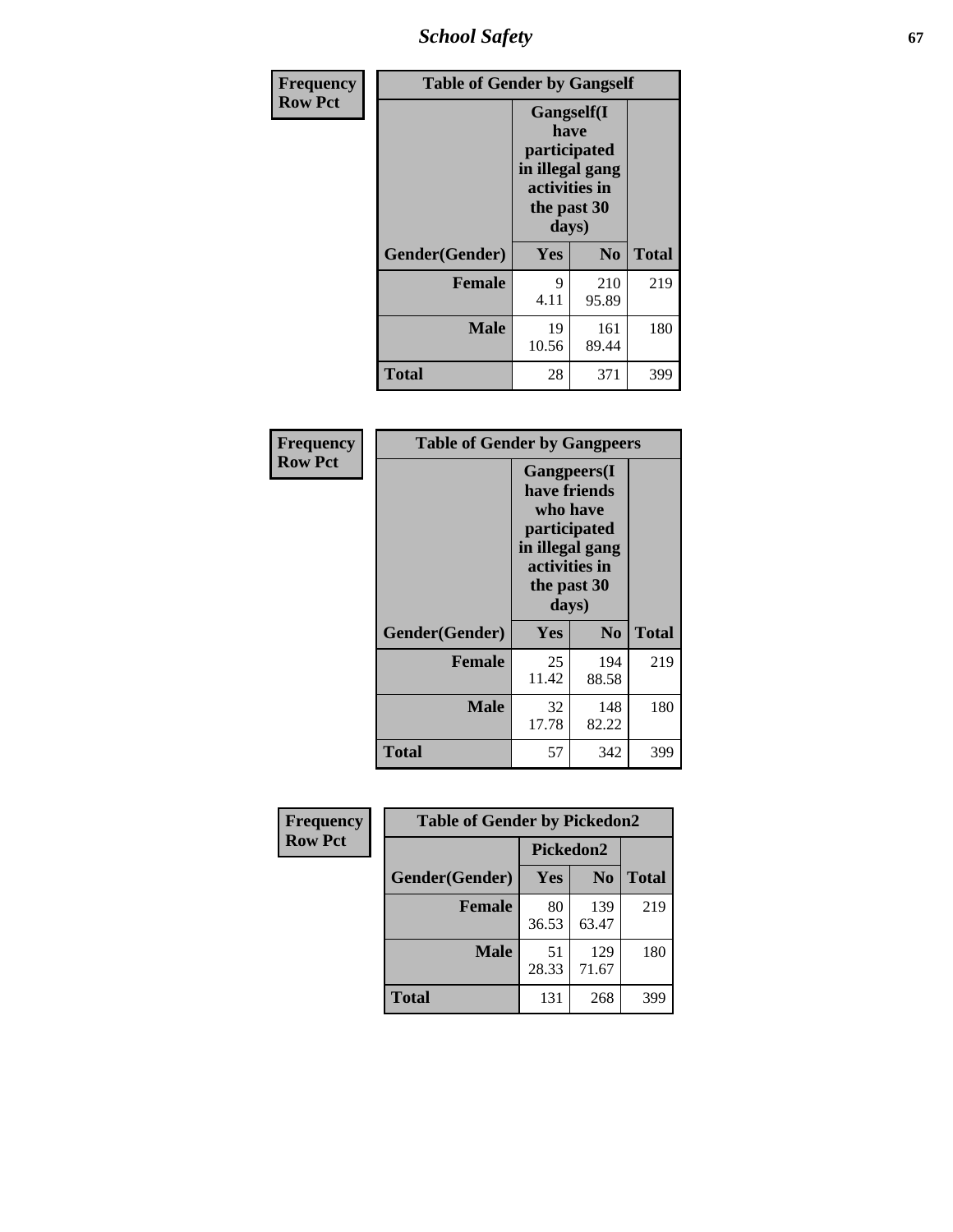| Frequency Row Pct | Table of Gender by Gangself | | |
|---|---|---|---|
| | Gangself(I have participated in illegal gang activities in the past 30 days) | | |
| Gender(Gender) | Yes | No | Total |
| Female | 9<br>4.11 | 210<br>95.89 | 219 |
| Male | 19<br>10.56 | 161<br>89.44 | 180 |
| Total | 28 | 371 | 399 |

| Frequency Row Pct | Table of Gender by Gangpeers | | |
|---|---|---|---|
| | Gangpeers(I have friends who have participated in illegal gang activities in the past 30 days) | | |
| Gender(Gender) | Yes | No | Total |
| Female | 25<br>11.42 | 194<br>88.58 | 219 |
| Male | 32<br>17.78 | 148<br>82.22 | 180 |
| Total | 57 | 342 | 399 |

| Frequency Row Pct | Table of Gender by Pickedon2 | | |
|---|---|---|---|
| | Pickedon2 | | |
| Gender(Gender) | Yes | No | Total |
| Female | 80<br>36.53 | 139<br>63.47 | 219 |
| Male | 51<br>28.33 | 129<br>71.67 | 180 |
| Total | 131 | 268 | 399 |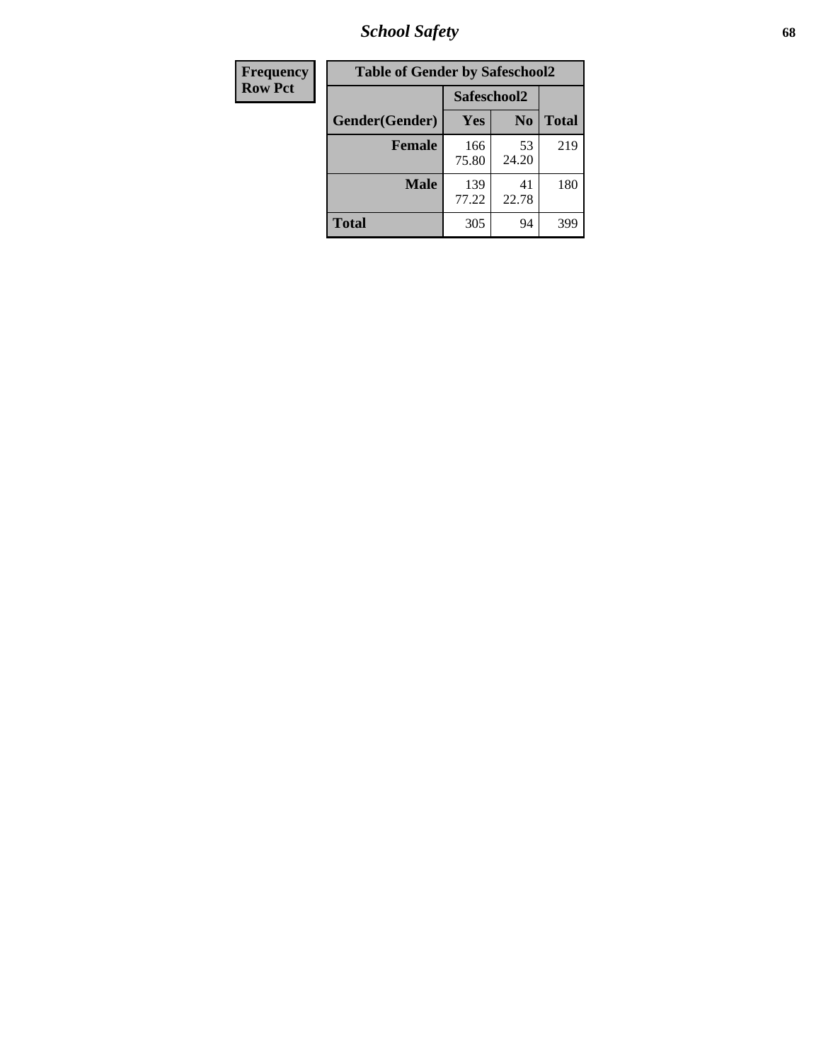| Frequency |
|---|
| Row Pct |

| Table of Gender by Safeschool2 | | | |
|---|---|---|---|
| | Safeschool2 | | |
| Gender(Gender) | Yes | No | Total |
| Female | 166<br>75.80 | 53<br>24.20 | 219 |
| Male | 139<br>77.22 | 41<br>22.78 | 180 |
| Total | 305 | 94 | 399 |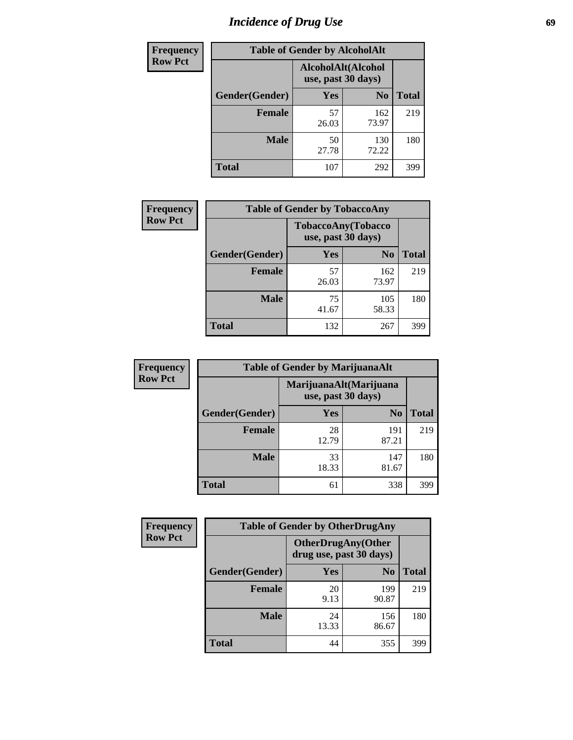# Incidence of Drug Use

| Frequency<br>Row Pct | Table of Gender by AlcoholAlt | | |
|---|---|---|---|
| | AlcoholAlt(Alcohol use, past 30 days) | | |
| Gender(Gender) | Yes | No | Total |
| Female | 57<br>26.03 | 162<br>73.97 | 219 |
| Male | 50<br>27.78 | 130<br>72.22 | 180 |
| Total | 107 | 292 | 399 |

| Frequency<br>Row Pct | Table of Gender by TobaccoAny | | |
|---|---|---|---|
| | TobaccoAny(Tobacco use, past 30 days) | | |
| Gender(Gender) | Yes | No | Total |
| Female | 57<br>26.03 | 162<br>73.97 | 219 |
| Male | 75<br>41.67 | 105<br>58.33 | 180 |
| Total | 132 | 267 | 399 |

| Frequency<br>Row Pct | Table of Gender by MarijuanaAlt | | |
|---|---|---|---|
| | MarijuanaAlt(Marijuana use, past 30 days) | | |
| Gender(Gender) | Yes | No | Total |
| Female | 28<br>12.79 | 191<br>87.21 | 219 |
| Male | 33<br>18.33 | 147<br>81.67 | 180 |
| Total | 61 | 338 | 399 |

| Frequency<br>Row Pct | Table of Gender by OtherDrugAny | | |
|---|---|---|---|
| | OtherDrugAny(Other drug use, past 30 days) | | |
| Gender(Gender) | Yes | No | Total |
| Female | 20<br>9.13 | 199<br>90.87 | 219 |
| Male | 24<br>13.33 | 156<br>86.67 | 180 |
| Total | 44 | 355 | 399 |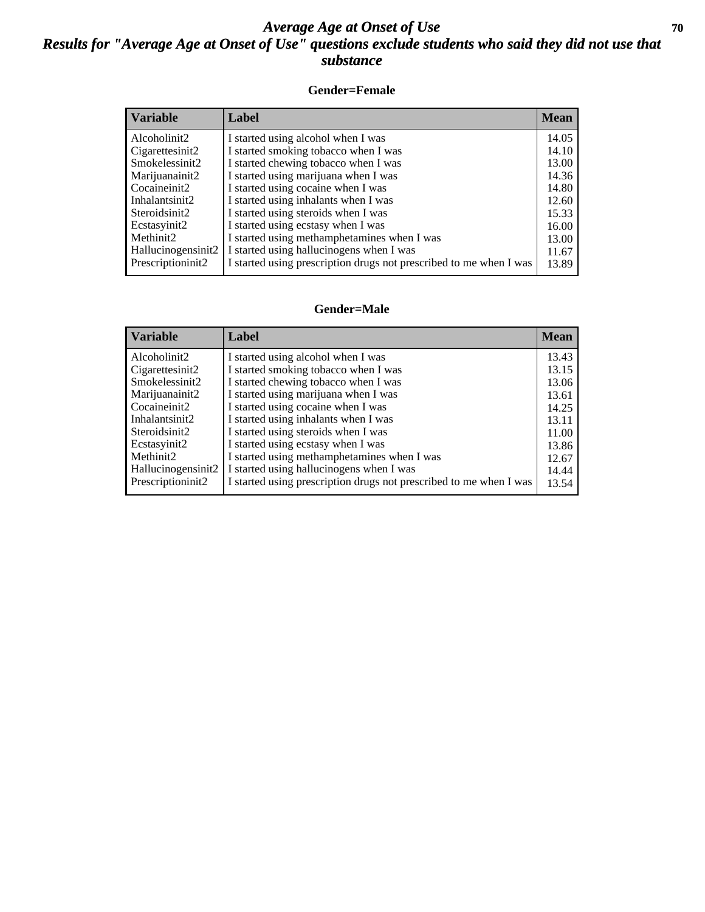# *Average Age at Onset of Use*

## *Results for "Average Age at Onset of Use" questions exclude students who said they did not use that substance*

### Gender=Female

| Variable | Label | Mean |
|---|---|---|
| Alcoholinit2 | I started using alcohol when I was | 14.05 |
| Cigarettesinit2 | I started smoking tobacco when I was | 14.10 |
| Smokelessinit2 | I started chewing tobacco when I was | 13.00 |
| Marijuanainit2 | I started using marijuana when I was | 14.36 |
| Cocaineinit2 | I started using cocaine when I was | 14.80 |
| Inhalantsinit2 | I started using inhalants when I was | 12.60 |
| Steroidsinit2 | I started using steroids when I was | 15.33 |
| Ecstasyinit2 | I started using ecstasy when I was | 16.00 |
| Methinit2 | I started using methamphetamines when I was | 13.00 |
| Hallucinogensinit2 | I started using hallucinogens when I was | 11.67 |
| Prescriptioninit2 | I started using prescription drugs not prescribed to me when I was | 13.89 |

### Gender=Male

| Variable | Label | Mean |
|---|---|---|
| Alcoholinit2 | I started using alcohol when I was | 13.43 |
| Cigarettesinit2 | I started smoking tobacco when I was | 13.15 |
| Smokelessinit2 | I started chewing tobacco when I was | 13.06 |
| Marijuanainit2 | I started using marijuana when I was | 13.61 |
| Cocaineinit2 | I started using cocaine when I was | 14.25 |
| Inhalantsinit2 | I started using inhalants when I was | 13.11 |
| Steroidsinit2 | I started using steroids when I was | 11.00 |
| Ecstasyinit2 | I started using ecstasy when I was | 13.86 |
| Methinit2 | I started using methamphetamines when I was | 12.67 |
| Hallucinogensinit2 | I started using hallucinogens when I was | 14.44 |
| Prescriptioninit2 | I started using prescription drugs not prescribed to me when I was | 13.54 |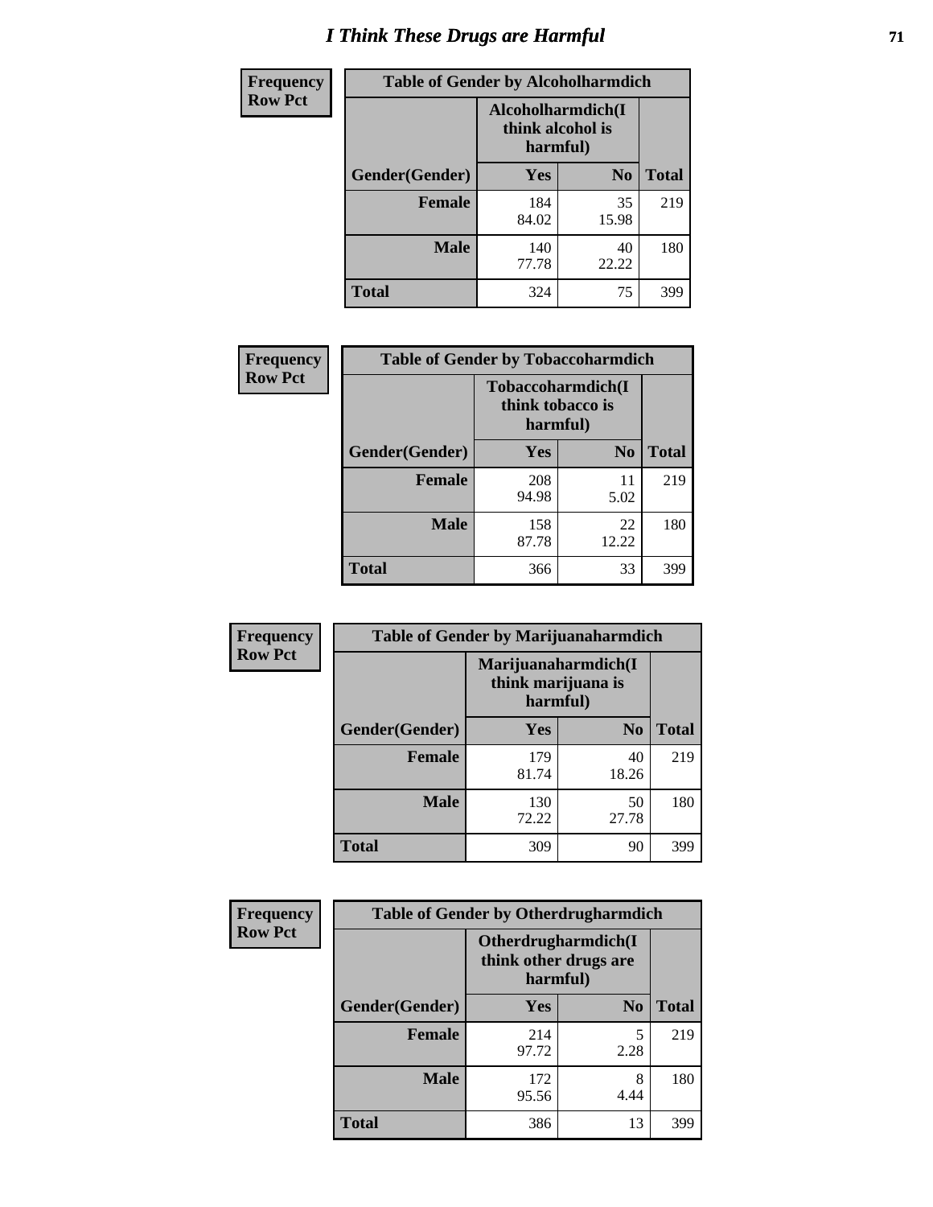# I Think These Drugs are Harmful

| Frequency<br>Row Pct | Table of Gender by Alcoholharmdich | | |
|---|---|---|---|
| | Alcoholharmdich(I think alcohol is harmful) | | |
| Gender(Gender) | Yes | No | Total |
| Female | 184<br>84.02 | 35<br>15.98 | 219 |
| Male | 140<br>77.78 | 40<br>22.22 | 180 |
| Total | 324 | 75 | 399 |

| Frequency<br>Row Pct | Table of Gender by Tobaccoharmdich | | |
|---|---|---|---|
| | Tobaccoharmdich(I think tobacco is harmful) | | |
| Gender(Gender) | Yes | No | Total |
| Female | 208<br>94.98 | 11<br>5.02 | 219 |
| Male | 158<br>87.78 | 22<br>12.22 | 180 |
| Total | 366 | 33 | 399 |

| Frequency<br>Row Pct | Table of Gender by Marijuanaharmdich | | |
|---|---|---|---|
| | Marijuanaharmdich(I think marijuana is harmful) | | |
| Gender(Gender) | Yes | No | Total |
| Female | 179<br>81.74 | 40<br>18.26 | 219 |
| Male | 130<br>72.22 | 50<br>27.78 | 180 |
| Total | 309 | 90 | 399 |

| Frequency<br>Row Pct | Table of Gender by Otherdrugharmdich | | |
|---|---|---|---|
| | Otherdrugharmdich(I think other drugs are harmful) | | |
| Gender(Gender) | Yes | No | Total |
| Female | 214<br>97.72 | 5<br>2.28 | 219 |
| Male | 172<br>95.56 | 8<br>4.44 | 180 |
| Total | 386 | 13 | 399 |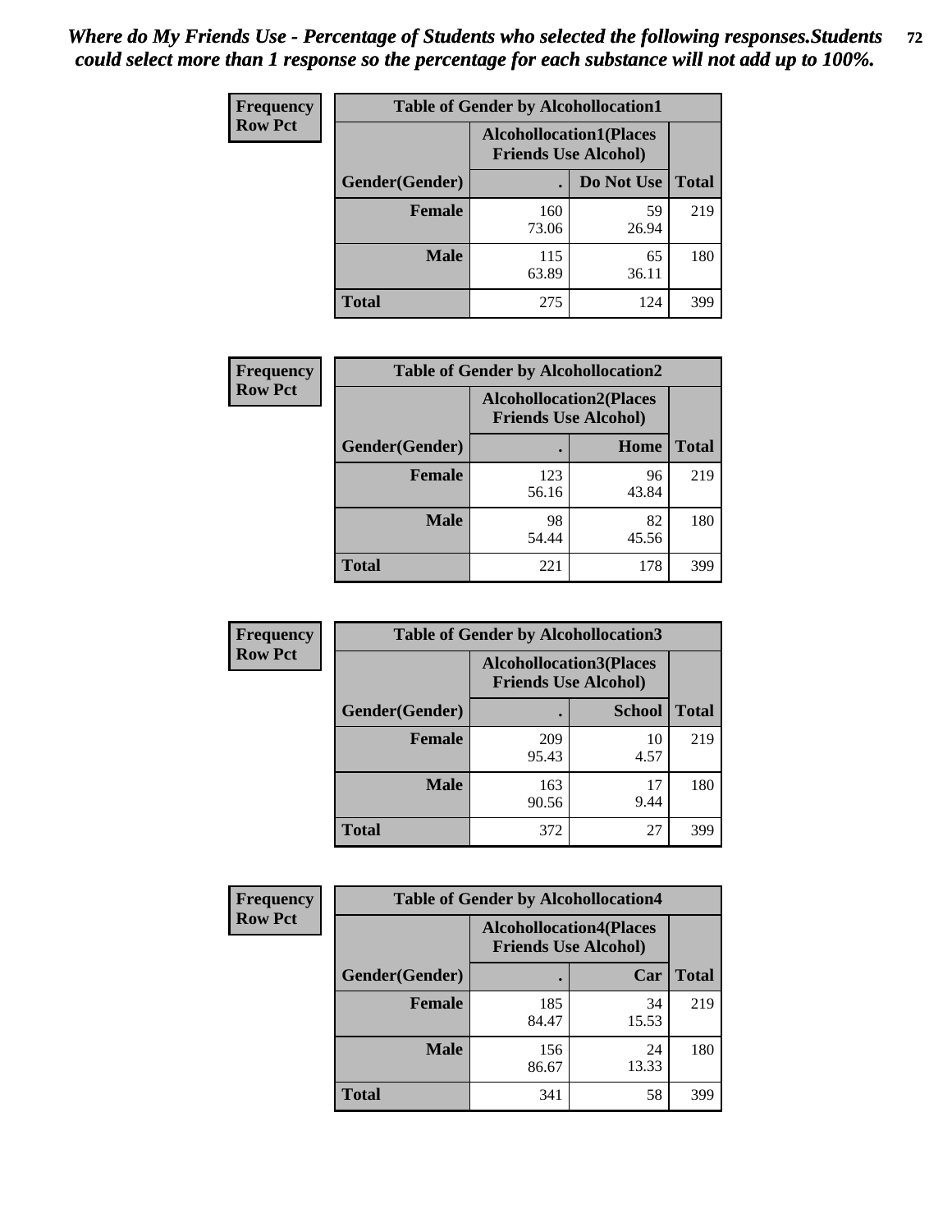***Where do My Friends Use - Percentage of Students who selected the following responses.Students could select more than 1 response so the percentage for each substance will not add up to 100%.***

**Frequency**
**Row Pct**

**Table of Gender by Alcohollocation1**

| Gender(Gender) | Alcohollocation1(Places Friends Use Alcohol) . | Alcohollocation1(Places Friends Use Alcohol) Do Not Use | Total |
|---|---|---|---|
| **Female** | 160<br>73.06 | 59<br>26.94 | 219 |
| **Male** | 115<br>63.89 | 65<br>36.11 | 180 |
| **Total** | 275 | 124 | 399 |

**Frequency**
**Row Pct**

**Table of Gender by Alcohollocation2**

| Gender(Gender) | Alcohollocation2(Places Friends Use Alcohol) . | Alcohollocation2(Places Friends Use Alcohol) Home | Total |
|---|---|---|---|
| **Female** | 123<br>56.16 | 96<br>43.84 | 219 |
| **Male** | 98<br>54.44 | 82<br>45.56 | 180 |
| **Total** | 221 | 178 | 399 |

**Frequency**
**Row Pct**

**Table of Gender by Alcohollocation3**

| Gender(Gender) | Alcohollocation3(Places Friends Use Alcohol) . | Alcohollocation3(Places Friends Use Alcohol) School | Total |
|---|---|---|---|
| **Female** | 209<br>95.43 | 10<br>4.57 | 219 |
| **Male** | 163<br>90.56 | 17<br>9.44 | 180 |
| **Total** | 372 | 27 | 399 |

**Frequency**
**Row Pct**

**Table of Gender by Alcohollocation4**

| Gender(Gender) | Alcohollocation4(Places Friends Use Alcohol) . | Alcohollocation4(Places Friends Use Alcohol) Car | Total |
|---|---|---|---|
| **Female** | 185<br>84.47 | 34<br>15.53 | 219 |
| **Male** | 156<br>86.67 | 24<br>13.33 | 180 |
| **Total** | 341 | 58 | 399 |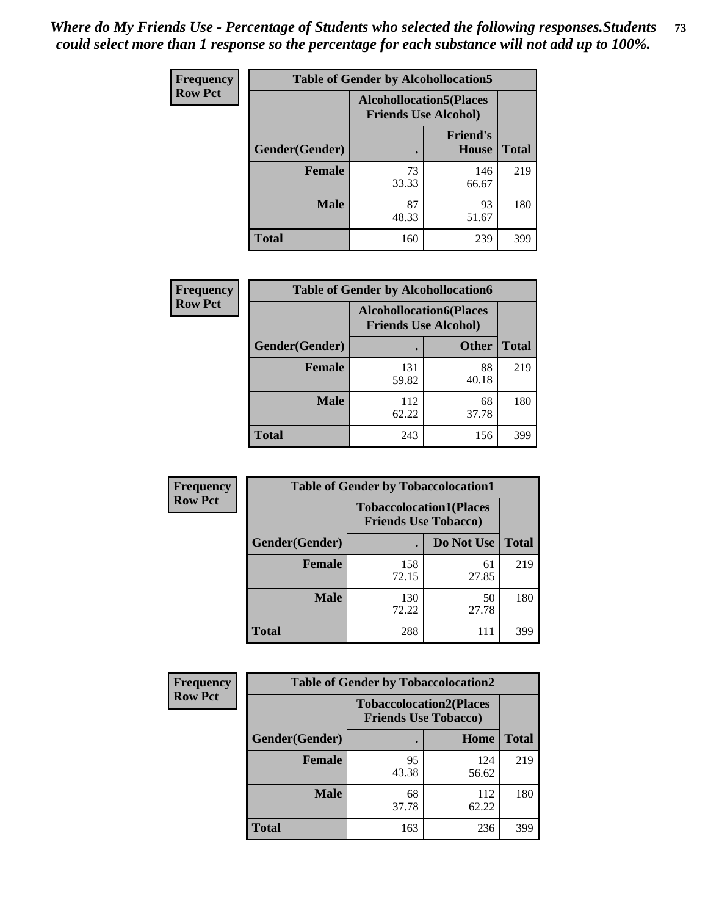*Where do My Friends Use - Percentage of Students who selected the following responses.Students could select more than 1 response so the percentage for each substance will not add up to 100%.*

**Frequency Row Pct**

| Table of Gender by Alcohollocation5 | | | |
|---|---|---|---|
| | Alcohollocation5(Places Friends Use Alcohol) | | |
| Gender(Gender) | . | Friend's House | Total |
| Female | 73<br>33.33 | 146<br>66.67 | 219 |
| Male | 87<br>48.33 | 93<br>51.67 | 180 |
| Total | 160 | 239 | 399 |

**Frequency Row Pct**

| Table of Gender by Alcohollocation6 | | | |
|---|---|---|---|
| | Alcohollocation6(Places Friends Use Alcohol) | | |
| Gender(Gender) | . | Other | Total |
| Female | 131<br>59.82 | 88<br>40.18 | 219 |
| Male | 112<br>62.22 | 68<br>37.78 | 180 |
| Total | 243 | 156 | 399 |

**Frequency Row Pct**

| Table of Gender by Tobaccolocation1 | | | |
|---|---|---|---|
| | Tobaccolocation1(Places Friends Use Tobacco) | | |
| Gender(Gender) | . | Do Not Use | Total |
| Female | 158<br>72.15 | 61<br>27.85 | 219 |
| Male | 130<br>72.22 | 50<br>27.78 | 180 |
| Total | 288 | 111 | 399 |

**Frequency Row Pct**

| Table of Gender by Tobaccolocation2 | | | |
|---|---|---|---|
| | Tobaccolocation2(Places Friends Use Tobacco) | | |
| Gender(Gender) | . | Home | Total |
| Female | 95<br>43.38 | 124<br>56.62 | 219 |
| Male | 68<br>37.78 | 112<br>62.22 | 180 |
| Total | 163 | 236 | 399 |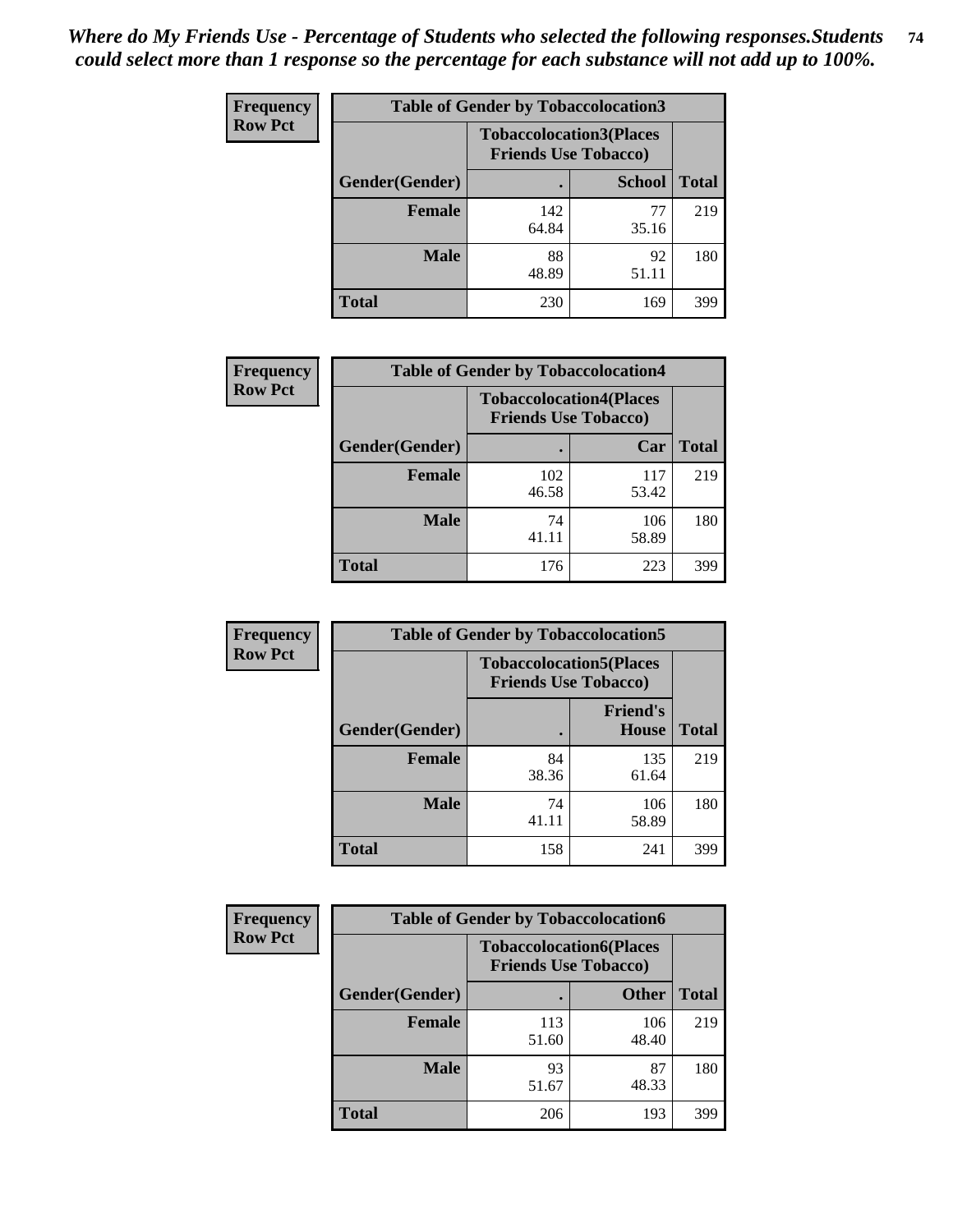*Where do My Friends Use - Percentage of Students who selected the following responses.Students could select more than 1 response so the percentage for each substance will not add up to 100%.*

**Frequency Row Pct**

| Table of Gender by Tobaccolocation3 | | | |
|---|---|---|---|
| | Tobaccolocation3(Places Friends Use Tobacco) | | |
| Gender(Gender) | . | School | Total |
| Female | 142<br>64.84 | 77<br>35.16 | 219 |
| Male | 88<br>48.89 | 92<br>51.11 | 180 |
| Total | 230 | 169 | 399 |

**Frequency Row Pct**

| Table of Gender by Tobaccolocation4 | | | |
|---|---|---|---|
| | Tobaccolocation4(Places Friends Use Tobacco) | | |
| Gender(Gender) | . | Car | Total |
| Female | 102<br>46.58 | 117<br>53.42 | 219 |
| Male | 74<br>41.11 | 106<br>58.89 | 180 |
| Total | 176 | 223 | 399 |

**Frequency Row Pct**

| Table of Gender by Tobaccolocation5 | | | |
|---|---|---|---|
| | Tobaccolocation5(Places Friends Use Tobacco) | | |
| Gender(Gender) | . | Friend's House | Total |
| Female | 84<br>38.36 | 135<br>61.64 | 219 |
| Male | 74<br>41.11 | 106<br>58.89 | 180 |
| Total | 158 | 241 | 399 |

**Frequency Row Pct**

| Table of Gender by Tobaccolocation6 | | | |
|---|---|---|---|
| | Tobaccolocation6(Places Friends Use Tobacco) | | |
| Gender(Gender) | . | Other | Total |
| Female | 113<br>51.60 | 106<br>48.40 | 219 |
| Male | 93<br>51.67 | 87<br>48.33 | 180 |
| Total | 206 | 193 | 399 |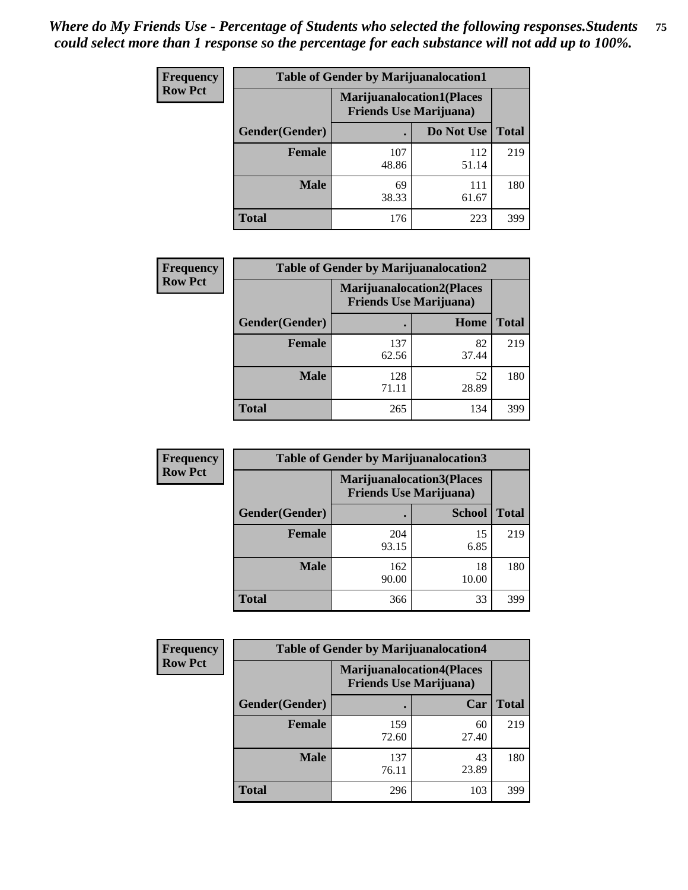*Where do My Friends Use - Percentage of Students who selected the following responses.Students could select more than 1 response so the percentage for each substance will not add up to 100%.*

**Frequency**
**Row Pct**

| Table of Gender by Marijuanalocation1 | | | |
|---|---|---|---|
| | Marijuanalocation1(Places Friends Use Marijuana) | | |
| Gender(Gender) | . | Do Not Use | Total |
| Female | 107<br>48.86 | 112<br>51.14 | 219 |
| Male | 69<br>38.33 | 111<br>61.67 | 180 |
| Total | 176 | 223 | 399 |

**Frequency**
**Row Pct**

| Table of Gender by Marijuanalocation2 | | | |
|---|---|---|---|
| | Marijuanalocation2(Places Friends Use Marijuana) | | |
| Gender(Gender) | . | Home | Total |
| Female | 137<br>62.56 | 82<br>37.44 | 219 |
| Male | 128<br>71.11 | 52<br>28.89 | 180 |
| Total | 265 | 134 | 399 |

**Frequency**
**Row Pct**

| Table of Gender by Marijuanalocation3 | | | |
|---|---|---|---|
| | Marijuanalocation3(Places Friends Use Marijuana) | | |
| Gender(Gender) | . | School | Total |
| Female | 204<br>93.15 | 15<br>6.85 | 219 |
| Male | 162<br>90.00 | 18<br>10.00 | 180 |
| Total | 366 | 33 | 399 |

**Frequency**
**Row Pct**

| Table of Gender by Marijuanalocation4 | | | |
|---|---|---|---|
| | Marijuanalocation4(Places Friends Use Marijuana) | | |
| Gender(Gender) | . | Car | Total |
| Female | 159<br>72.60 | 60<br>27.40 | 219 |
| Male | 137<br>76.11 | 43<br>23.89 | 180 |
| Total | 296 | 103 | 399 |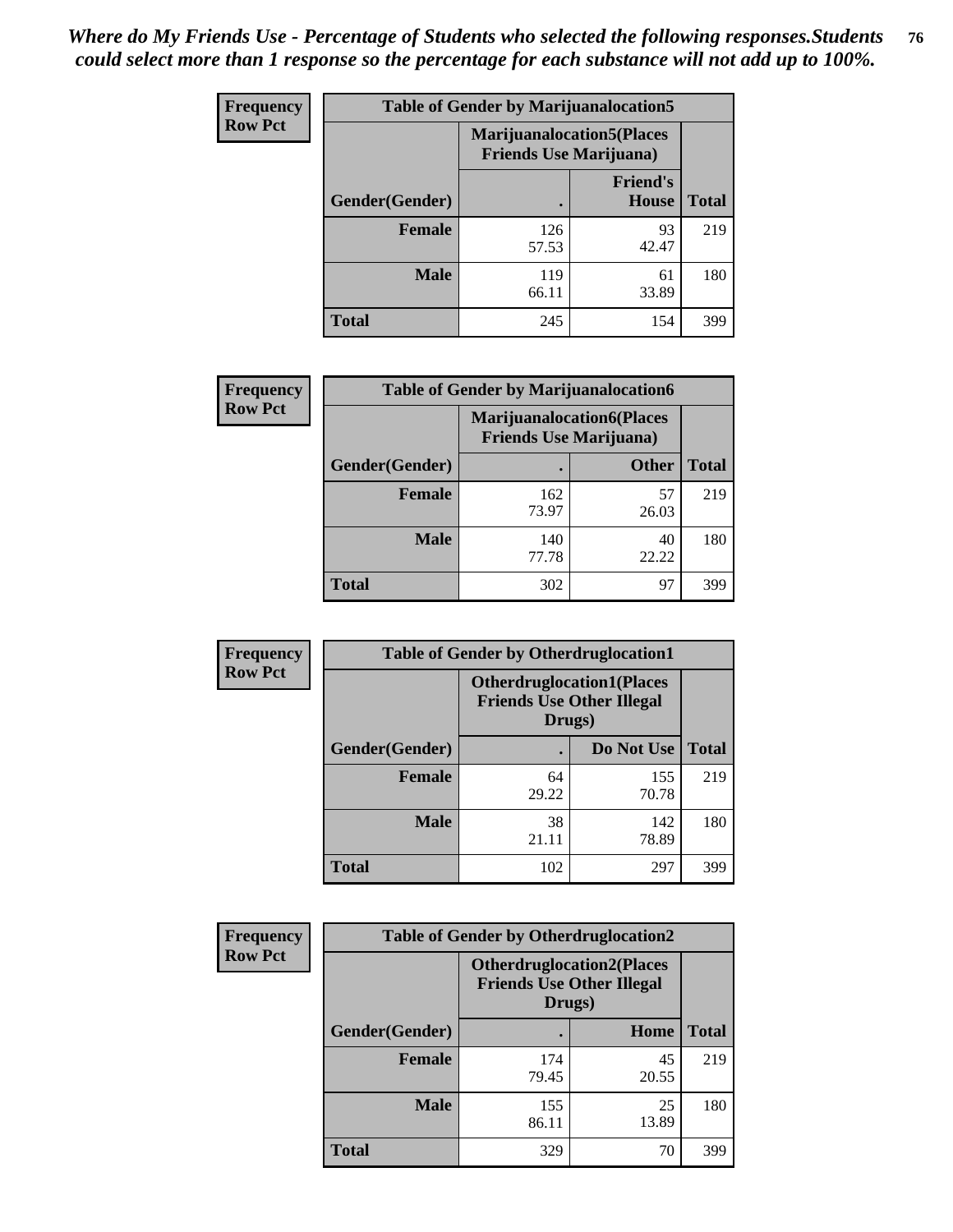*Where do My Friends Use - Percentage of Students who selected the following responses.Students could select more than 1 response so the percentage for each substance will not add up to 100%.*

**Frequency**
**Row Pct**

| Table of Gender by Marijuanalocation5 | | | |
|---|---|---|---|
| | Marijuanalocation5(Places Friends Use Marijuana) | | |
| Gender(Gender) | . | Friend's House | Total |
| **Female** | 126<br>57.53 | 93<br>42.47 | 219 |
| **Male** | 119<br>66.11 | 61<br>33.89 | 180 |
| **Total** | 245 | 154 | 399 |

**Frequency**
**Row Pct**

| Table of Gender by Marijuanalocation6 | | | |
|---|---|---|---|
| | Marijuanalocation6(Places Friends Use Marijuana) | | |
| Gender(Gender) | . | Other | Total |
| **Female** | 162<br>73.97 | 57<br>26.03 | 219 |
| **Male** | 140<br>77.78 | 40<br>22.22 | 180 |
| **Total** | 302 | 97 | 399 |

**Frequency**
**Row Pct**

| Table of Gender by Otherdruglocation1 | | | |
|---|---|---|---|
| | Otherdruglocation1(Places Friends Use Other Illegal Drugs) | | |
| Gender(Gender) | . | Do Not Use | Total |
| **Female** | 64<br>29.22 | 155<br>70.78 | 219 |
| **Male** | 38<br>21.11 | 142<br>78.89 | 180 |
| **Total** | 102 | 297 | 399 |

**Frequency**
**Row Pct**

| Table of Gender by Otherdruglocation2 | | | |
|---|---|---|---|
| | Otherdruglocation2(Places Friends Use Other Illegal Drugs) | | |
| Gender(Gender) | . | Home | Total |
| **Female** | 174<br>79.45 | 45<br>20.55 | 219 |
| **Male** | 155<br>86.11 | 25<br>13.89 | 180 |
| **Total** | 329 | 70 | 399 |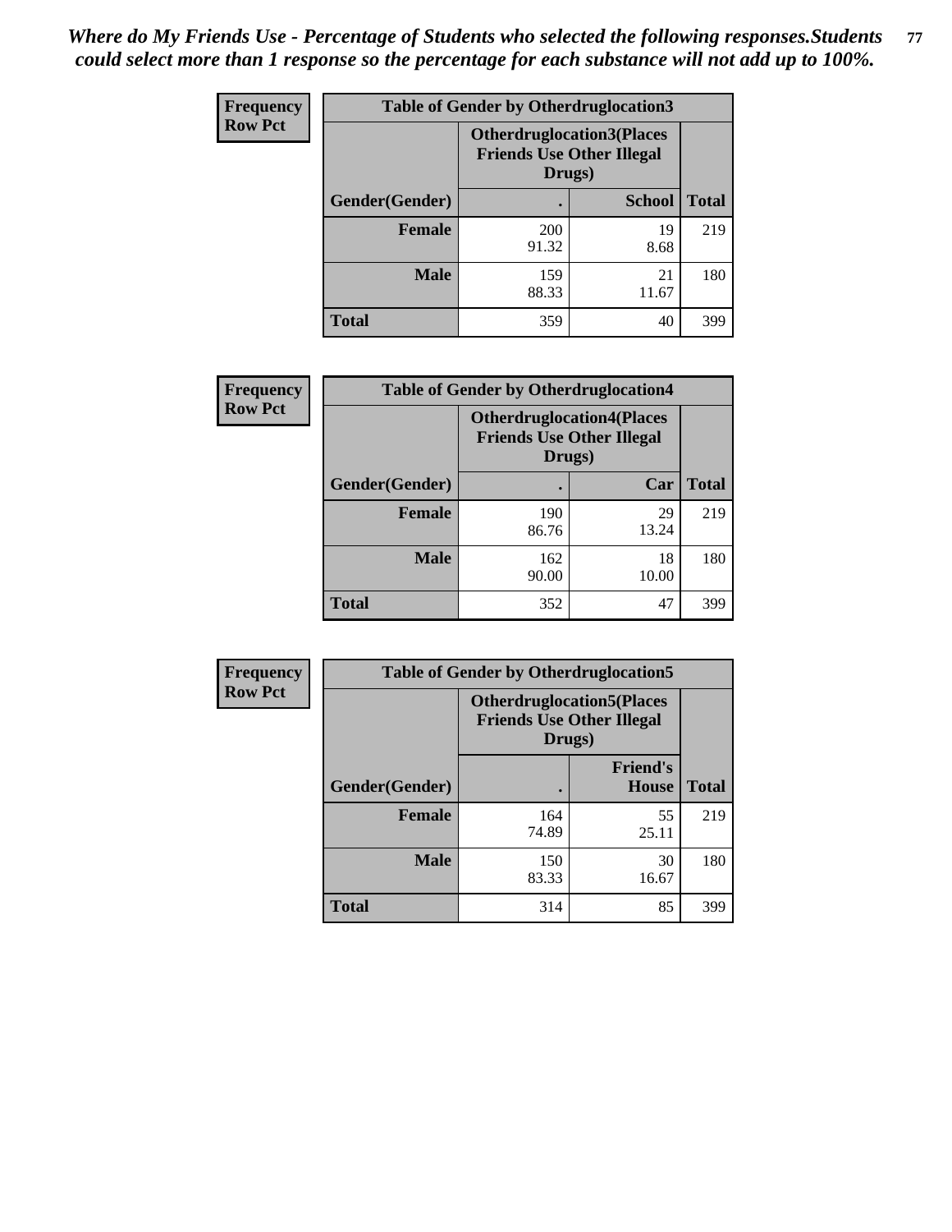*Where do My Friends Use - Percentage of Students who selected the following responses.Students could select more than 1 response so the percentage for each substance will not add up to 100%.*

**Frequency**
**Row Pct**

| Table of Gender by Otherdruglocation3 | | | |
|---|---|---|---|
| | Otherdruglocation3(Places Friends Use Other Illegal Drugs) | | |
| Gender(Gender) | . | School | Total |
| Female | 200<br>91.32 | 19<br>8.68 | 219 |
| Male | 159<br>88.33 | 21<br>11.67 | 180 |
| Total | 359 | 40 | 399 |

**Frequency**
**Row Pct**

| Table of Gender by Otherdruglocation4 | | | |
|---|---|---|---|
| | Otherdruglocation4(Places Friends Use Other Illegal Drugs) | | |
| Gender(Gender) | . | Car | Total |
| Female | 190<br>86.76 | 29<br>13.24 | 219 |
| Male | 162<br>90.00 | 18<br>10.00 | 180 |
| Total | 352 | 47 | 399 |

**Frequency**
**Row Pct**

| Table of Gender by Otherdruglocation5 | | | |
|---|---|---|---|
| | Otherdruglocation5(Places Friends Use Other Illegal Drugs) | | |
| Gender(Gender) | . | Friend's House | Total |
| Female | 164<br>74.89 | 55<br>25.11 | 219 |
| Male | 150<br>83.33 | 30<br>16.67 | 180 |
| Total | 314 | 85 | 399 |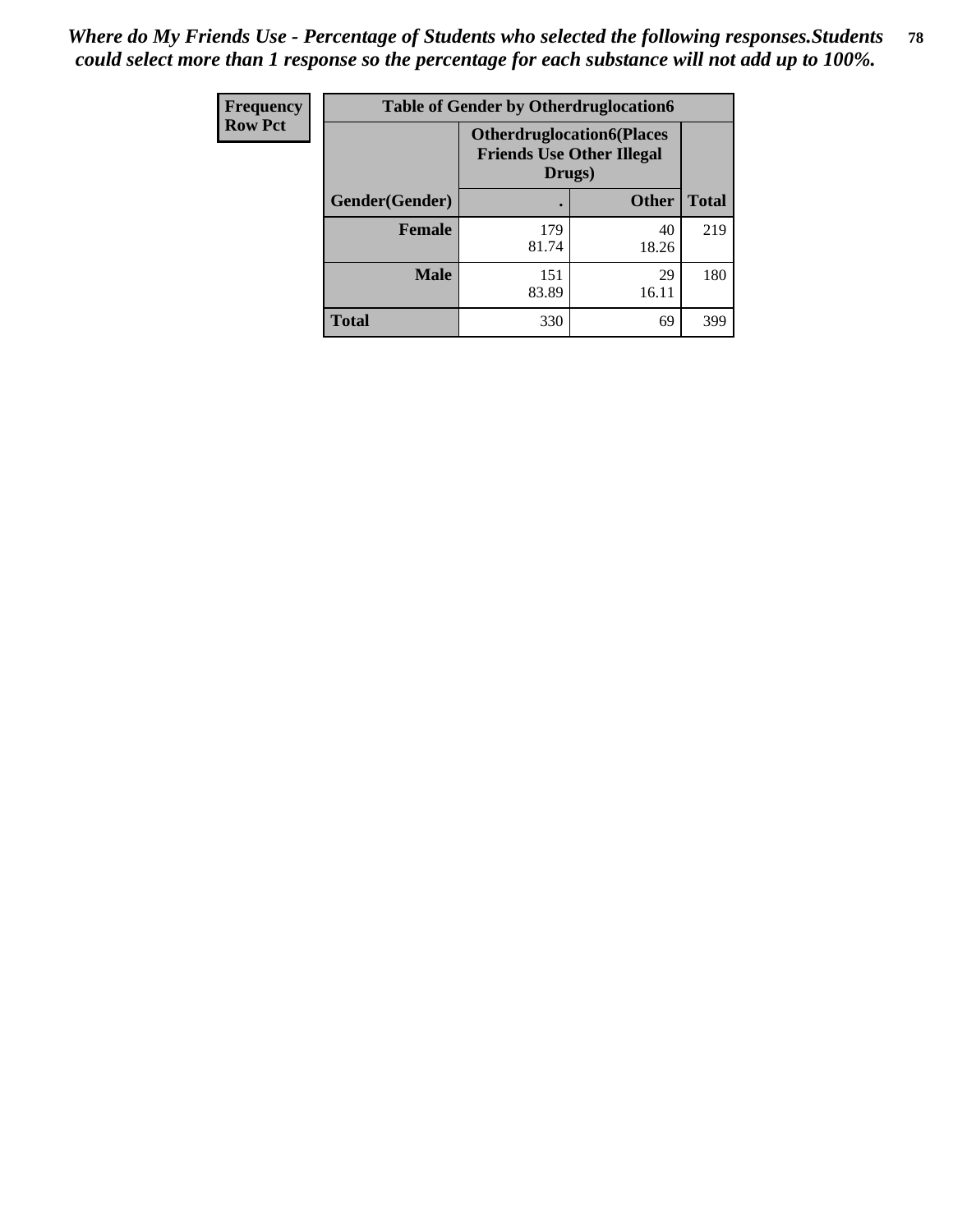*Where do My Friends Use - Percentage of Students who selected the following responses.Students could select more than 1 response so the percentage for each substance will not add up to 100%.*

| Frequency Row Pct | Table of Gender by Otherdruglocation6 | | |
|---|---|---|---|
| | Otherdruglocation6(Places Friends Use Other Illegal Drugs) | | |
| Gender(Gender) | . | Other | Total |
| Female | 179<br>81.74 | 40<br>18.26 | 219 |
| Male | 151<br>83.89 | 29<br>16.11 | 180 |
| Total | 330 | 69 | 399 |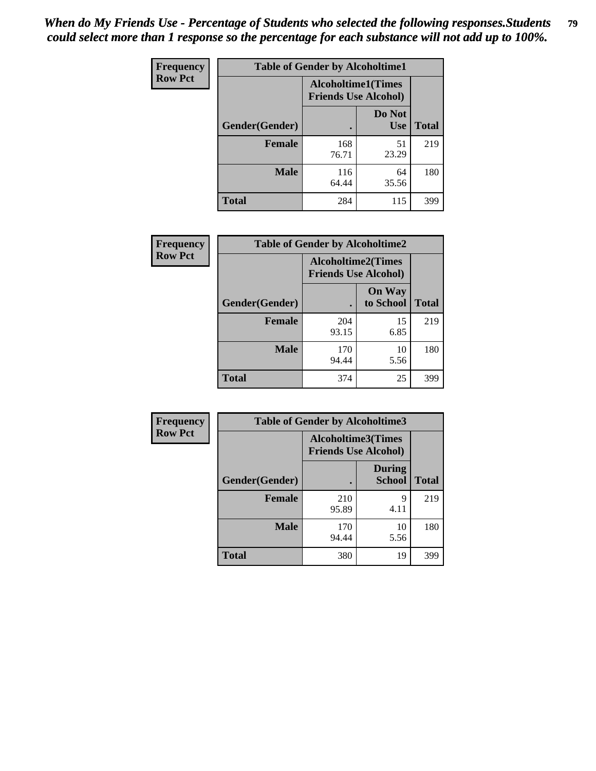*When do My Friends Use - Percentage of Students who selected the following responses.Students could select more than 1 response so the percentage for each substance will not add up to 100%.*

**Frequency**
**Row Pct**

| Table of Gender by Alcoholtime1 | | | |
|---|---|---|---|
| | Alcoholtime1(Times Friends Use Alcohol) | | |
| Gender(Gender) | . | Do Not Use | Total |
| **Female** | 168<br>76.71 | 51<br>23.29 | 219 |
| **Male** | 116<br>64.44 | 64<br>35.56 | 180 |
| **Total** | 284 | 115 | 399 |

**Frequency**
**Row Pct**

| Table of Gender by Alcoholtime2 | | | |
|---|---|---|---|
| | Alcoholtime2(Times Friends Use Alcohol) | | |
| Gender(Gender) | . | On Way to School | Total |
| **Female** | 204<br>93.15 | 15<br>6.85 | 219 |
| **Male** | 170<br>94.44 | 10<br>5.56 | 180 |
| **Total** | 374 | 25 | 399 |

**Frequency**
**Row Pct**

| Table of Gender by Alcoholtime3 | | | |
|---|---|---|---|
| | Alcoholtime3(Times Friends Use Alcohol) | | |
| Gender(Gender) | . | During School | Total |
| **Female** | 210<br>95.89 | 9<br>4.11 | 219 |
| **Male** | 170<br>94.44 | 10<br>5.56 | 180 |
| **Total** | 380 | 19 | 399 |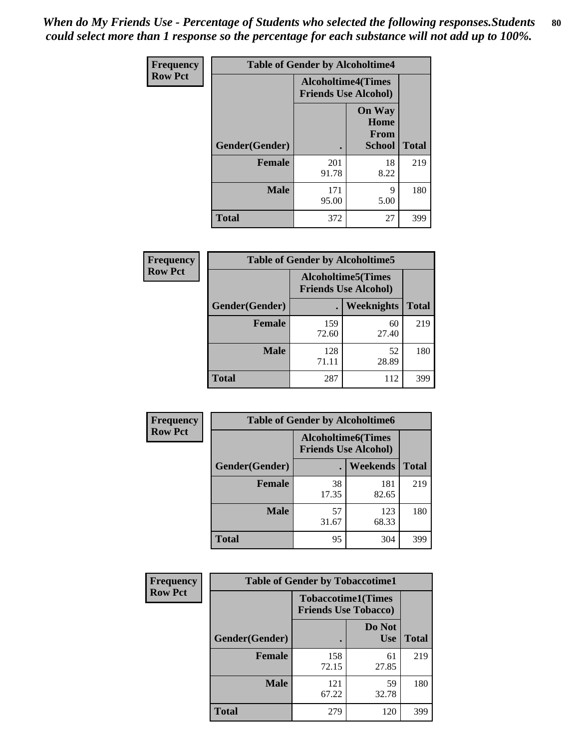*When do My Friends Use - Percentage of Students who selected the following responses.Students could select more than 1 response so the percentage for each substance will not add up to 100%.*

**Frequency**
**Row Pct**

| Table of Gender by Alcoholtime4 | | | |
|---|---|---|---|
| | Alcoholtime4(Times Friends Use Alcohol) | | |
| Gender(Gender) | . | On Way Home From School | Total |
| **Female** | 201<br>91.78 | 18<br>8.22 | 219 |
| **Male** | 171<br>95.00 | 9<br>5.00 | 180 |
| **Total** | 372 | 27 | 399 |

**Frequency**
**Row Pct**

| Table of Gender by Alcoholtime5 | | | |
|---|---|---|---|
| | Alcoholtime5(Times Friends Use Alcohol) | | |
| Gender(Gender) | . | Weeknights | Total |
| **Female** | 159<br>72.60 | 60<br>27.40 | 219 |
| **Male** | 128<br>71.11 | 52<br>28.89 | 180 |
| **Total** | 287 | 112 | 399 |

**Frequency**
**Row Pct**

| Table of Gender by Alcoholtime6 | | | |
|---|---|---|---|
| | Alcoholtime6(Times Friends Use Alcohol) | | |
| Gender(Gender) | . | Weekends | Total |
| **Female** | 38<br>17.35 | 181<br>82.65 | 219 |
| **Male** | 57<br>31.67 | 123<br>68.33 | 180 |
| **Total** | 95 | 304 | 399 |

**Frequency**
**Row Pct**

| Table of Gender by Tobaccotime1 | | | |
|---|---|---|---|
| | Tobaccotime1(Times Friends Use Tobacco) | | |
| Gender(Gender) | . | Do Not Use | Total |
| **Female** | 158<br>72.15 | 61<br>27.85 | 219 |
| **Male** | 121<br>67.22 | 59<br>32.78 | 180 |
| **Total** | 279 | 120 | 399 |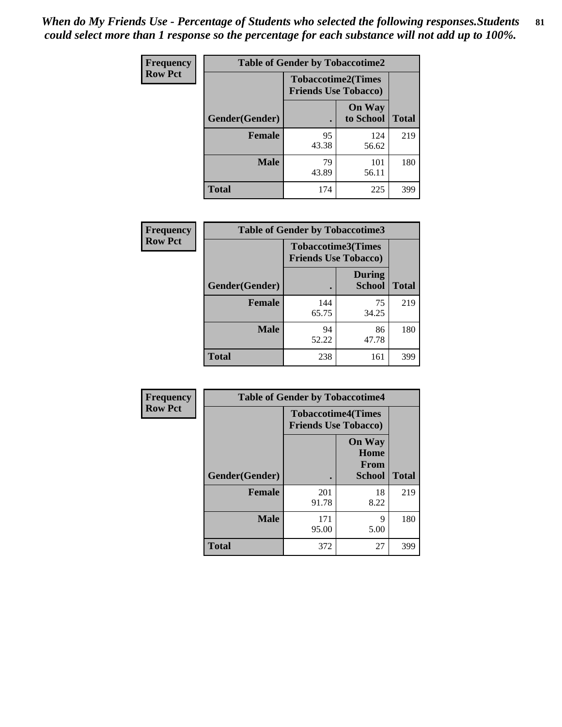*When do My Friends Use - Percentage of Students who selected the following responses.Students could select more than 1 response so the percentage for each substance will not add up to 100%.*

**Frequency**
**Row Pct**

| Table of Gender by Tobaccotime2 | | | |
|---|---|---|---|
| | Tobaccotime2(Times Friends Use Tobacco) | | |
| Gender(Gender) | . | On Way to School | Total |
| **Female** | 95<br>43.38 | 124<br>56.62 | 219 |
| **Male** | 79<br>43.89 | 101<br>56.11 | 180 |
| **Total** | 174 | 225 | 399 |

**Frequency**
**Row Pct**

| Table of Gender by Tobaccotime3 | | | |
|---|---|---|---|
| | Tobaccotime3(Times Friends Use Tobacco) | | |
| Gender(Gender) | . | During School | Total |
| **Female** | 144<br>65.75 | 75<br>34.25 | 219 |
| **Male** | 94<br>52.22 | 86<br>47.78 | 180 |
| **Total** | 238 | 161 | 399 |

**Frequency**
**Row Pct**

| Table of Gender by Tobaccotime4 | | | |
|---|---|---|---|
| | Tobaccotime4(Times Friends Use Tobacco) | | |
| Gender(Gender) | . | On Way Home From School | Total |
| **Female** | 201<br>91.78 | 18<br>8.22 | 219 |
| **Male** | 171<br>95.00 | 9<br>5.00 | 180 |
| **Total** | 372 | 27 | 399 |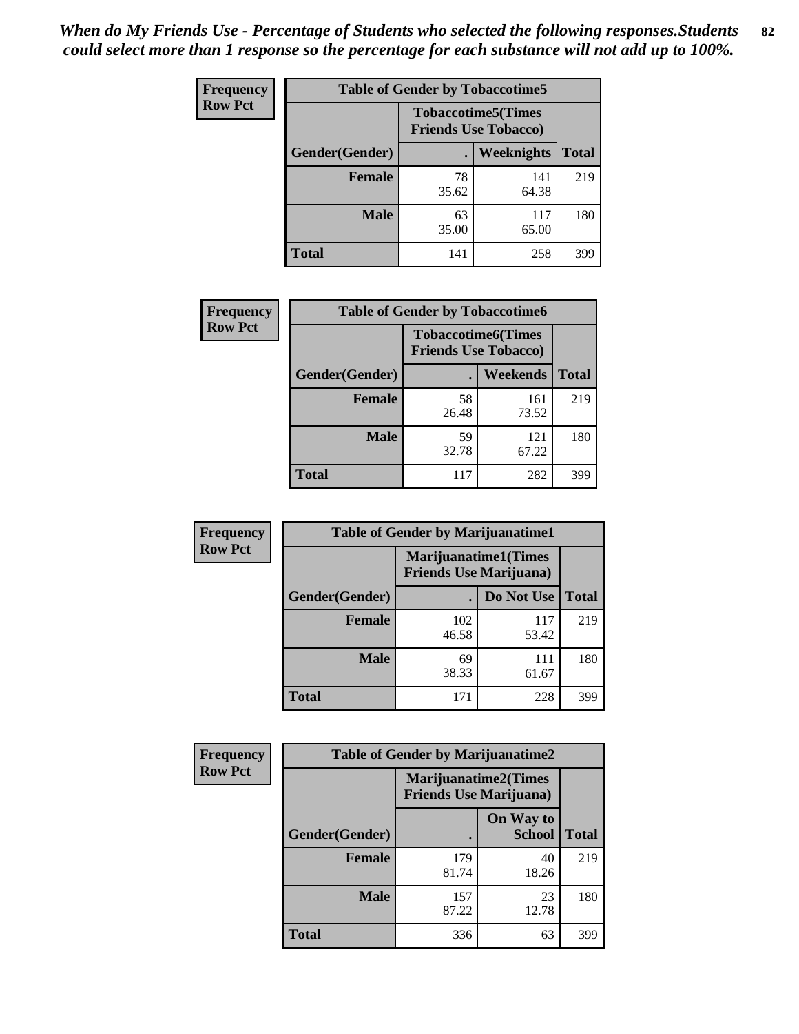*When do My Friends Use - Percentage of Students who selected the following responses.Students could select more than 1 response so the percentage for each substance will not add up to 100%.*

**Frequency**
**Row Pct**

| Table of Gender by Tobaccotime5 | | | |
|---|---|---|---|
| | Tobaccotime5(Times Friends Use Tobacco) | | |
| Gender(Gender) | . | Weeknights | Total |
| **Female** | 78<br>35.62 | 141<br>64.38 | 219 |
| **Male** | 63<br>35.00 | 117<br>65.00 | 180 |
| **Total** | 141 | 258 | 399 |

**Frequency**
**Row Pct**

| Table of Gender by Tobaccotime6 | | | |
|---|---|---|---|
| | Tobaccotime6(Times Friends Use Tobacco) | | |
| Gender(Gender) | . | Weekends | Total |
| **Female** | 58<br>26.48 | 161<br>73.52 | 219 |
| **Male** | 59<br>32.78 | 121<br>67.22 | 180 |
| **Total** | 117 | 282 | 399 |

**Frequency**
**Row Pct**

| Table of Gender by Marijuanatime1 | | | |
|---|---|---|---|
| | Marijuanatime1(Times Friends Use Marijuana) | | |
| Gender(Gender) | . | Do Not Use | Total |
| **Female** | 102<br>46.58 | 117<br>53.42 | 219 |
| **Male** | 69<br>38.33 | 111<br>61.67 | 180 |
| **Total** | 171 | 228 | 399 |

**Frequency**
**Row Pct**

| Table of Gender by Marijuanatime2 | | | |
|---|---|---|---|
| | Marijuanatime2(Times Friends Use Marijuana) | | |
| Gender(Gender) | . | On Way to School | Total |
| **Female** | 179<br>81.74 | 40<br>18.26 | 219 |
| **Male** | 157<br>87.22 | 23<br>12.78 | 180 |
| **Total** | 336 | 63 | 399 |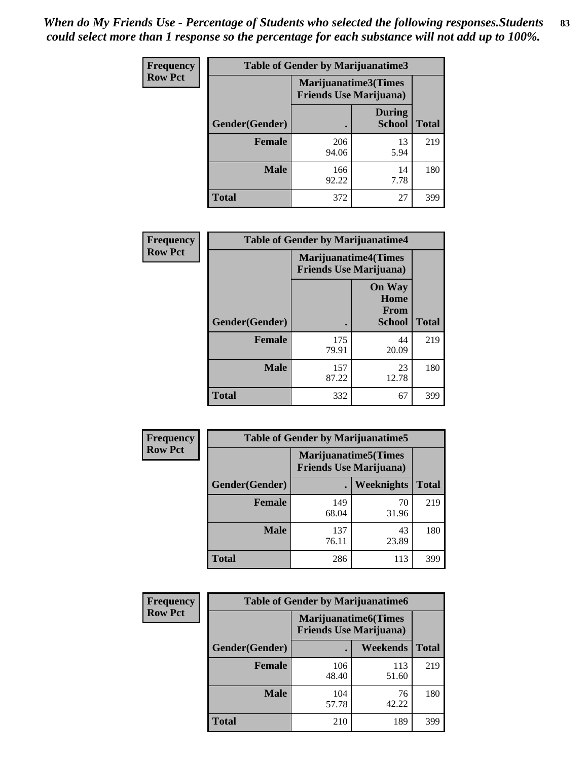*When do My Friends Use - Percentage of Students who selected the following responses.Students could select more than 1 response so the percentage for each substance will not add up to 100%.*

| Frequency Row Pct | Table of Gender by Marijuanatime3 | | |
|---|---|---|---|
| | Marijuanatime3(Times Friends Use Marijuana) | | |
| Gender(Gender) | . | During School | Total |
| **Female** | 206<br>94.06 | 13<br>5.94 | 219 |
| **Male** | 166<br>92.22 | 14<br>7.78 | 180 |
| **Total** | 372 | 27 | 399 |

| Frequency Row Pct | Table of Gender by Marijuanatime4 | | |
|---|---|---|---|
| | Marijuanatime4(Times Friends Use Marijuana) | | |
| Gender(Gender) | . | On Way Home From School | Total |
| **Female** | 175<br>79.91 | 44<br>20.09 | 219 |
| **Male** | 157<br>87.22 | 23<br>12.78 | 180 |
| **Total** | 332 | 67 | 399 |

| Frequency Row Pct | Table of Gender by Marijuanatime5 | | |
|---|---|---|---|
| | Marijuanatime5(Times Friends Use Marijuana) | | |
| Gender(Gender) | . | Weeknights | Total |
| **Female** | 149<br>68.04 | 70<br>31.96 | 219 |
| **Male** | 137<br>76.11 | 43<br>23.89 | 180 |
| **Total** | 286 | 113 | 399 |

| Frequency Row Pct | Table of Gender by Marijuanatime6 | | |
|---|---|---|---|
| | Marijuanatime6(Times Friends Use Marijuana) | | |
| Gender(Gender) | . | Weekends | Total |
| **Female** | 106<br>48.40 | 113<br>51.60 | 219 |
| **Male** | 104<br>57.78 | 76<br>42.22 | 180 |
| **Total** | 210 | 189 | 399 |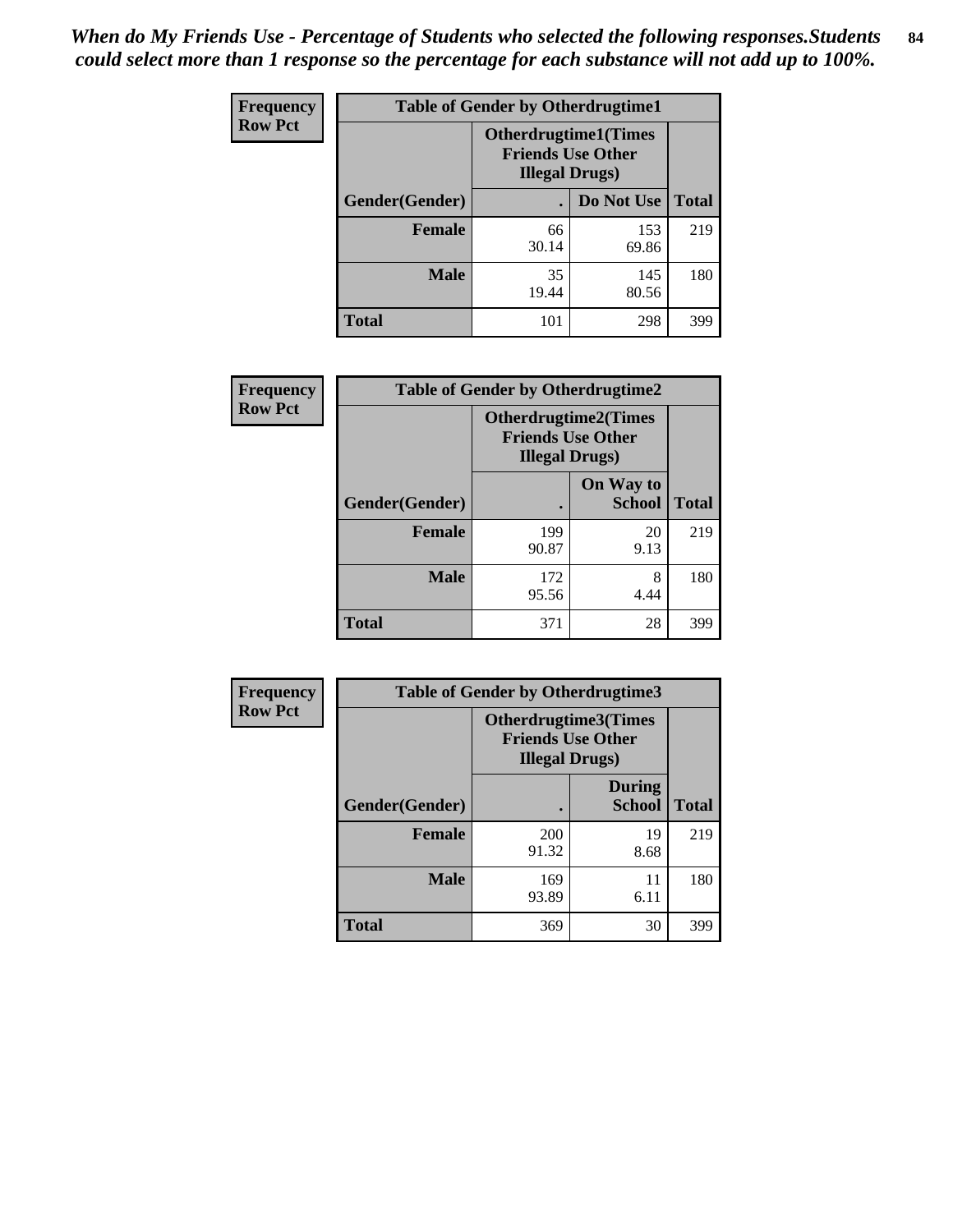*When do My Friends Use - Percentage of Students who selected the following responses.Students could select more than 1 response so the percentage for each substance will not add up to 100%.*

**Frequency**
**Row Pct**

| Table of Gender by Otherdrugtime1 | | | |
|---|---|---|---|
| | Otherdrugtime1(Times Friends Use Other Illegal Drugs) | | |
| Gender(Gender) | . | Do Not Use | Total |
| **Female** | 66<br>30.14 | 153<br>69.86 | 219 |
| **Male** | 35<br>19.44 | 145<br>80.56 | 180 |
| **Total** | 101 | 298 | 399 |

**Frequency**
**Row Pct**

| Table of Gender by Otherdrugtime2 | | | |
|---|---|---|---|
| | Otherdrugtime2(Times Friends Use Other Illegal Drugs) | | |
| Gender(Gender) | . | On Way to School | Total |
| **Female** | 199<br>90.87 | 20<br>9.13 | 219 |
| **Male** | 172<br>95.56 | 8<br>4.44 | 180 |
| **Total** | 371 | 28 | 399 |

**Frequency**
**Row Pct**

| Table of Gender by Otherdrugtime3 | | | |
|---|---|---|---|
| | Otherdrugtime3(Times Friends Use Other Illegal Drugs) | | |
| Gender(Gender) | . | During School | Total |
| **Female** | 200<br>91.32 | 19<br>8.68 | 219 |
| **Male** | 169<br>93.89 | 11<br>6.11 | 180 |
| **Total** | 369 | 30 | 399 |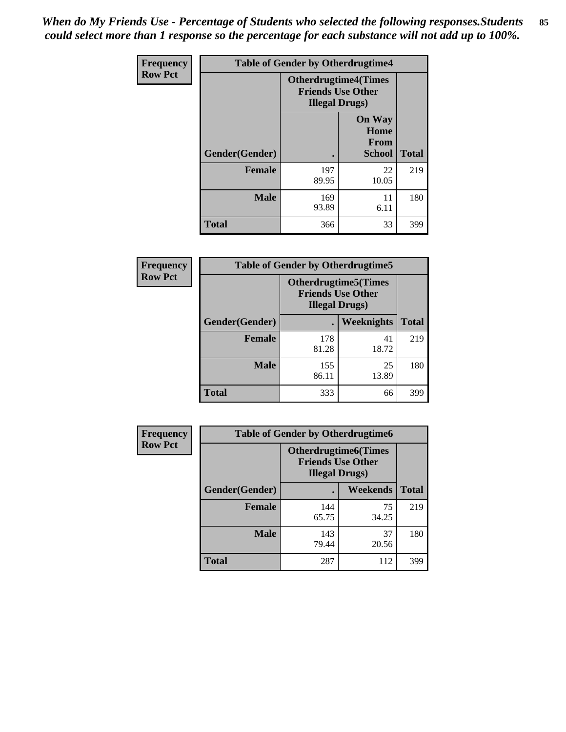*When do My Friends Use - Percentage of Students who selected the following responses.Students could select more than 1 response so the percentage for each substance will not add up to 100%.*

**Frequency**
**Row Pct**

| Table of Gender by Otherdrugtime4 | | | |
|---|---|---|---|
| | Otherdrugtime4(Times Friends Use Other Illegal Drugs) | | |
| Gender(Gender) | . | On Way Home From School | Total |
| **Female** | 197<br>89.95 | 22<br>10.05 | 219 |
| **Male** | 169<br>93.89 | 11<br>6.11 | 180 |
| **Total** | 366 | 33 | 399 |

**Frequency**
**Row Pct**

| Table of Gender by Otherdrugtime5 | | | |
|---|---|---|---|
| | Otherdrugtime5(Times Friends Use Other Illegal Drugs) | | |
| Gender(Gender) | . | Weeknights | Total |
| **Female** | 178<br>81.28 | 41<br>18.72 | 219 |
| **Male** | 155<br>86.11 | 25<br>13.89 | 180 |
| **Total** | 333 | 66 | 399 |

**Frequency**
**Row Pct**

| Table of Gender by Otherdrugtime6 | | | |
|---|---|---|---|
| | Otherdrugtime6(Times Friends Use Other Illegal Drugs) | | |
| Gender(Gender) | . | Weekends | Total |
| **Female** | 144<br>65.75 | 75<br>34.25 | 219 |
| **Male** | 143<br>79.44 | 37<br>20.56 | 180 |
| **Total** | 287 | 112 | 399 |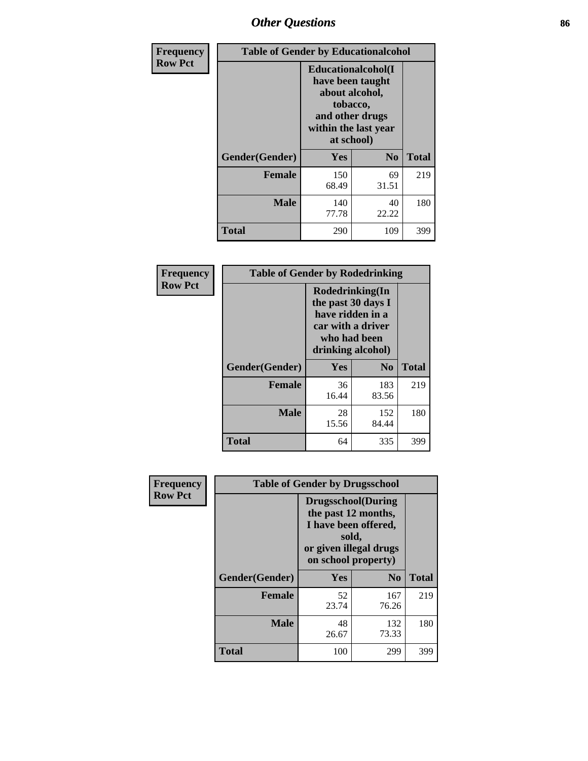# Other Questions

**Frequency**
**Row Pct**

| Table of Gender by Educationalcohol | | | |
|---|---|---|---|
| | Educationalcohol(I have been taught about alcohol, tobacco, and other drugs within the last year at school) | | |
| Gender(Gender) | Yes | No | Total |
| **Female** | 150<br>68.49 | 69<br>31.51 | 219 |
| **Male** | 140<br>77.78 | 40<br>22.22 | 180 |
| **Total** | 290 | 109 | 399 |

**Frequency**
**Row Pct**

| Table of Gender by Rodedrinking | | | |
|---|---|---|---|
| | Rodedrinking(In the past 30 days I have ridden in a car with a driver who had been drinking alcohol) | | |
| Gender(Gender) | Yes | No | Total |
| **Female** | 36<br>16.44 | 183<br>83.56 | 219 |
| **Male** | 28<br>15.56 | 152<br>84.44 | 180 |
| **Total** | 64 | 335 | 399 |

**Frequency**
**Row Pct**

| Table of Gender by Drugsschool | | | |
|---|---|---|---|
| | Drugsschool(During the past 12 months, I have been offered, sold, or given illegal drugs on school property) | | |
| Gender(Gender) | Yes | No | Total |
| **Female** | 52<br>23.74 | 167<br>76.26 | 219 |
| **Male** | 48<br>26.67 | 132<br>73.33 | 180 |
| **Total** | 100 | 299 | 399 |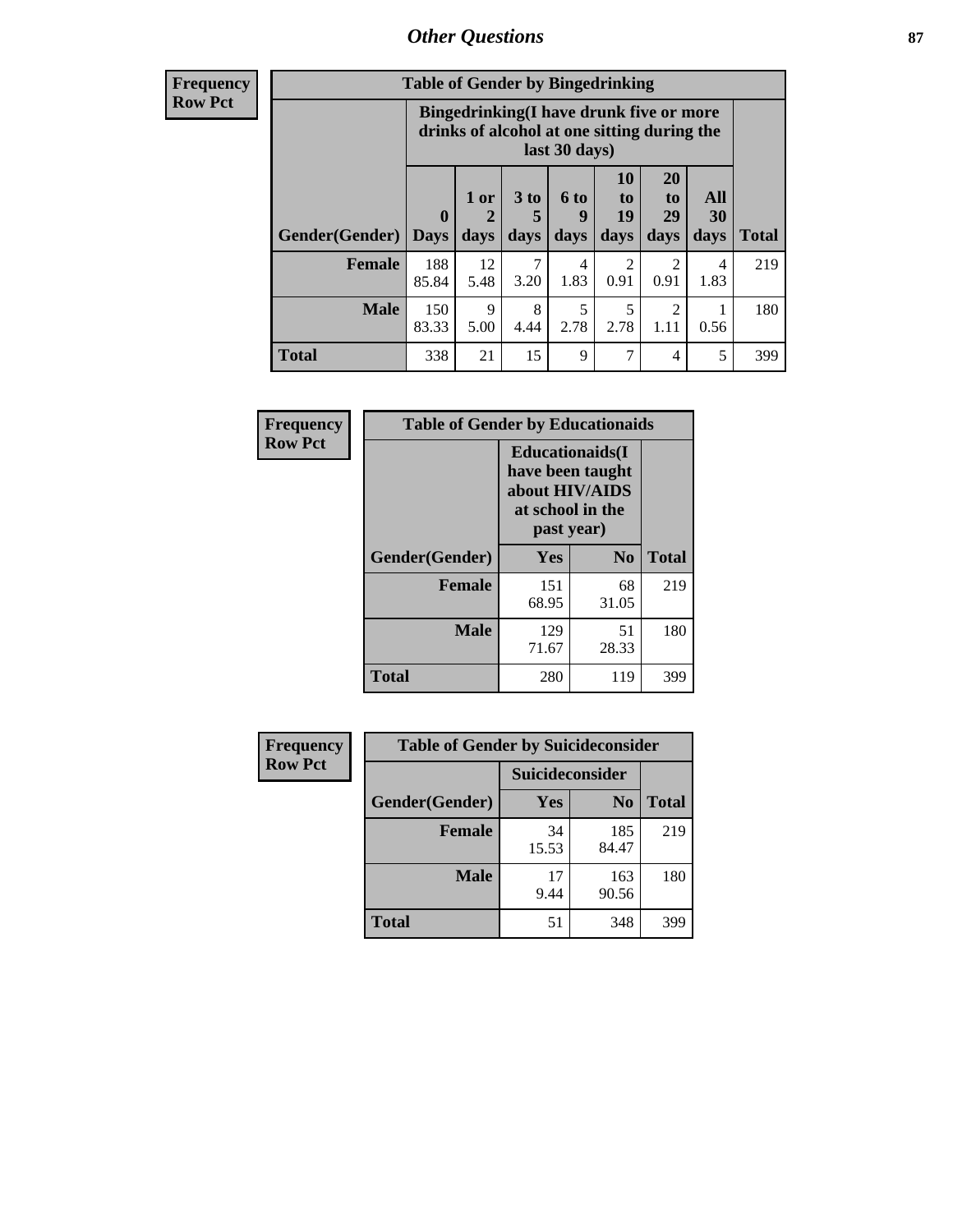## Other Questions

**Frequency**
**Row Pct**

| Table of Gender by Bingedrinking | | | | | | | | |
|---|---|---|---|---|---|---|---|---|
| | Bingedrinking(I have drunk five or more drinks of alcohol at one sitting during the last 30 days) | | | | | | | |
| Gender(Gender) | 0 Days | 1 or 2 days | 3 to 5 days | 6 to 9 days | 10 to 19 days | 20 to 29 days | All 30 days | Total |
| **Female** | 188<br>85.84 | 12<br>5.48 | 7<br>3.20 | 4<br>1.83 | 2<br>0.91 | 2<br>0.91 | 4<br>1.83 | 219 |
| **Male** | 150<br>83.33 | 9<br>5.00 | 8<br>4.44 | 5<br>2.78 | 5<br>2.78 | 2<br>1.11 | 1<br>0.56 | 180 |
| **Total** | 338 | 21 | 15 | 9 | 7 | 4 | 5 | 399 |

**Frequency**
**Row Pct**

| Table of Gender by Educationaids | | | |
|---|---|---|---|
| | Educationaids(I have been taught about HIV/AIDS at school in the past year) | | |
| Gender(Gender) | Yes | No | Total |
| **Female** | 151<br>68.95 | 68<br>31.05 | 219 |
| **Male** | 129<br>71.67 | 51<br>28.33 | 180 |
| **Total** | 280 | 119 | 399 |

**Frequency**
**Row Pct**

| Table of Gender by Suicideconsider | | | |
|---|---|---|---|
| | Suicideconsider | | |
| Gender(Gender) | Yes | No | Total |
| **Female** | 34<br>15.53 | 185<br>84.47 | 219 |
| **Male** | 17<br>9.44 | 163<br>90.56 | 180 |
| **Total** | 51 | 348 | 399 |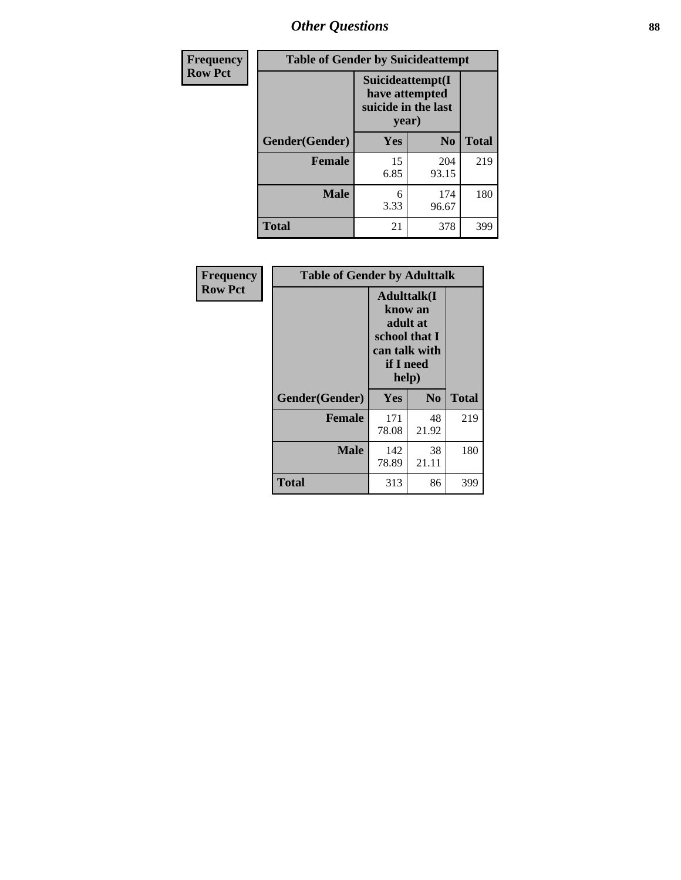# Other Questions

| Frequency Row Pct | Table of Gender by Suicideattempt | | |
|---|---|---|---|
| | Suicideattempt(I have attempted suicide in the last year) | | |
| Gender(Gender) | Yes | No | Total |
| Female | 15<br>6.85 | 204<br>93.15 | 219 |
| Male | 6<br>3.33 | 174<br>96.67 | 180 |
| Total | 21 | 378 | 399 |

| Frequency Row Pct | Table of Gender by Adulttalk | | |
|---|---|---|---|
| | Adulttalk(I know an adult at school that I can talk with if I need help) | | |
| Gender(Gender) | Yes | No | Total |
| Female | 171<br>78.08 | 48<br>21.92 | 219 |
| Male | 142<br>78.89 | 38<br>21.11 | 180 |
| Total | 313 | 86 | 399 |